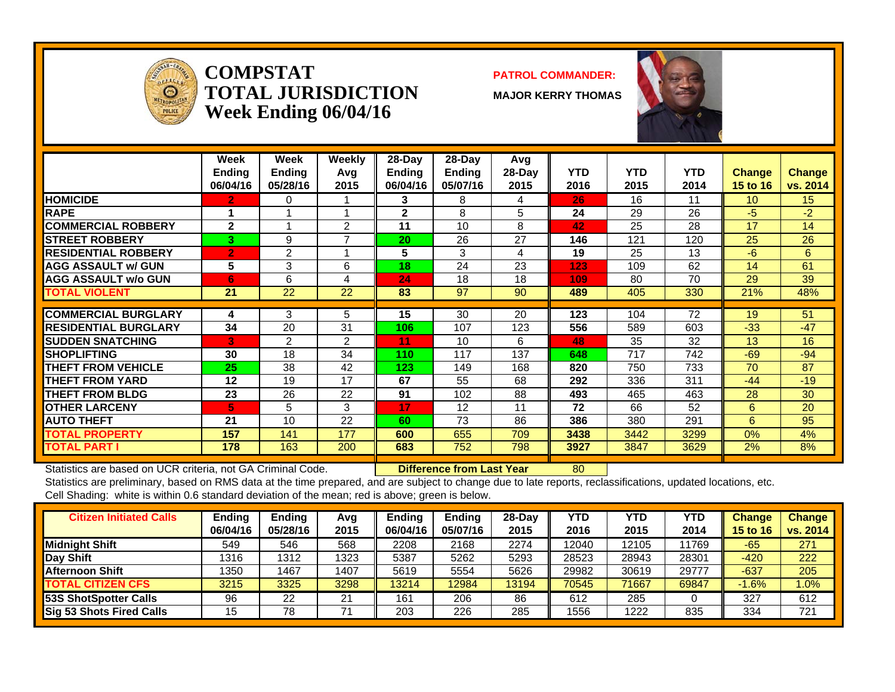# COMPSTAT
# TOTAL JURISDICTION
## Week Ending 06/04/16

**PATROL COMMANDER:**

**MAJOR KERRY THOMAS**

| | Week Ending 06/04/16 | Week Ending 05/28/16 | Weekly Avg 2015 | 28-Day Ending 06/04/16 | 28-Day Ending 05/07/16 | Avg 28-Day 2015 | YTD 2016 | YTD 2015 | YTD 2014 | Change 15 to 16 | Change vs. 2014 |
|---|---|---|---|---|---|---|---|---|---|---|---|
| HOMICIDE | 2 | 0 | 1 | 3 | 8 | 4 | 26 | 16 | 11 | 10 | 15 |
| RAPE | 1 | 1 | 1 | 2 | 8 | 5 | 24 | 29 | 26 | -5 | -2 |
| COMMERCIAL ROBBERY | 2 | 1 | 2 | 11 | 10 | 8 | 42 | 25 | 28 | 17 | 14 |
| STREET ROBBERY | 3 | 9 | 7 | 20 | 26 | 27 | 146 | 121 | 120 | 25 | 26 |
| RESIDENTIAL ROBBERY | 2 | 2 | 1 | 5 | 3 | 4 | 19 | 25 | 13 | -6 | 6 |
| AGG ASSAULT w/ GUN | 5 | 3 | 6 | 18 | 24 | 23 | 123 | 109 | 62 | 14 | 61 |
| AGG ASSAULT w/o GUN | 6 | 6 | 4 | 24 | 18 | 18 | 109 | 80 | 70 | 29 | 39 |
| TOTAL VIOLENT | 21 | 22 | 22 | 83 | 97 | 90 | 489 | 405 | 330 | 21% | 48% |
| COMMERCIAL BURGLARY | 4 | 3 | 5 | 15 | 30 | 20 | 123 | 104 | 72 | 19 | 51 |
| RESIDENTIAL BURGLARY | 34 | 20 | 31 | 106 | 107 | 123 | 556 | 589 | 603 | -33 | -47 |
| SUDDEN SNATCHING | 3 | 2 | 2 | 11 | 10 | 6 | 48 | 35 | 32 | 13 | 16 |
| SHOPLIFTING | 30 | 18 | 34 | 110 | 117 | 137 | 648 | 717 | 742 | -69 | -94 |
| THEFT FROM VEHICLE | 25 | 38 | 42 | 123 | 149 | 168 | 820 | 750 | 733 | 70 | 87 |
| THEFT FROM YARD | 12 | 19 | 17 | 67 | 55 | 68 | 292 | 336 | 311 | -44 | -19 |
| THEFT FROM BLDG | 23 | 26 | 22 | 91 | 102 | 88 | 493 | 465 | 463 | 28 | 30 |
| OTHER LARCENY | 5 | 5 | 3 | 17 | 12 | 11 | 72 | 66 | 52 | 6 | 20 |
| AUTO THEFT | 21 | 10 | 22 | 60 | 73 | 86 | 386 | 380 | 291 | 6 | 95 |
| TOTAL PROPERTY | 157 | 141 | 177 | 600 | 655 | 709 | 3438 | 3442 | 3299 | 0% | 4% |
| TOTAL PART I | 178 | 163 | 200 | 683 | 752 | 798 | 3927 | 3847 | 3629 | 2% | 8% |

Statistics are based on UCR criteria, not GA Criminal Code. **Difference from Last Year** 80

Statistics are preliminary, based on RMS data at the time prepared, and are subject to change due to late reports, reclassifications, updated locations, etc.

Cell Shading: white is within 0.6 standard deviation of the mean; red is above; green is below.

| Citizen Initiated Calls | Ending 06/04/16 | Ending 05/28/16 | Avg 2015 | Ending 06/04/16 | Ending 05/07/16 | 28-Day 2015 | YTD 2016 | YTD 2015 | YTD 2014 | Change 15 to 16 | Change vs. 2014 |
|---|---|---|---|---|---|---|---|---|---|---|---|
| Midnight Shift | 549 | 546 | 568 | 2208 | 2168 | 2274 | 12040 | 12105 | 11769 | -65 | 271 |
| Day Shift | 1316 | 1312 | 1323 | 5387 | 5262 | 5293 | 28523 | 28943 | 28301 | -420 | 222 |
| Afternoon Shift | 1350 | 1467 | 1407 | 5619 | 5554 | 5626 | 29982 | 30619 | 29777 | -637 | 205 |
| TOTAL CITIZEN CFS | 3215 | 3325 | 3298 | 13214 | 12984 | 13194 | 70545 | 71667 | 69847 | -1.6% | 1.0% |
| 53S ShotSpotter Calls | 96 | 22 | 21 | 161 | 206 | 86 | 612 | 285 | 0 | 327 | 612 |
| Sig 53 Shots Fired Calls | 15 | 78 | 71 | 203 | 226 | 285 | 1556 | 1222 | 835 | 334 | 721 |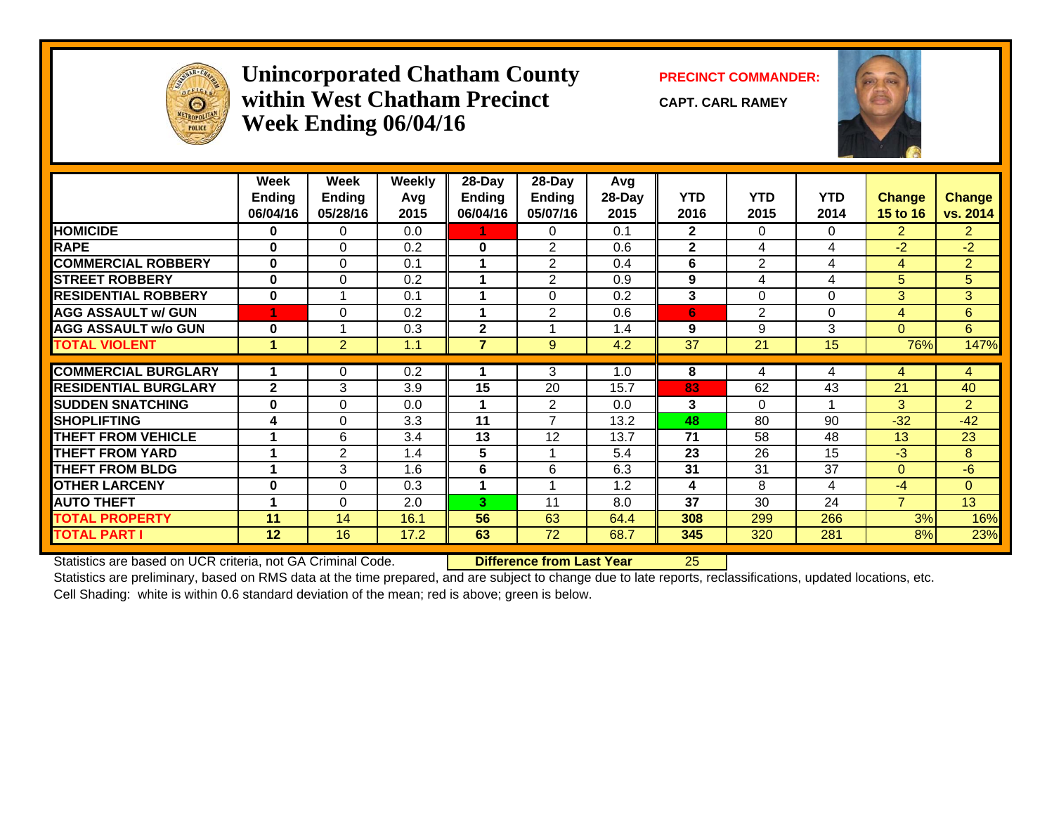# Unincorporated Chatham County within West Chatham Precinct Week Ending 06/04/16

**PRECINCT COMMANDER:**

**CAPT. CARL RAMEY**

| | Week Ending 06/04/16 | Week Ending 05/28/16 | Weekly Avg 2015 | 28-Day Ending 06/04/16 | 28-Day Ending 05/07/16 | Avg 28-Day 2015 | YTD 2016 | YTD 2015 | YTD 2014 | Change 15 to 16 | Change vs. 2014 |
|---|---|---|---|---|---|---|---|---|---|---|---|
| **HOMICIDE** | **0** | 0 | 0.0 | **1** | 0 | 0.1 | **2** | 0 | 0 | 2 | 2 |
| **RAPE** | **0** | 0 | 0.2 | **0** | 2 | 0.6 | **2** | 4 | 4 | -2 | -2 |
| **COMMERCIAL ROBBERY** | **0** | 0 | 0.1 | **1** | 2 | 0.4 | **6** | 2 | 4 | 4 | 2 |
| **STREET ROBBERY** | **0** | 0 | 0.2 | **1** | 2 | 0.9 | **9** | 4 | 4 | 5 | 5 |
| **RESIDENTIAL ROBBERY** | **0** | 1 | 0.1 | **1** | 0 | 0.2 | **3** | 0 | 0 | 3 | 3 |
| **AGG ASSAULT w/ GUN** | **1** | 0 | 0.2 | **1** | 2 | 0.6 | **6** | 2 | 0 | 4 | 6 |
| **AGG ASSAULT w/o GUN** | **0** | 1 | 0.3 | **2** | 1 | 1.4 | **9** | 9 | 3 | 0 | 6 |
| **TOTAL VIOLENT** | **1** | 2 | 1.1 | **7** | 9 | 4.2 | 37 | 21 | 15 | 76% | 147% |
| **COMMERCIAL BURGLARY** | **1** | 0 | 0.2 | **1** | 3 | 1.0 | **8** | 4 | 4 | 4 | 4 |
| **RESIDENTIAL BURGLARY** | **2** | 3 | 3.9 | **15** | 20 | 15.7 | **83** | 62 | 43 | 21 | 40 |
| **SUDDEN SNATCHING** | **0** | 0 | 0.0 | **1** | 2 | 0.0 | **3** | 0 | 1 | 3 | 2 |
| **SHOPLIFTING** | **4** | 0 | 3.3 | **11** | 7 | 13.2 | **48** | 80 | 90 | -32 | -42 |
| **THEFT FROM VEHICLE** | **1** | 6 | 3.4 | **13** | 12 | 13.7 | **71** | 58 | 48 | 13 | 23 |
| **THEFT FROM YARD** | **1** | 2 | 1.4 | **5** | 1 | 5.4 | **23** | 26 | 15 | -3 | 8 |
| **THEFT FROM BLDG** | **1** | 3 | 1.6 | **6** | 6 | 6.3 | **31** | 31 | 37 | 0 | -6 |
| **OTHER LARCENY** | **0** | 0 | 0.3 | **1** | 1 | 1.2 | **4** | 8 | 4 | -4 | 0 |
| **AUTO THEFT** | **1** | 0 | 2.0 | **3** | 11 | 8.0 | **37** | 30 | 24 | 7 | 13 |
| **TOTAL PROPERTY** | **11** | 14 | 16.1 | **56** | 63 | 64.4 | **308** | 299 | 266 | 3% | 16% |
| **TOTAL PART I** | **12** | 16 | 17.2 | **63** | 72 | 68.7 | **345** | 320 | 281 | 8% | 23% |

Statistics are based on UCR criteria, not GA Criminal Code. **Difference from Last Year** 25

Statistics are preliminary, based on RMS data at the time prepared, and are subject to change due to late reports, reclassifications, updated locations, etc.

Cell Shading: white is within 0.6 standard deviation of the mean; red is above; green is below.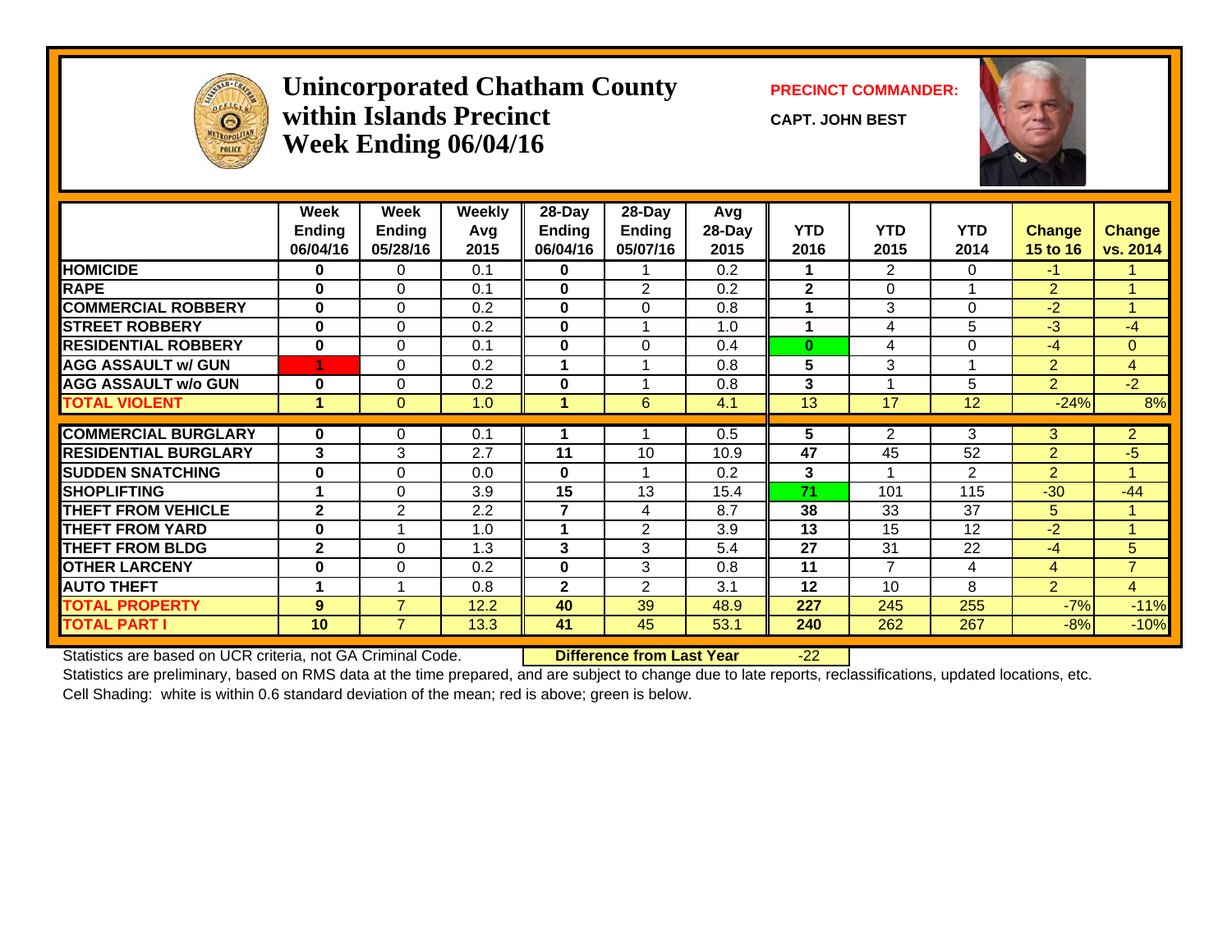# Unincorporated Chatham County within Islands Precinct Week Ending 06/04/16

**PRECINCT COMMANDER:**

**CAPT. JOHN BEST**

| | Week Ending 06/04/16 | Week Ending 05/28/16 | Weekly Avg 2015 | 28-Day Ending 06/04/16 | 28-Day Ending 05/07/16 | Avg 28-Day 2015 | YTD 2016 | YTD 2015 | YTD 2014 | Change 15 to 16 | Change vs. 2014 |
|---|---|---|---|---|---|---|---|---|---|---|---|
| HOMICIDE | 0 | 0 | 0.1 | 0 | 1 | 0.2 | 1 | 2 | 0 | -1 | 1 |
| RAPE | 0 | 0 | 0.1 | 0 | 2 | 0.2 | 2 | 0 | 1 | 2 | 1 |
| COMMERCIAL ROBBERY | 0 | 0 | 0.2 | 0 | 0 | 0.8 | 1 | 3 | 0 | -2 | 1 |
| STREET ROBBERY | 0 | 0 | 0.2 | 0 | 1 | 1.0 | 1 | 4 | 5 | -3 | -4 |
| RESIDENTIAL ROBBERY | 0 | 0 | 0.1 | 0 | 0 | 0.4 | 0 | 4 | 0 | -4 | 0 |
| AGG ASSAULT w/ GUN | 1 | 0 | 0.2 | 1 | 1 | 0.8 | 5 | 3 | 1 | 2 | 4 |
| AGG ASSAULT w/o GUN | 0 | 0 | 0.2 | 0 | 1 | 0.8 | 3 | 1 | 5 | 2 | -2 |
| TOTAL VIOLENT | 1 | 0 | 1.0 | 1 | 6 | 4.1 | 13 | 17 | 12 | -24% | 8% |
| COMMERCIAL BURGLARY | 0 | 0 | 0.1 | 1 | 1 | 0.5 | 5 | 2 | 3 | 3 | 2 |
| RESIDENTIAL BURGLARY | 3 | 3 | 2.7 | 11 | 10 | 10.9 | 47 | 45 | 52 | 2 | -5 |
| SUDDEN SNATCHING | 0 | 0 | 0.0 | 0 | 1 | 0.2 | 3 | 1 | 2 | 2 | 1 |
| SHOPLIFTING | 1 | 0 | 3.9 | 15 | 13 | 15.4 | 71 | 101 | 115 | -30 | -44 |
| THEFT FROM VEHICLE | 2 | 2 | 2.2 | 7 | 4 | 8.7 | 38 | 33 | 37 | 5 | 1 |
| THEFT FROM YARD | 0 | 1 | 1.0 | 1 | 2 | 3.9 | 13 | 15 | 12 | -2 | 1 |
| THEFT FROM BLDG | 2 | 0 | 1.3 | 3 | 3 | 5.4 | 27 | 31 | 22 | -4 | 5 |
| OTHER LARCENY | 0 | 0 | 0.2 | 0 | 3 | 0.8 | 11 | 7 | 4 | 4 | 7 |
| AUTO THEFT | 1 | 1 | 0.8 | 2 | 2 | 3.1 | 12 | 10 | 8 | 2 | 4 |
| TOTAL PROPERTY | 9 | 7 | 12.2 | 40 | 39 | 48.9 | 227 | 245 | 255 | -7% | -11% |
| TOTAL PART I | 10 | 7 | 13.3 | 41 | 45 | 53.1 | 240 | 262 | 267 | -8% | -10% |

Statistics are based on UCR criteria, not GA Criminal Code. **Difference from Last Year** -22

Statistics are preliminary, based on RMS data at the time prepared, and are subject to change due to late reports, reclassifications, updated locations, etc.

Cell Shading: white is within 0.6 standard deviation of the mean; red is above; green is below.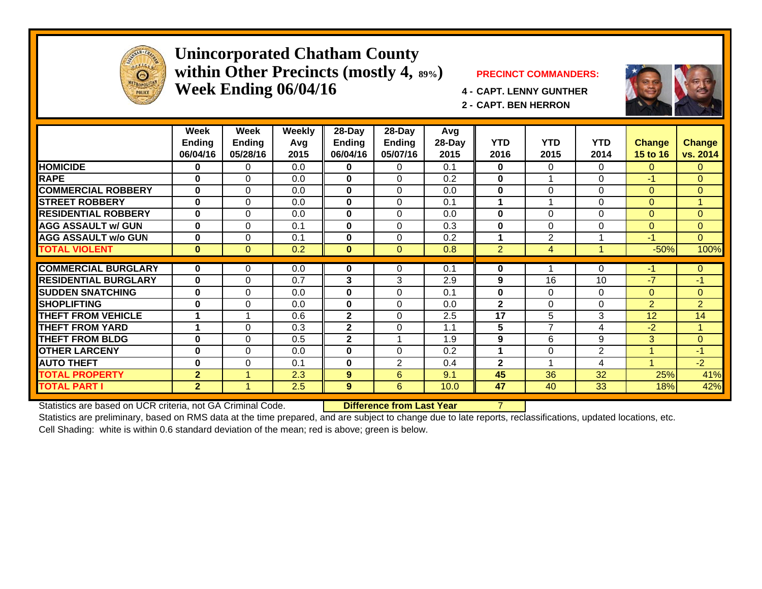# Unincorporated Chatham County within Other Precincts (mostly 4, 89%) Week Ending 06/04/16

**PRECINCT COMMANDERS:**

**4 - CAPT. LENNY GUNTHER**

**2 - CAPT. BEN HERRON**

| | Week Ending 06/04/16 | Week Ending 05/28/16 | Weekly Avg 2015 | 28-Day Ending 06/04/16 | 28-Day Ending 05/07/16 | Avg 28-Day 2015 | YTD 2016 | YTD 2015 | YTD 2014 | Change 15 to 16 | Change vs. 2014 |
|---|---|---|---|---|---|---|---|---|---|---|---|
| **HOMICIDE** | **0** | 0 | 0.0 | **0** | 0 | 0.1 | **0** | 0 | 0 | 0 | 0 |
| **RAPE** | **0** | 0 | 0.0 | **0** | 0 | 0.2 | **0** | 1 | 0 | -1 | 0 |
| **COMMERCIAL ROBBERY** | **0** | 0 | 0.0 | **0** | 0 | 0.0 | **0** | 0 | 0 | 0 | 0 |
| **STREET ROBBERY** | **0** | 0 | 0.0 | **0** | 0 | 0.1 | **1** | 1 | 0 | 0 | 1 |
| **RESIDENTIAL ROBBERY** | **0** | 0 | 0.0 | **0** | 0 | 0.0 | **0** | 0 | 0 | 0 | 0 |
| **AGG ASSAULT w/ GUN** | **0** | 0 | 0.1 | **0** | 0 | 0.3 | **0** | 0 | 0 | 0 | 0 |
| **AGG ASSAULT w/o GUN** | **0** | 0 | 0.1 | **0** | 0 | 0.2 | **1** | 2 | 1 | -1 | 0 |
| **TOTAL VIOLENT** | **0** | 0 | 0.2 | **0** | 0 | 0.8 | 2 | 4 | 1 | -50% | 100% |
| **COMMERCIAL BURGLARY** | **0** | 0 | 0.0 | **0** | 0 | 0.1 | **0** | 1 | 0 | -1 | 0 |
| **RESIDENTIAL BURGLARY** | **0** | 0 | 0.7 | **3** | 3 | 2.9 | **9** | 16 | 10 | -7 | -1 |
| **SUDDEN SNATCHING** | **0** | 0 | 0.0 | **0** | 0 | 0.1 | **0** | 0 | 0 | 0 | 0 |
| **SHOPLIFTING** | **0** | 0 | 0.0 | **0** | 0 | 0.0 | **2** | 0 | 0 | 2 | 2 |
| **THEFT FROM VEHICLE** | **1** | 1 | 0.6 | **2** | 0 | 2.5 | **17** | 5 | 3 | 12 | 14 |
| **THEFT FROM YARD** | **1** | 0 | 0.3 | **2** | 0 | 1.1 | **5** | 7 | 4 | -2 | 1 |
| **THEFT FROM BLDG** | **0** | 0 | 0.5 | **2** | 1 | 1.9 | **9** | 6 | 9 | 3 | 0 |
| **OTHER LARCENY** | **0** | 0 | 0.0 | **0** | 0 | 0.2 | **1** | 0 | 2 | 1 | -1 |
| **AUTO THEFT** | **0** | 0 | 0.1 | **0** | 2 | 0.4 | **2** | 1 | 4 | 1 | -2 |
| **TOTAL PROPERTY** | **2** | 1 | 2.3 | **9** | 6 | 9.1 | **45** | 36 | 32 | 25% | 41% |
| **TOTAL PART I** | **2** | 1 | 2.5 | **9** | 6 | 10.0 | **47** | 40 | 33 | 18% | 42% |

Statistics are based on UCR criteria, not GA Criminal Code. **Difference from Last Year** 7

Statistics are preliminary, based on RMS data at the time prepared, and are subject to change due to late reports, reclassifications, updated locations, etc.

Cell Shading: white is within 0.6 standard deviation of the mean; red is above; green is below.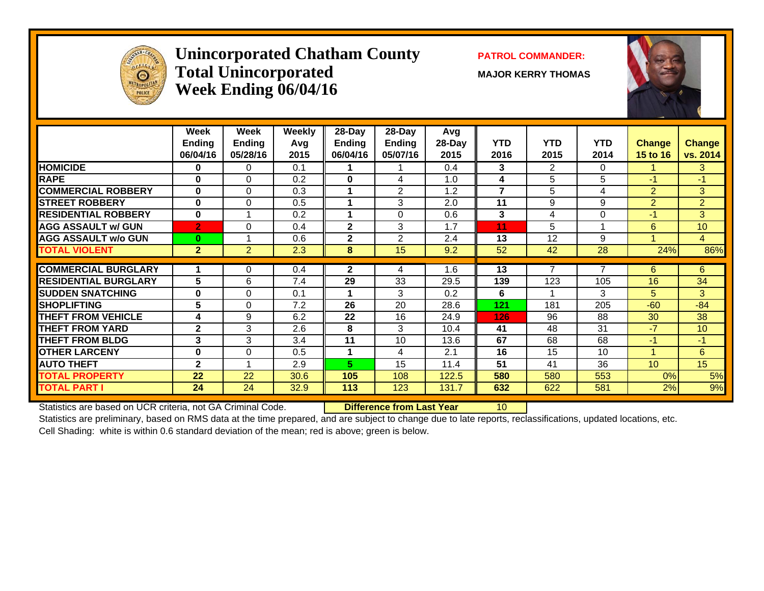# Unincorporated Chatham County
## Total Unincorporated
## Week Ending 06/04/16

**PATROL COMMANDER:**

**MAJOR KERRY THOMAS**

| | Week Ending 06/04/16 | Week Ending 05/28/16 | Weekly Avg 2015 | 28-Day Ending 06/04/16 | 28-Day Ending 05/07/16 | Avg 28-Day 2015 | YTD 2016 | YTD 2015 | YTD 2014 | Change 15 to 16 | Change vs. 2014 |
|---|---|---|---|---|---|---|---|---|---|---|---|
| HOMICIDE | 0 | 0 | 0.1 | 1 | 1 | 0.4 | 3 | 2 | 0 | 1 | 3 |
| RAPE | 0 | 0 | 0.2 | 0 | 4 | 1.0 | 4 | 5 | 5 | -1 | -1 |
| COMMERCIAL ROBBERY | 0 | 0 | 0.3 | 1 | 2 | 1.2 | 7 | 5 | 4 | 2 | 3 |
| STREET ROBBERY | 0 | 0 | 0.5 | 1 | 3 | 2.0 | 11 | 9 | 9 | 2 | 2 |
| RESIDENTIAL ROBBERY | 0 | 1 | 0.2 | 1 | 0 | 0.6 | 3 | 4 | 0 | -1 | 3 |
| AGG ASSAULT w/ GUN | 2 | 0 | 0.4 | 2 | 3 | 1.7 | 11 | 5 | 1 | 6 | 10 |
| AGG ASSAULT w/o GUN | 0 | 1 | 0.6 | 2 | 2 | 2.4 | 13 | 12 | 9 | 1 | 4 |
| TOTAL VIOLENT | 2 | 2 | 2.3 | 8 | 15 | 9.2 | 52 | 42 | 28 | 24% | 86% |
| COMMERCIAL BURGLARY | 1 | 0 | 0.4 | 2 | 4 | 1.6 | 13 | 7 | 7 | 6 | 6 |
| RESIDENTIAL BURGLARY | 5 | 6 | 7.4 | 29 | 33 | 29.5 | 139 | 123 | 105 | 16 | 34 |
| SUDDEN SNATCHING | 0 | 0 | 0.1 | 1 | 3 | 0.2 | 6 | 1 | 3 | 5 | 3 |
| SHOPLIFTING | 5 | 0 | 7.2 | 26 | 20 | 28.6 | 121 | 181 | 205 | -60 | -84 |
| THEFT FROM VEHICLE | 4 | 9 | 6.2 | 22 | 16 | 24.9 | 126 | 96 | 88 | 30 | 38 |
| THEFT FROM YARD | 2 | 3 | 2.6 | 8 | 3 | 10.4 | 41 | 48 | 31 | -7 | 10 |
| THEFT FROM BLDG | 3 | 3 | 3.4 | 11 | 10 | 13.6 | 67 | 68 | 68 | -1 | -1 |
| OTHER LARCENY | 0 | 0 | 0.5 | 1 | 4 | 2.1 | 16 | 15 | 10 | 1 | 6 |
| AUTO THEFT | 2 | 1 | 2.9 | 5 | 15 | 11.4 | 51 | 41 | 36 | 10 | 15 |
| TOTAL PROPERTY | 22 | 22 | 30.6 | 105 | 108 | 122.5 | 580 | 580 | 553 | 0% | 5% |
| TOTAL PART I | 24 | 24 | 32.9 | 113 | 123 | 131.7 | 632 | 622 | 581 | 2% | 9% |

Statistics are based on UCR criteria, not GA Criminal Code. **Difference from Last Year** 10

Statistics are preliminary, based on RMS data at the time prepared, and are subject to change due to late reports, reclassifications, updated locations, etc.

Cell Shading: white is within 0.6 standard deviation of the mean; red is above; green is below.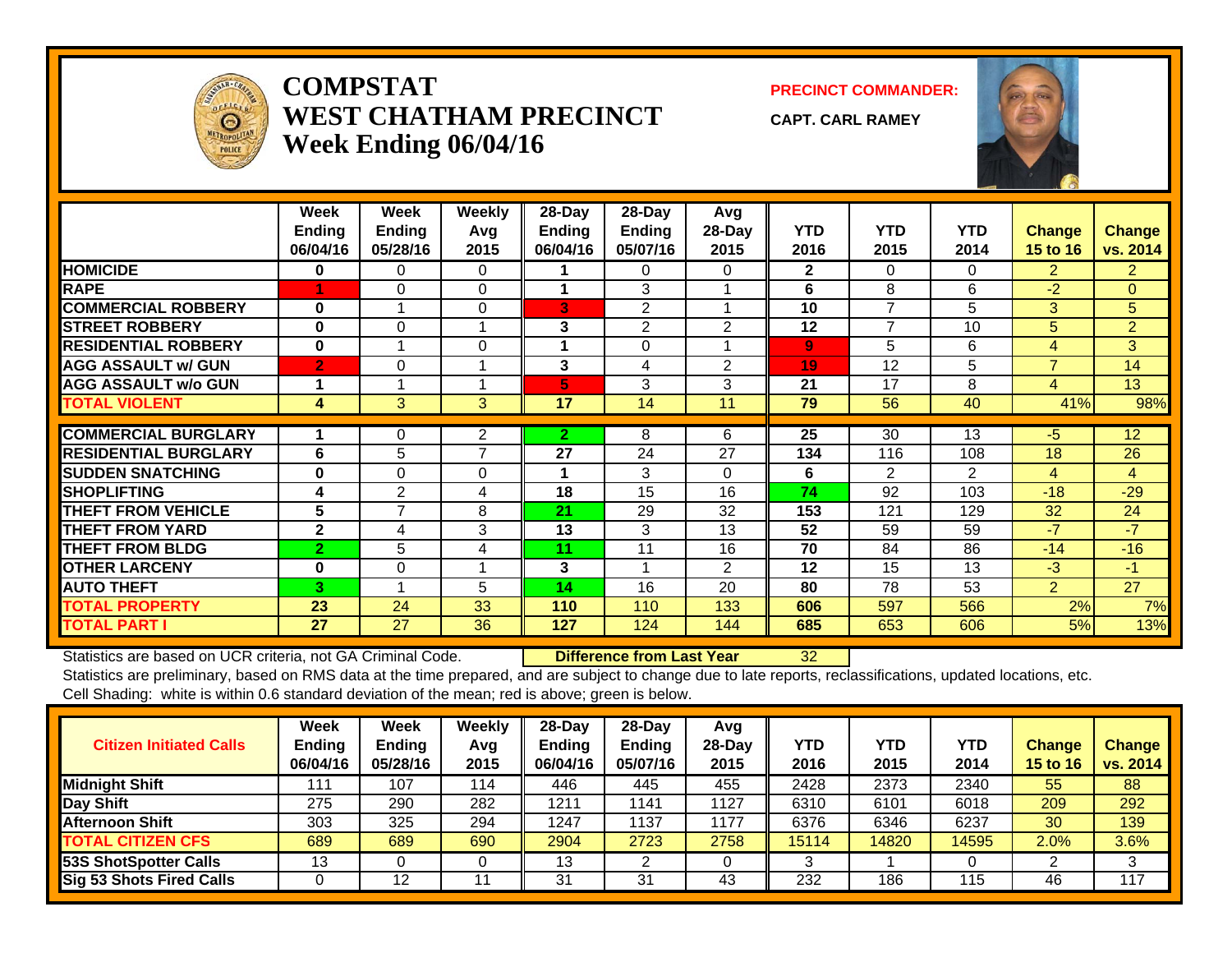# COMPSTAT
## WEST CHATHAM PRECINCT
### Week Ending 06/04/16

**PRECINCT COMMANDER:**

**CAPT. CARL RAMEY**

| | Week Ending 06/04/16 | Week Ending 05/28/16 | Weekly Avg 2015 | 28-Day Ending 06/04/16 | 28-Day Ending 05/07/16 | Avg 28-Day 2015 | YTD 2016 | YTD 2015 | YTD 2014 | Change 15 to 16 | Change vs. 2014 |
|---|---|---|---|---|---|---|---|---|---|---|---|
| **HOMICIDE** | 0 | 0 | 0 | 1 | 0 | 0 | 2 | 0 | 0 | 2 | 2 |
| **RAPE** | 1 | 0 | 0 | 1 | 3 | 1 | 6 | 8 | 6 | -2 | 0 |
| **COMMERCIAL ROBBERY** | 0 | 1 | 0 | 3 | 2 | 1 | 10 | 7 | 5 | 3 | 5 |
| **STREET ROBBERY** | 0 | 0 | 1 | 3 | 2 | 2 | 12 | 7 | 10 | 5 | 2 |
| **RESIDENTIAL ROBBERY** | 0 | 1 | 0 | 1 | 0 | 1 | 9 | 5 | 6 | 4 | 3 |
| **AGG ASSAULT w/ GUN** | 2 | 0 | 1 | 3 | 4 | 2 | 19 | 12 | 5 | 7 | 14 |
| **AGG ASSAULT w/o GUN** | 1 | 1 | 1 | 5 | 3 | 3 | 21 | 17 | 8 | 4 | 13 |
| **TOTAL VIOLENT** | 4 | 3 | 3 | 17 | 14 | 11 | 79 | 56 | 40 | 41% | 98% |
| **COMMERCIAL BURGLARY** | 1 | 0 | 2 | 2 | 8 | 6 | 25 | 30 | 13 | -5 | 12 |
| **RESIDENTIAL BURGLARY** | 6 | 5 | 7 | 27 | 24 | 27 | 134 | 116 | 108 | 18 | 26 |
| **SUDDEN SNATCHING** | 0 | 0 | 0 | 1 | 3 | 0 | 6 | 2 | 2 | 4 | 4 |
| **SHOPLIFTING** | 4 | 2 | 4 | 18 | 15 | 16 | 74 | 92 | 103 | -18 | -29 |
| **THEFT FROM VEHICLE** | 5 | 7 | 8 | 21 | 29 | 32 | 153 | 121 | 129 | 32 | 24 |
| **THEFT FROM YARD** | 2 | 4 | 3 | 13 | 3 | 13 | 52 | 59 | 59 | -7 | -7 |
| **THEFT FROM BLDG** | 2 | 5 | 4 | 11 | 11 | 16 | 70 | 84 | 86 | -14 | -16 |
| **OTHER LARCENY** | 0 | 0 | 1 | 3 | 1 | 2 | 12 | 15 | 13 | -3 | -1 |
| **AUTO THEFT** | 3 | 1 | 5 | 14 | 16 | 20 | 80 | 78 | 53 | 2 | 27 |
| **TOTAL PROPERTY** | 23 | 24 | 33 | 110 | 110 | 133 | 606 | 597 | 566 | 2% | 7% |
| **TOTAL PART I** | 27 | 27 | 36 | 127 | 124 | 144 | 685 | 653 | 606 | 5% | 13% |

Statistics are based on UCR criteria, not GA Criminal Code. **Difference from Last Year** 32

Statistics are preliminary, based on RMS data at the time prepared, and are subject to change due to late reports, reclassifications, updated locations, etc.

Cell Shading: white is within 0.6 standard deviation of the mean; red is above; green is below.

| Citizen Initiated Calls | Week Ending 06/04/16 | Week Ending 05/28/16 | Weekly Avg 2015 | 28-Day Ending 06/04/16 | 28-Day Ending 05/07/16 | Avg 28-Day 2015 | YTD 2016 | YTD 2015 | YTD 2014 | Change 15 to 16 | Change vs. 2014 |
|---|---|---|---|---|---|---|---|---|---|---|---|
| **Midnight Shift** | 111 | 107 | 114 | 446 | 445 | 455 | 2428 | 2373 | 2340 | 55 | 88 |
| **Day Shift** | 275 | 290 | 282 | 1211 | 1141 | 1127 | 6310 | 6101 | 6018 | 209 | 292 |
| **Afternoon Shift** | 303 | 325 | 294 | 1247 | 1137 | 1177 | 6376 | 6346 | 6237 | 30 | 139 |
| **TOTAL CITIZEN CFS** | 689 | 689 | 690 | 2904 | 2723 | 2758 | 15114 | 14820 | 14595 | 2.0% | 3.6% |
| **53S ShotSpotter Calls** | 13 | 0 | 0 | 13 | 2 | 0 | 3 | 1 | 0 | 2 | 3 |
| **Sig 53 Shots Fired Calls** | 0 | 12 | 11 | 31 | 31 | 43 | 232 | 186 | 115 | 46 | 117 |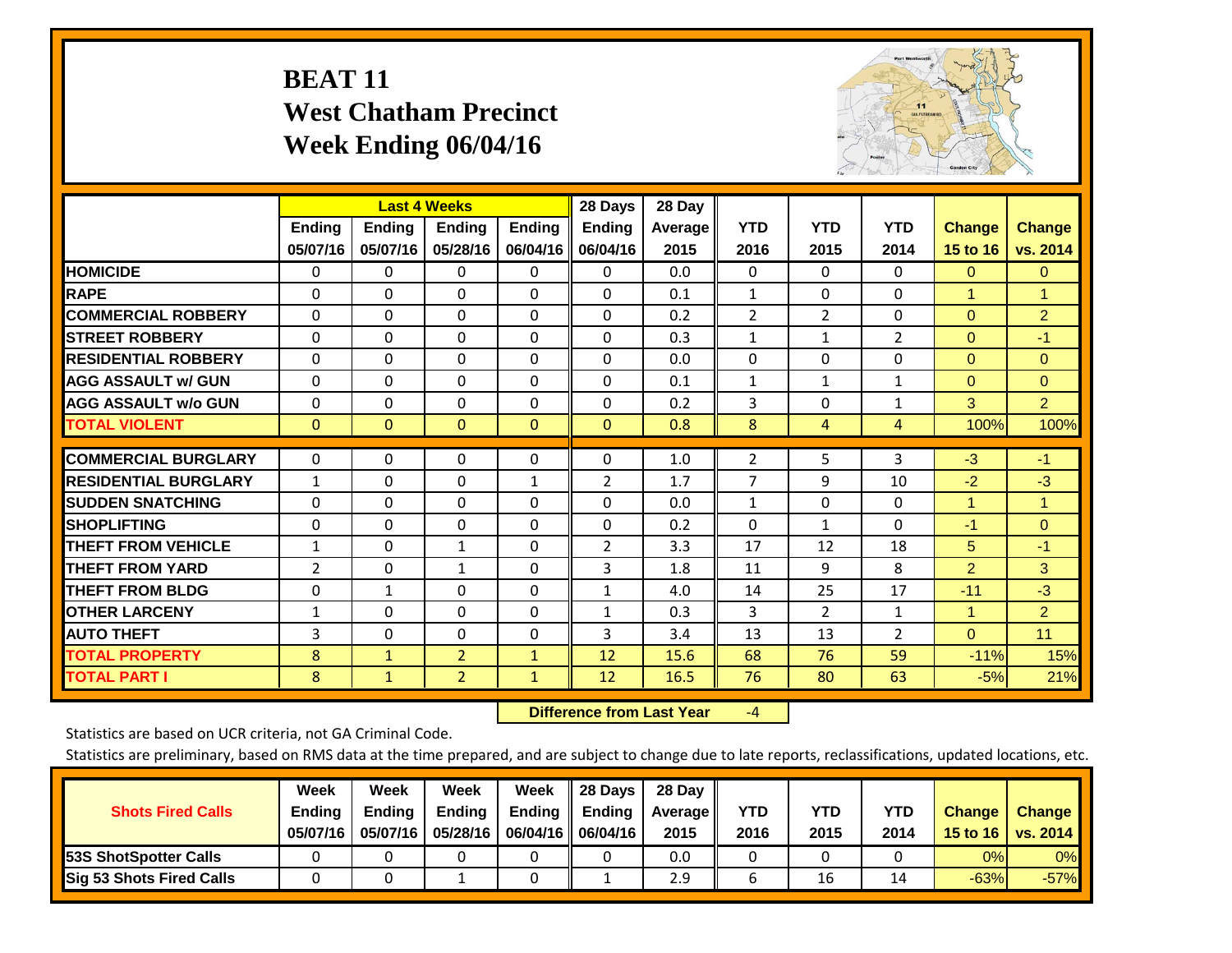# BEAT 11
## West Chatham Precinct
## Week Ending 06/04/16

| | Last 4 Weeks | | | | 28 Days | 28 Day | | | | | |
|---|---|---|---|---|---|---|---|---|---|---|---|
| | Ending 05/07/16 | Ending 05/07/16 | Ending 05/28/16 | Ending 06/04/16 | Ending 06/04/16 | Average 2015 | YTD 2016 | YTD 2015 | YTD 2014 | Change 15 to 16 | Change vs. 2014 |
| HOMICIDE | 0 | 0 | 0 | 0 | 0 | 0.0 | 0 | 0 | 0 | 0 | 0 |
| RAPE | 0 | 0 | 0 | 0 | 0 | 0.1 | 1 | 0 | 0 | 1 | 1 |
| COMMERCIAL ROBBERY | 0 | 0 | 0 | 0 | 0 | 0.2 | 2 | 2 | 0 | 0 | 2 |
| STREET ROBBERY | 0 | 0 | 0 | 0 | 0 | 0.3 | 1 | 1 | 2 | 0 | -1 |
| RESIDENTIAL ROBBERY | 0 | 0 | 0 | 0 | 0 | 0.0 | 0 | 0 | 0 | 0 | 0 |
| AGG ASSAULT w/ GUN | 0 | 0 | 0 | 0 | 0 | 0.1 | 1 | 1 | 1 | 0 | 0 |
| AGG ASSAULT w/o GUN | 0 | 0 | 0 | 0 | 0 | 0.2 | 3 | 0 | 1 | 3 | 2 |
| TOTAL VIOLENT | 0 | 0 | 0 | 0 | 0 | 0.8 | 8 | 4 | 4 | 100% | 100% |
| COMMERCIAL BURGLARY | 0 | 0 | 0 | 0 | 0 | 1.0 | 2 | 5 | 3 | -3 | -1 |
| RESIDENTIAL BURGLARY | 1 | 0 | 0 | 1 | 2 | 1.7 | 7 | 9 | 10 | -2 | -3 |
| SUDDEN SNATCHING | 0 | 0 | 0 | 0 | 0 | 0.0 | 1 | 0 | 0 | 1 | 1 |
| SHOPLIFTING | 0 | 0 | 0 | 0 | 0 | 0.2 | 0 | 1 | 0 | -1 | 0 |
| THEFT FROM VEHICLE | 1 | 0 | 1 | 0 | 2 | 3.3 | 17 | 12 | 18 | 5 | -1 |
| THEFT FROM YARD | 2 | 0 | 1 | 0 | 3 | 1.8 | 11 | 9 | 8 | 2 | 3 |
| THEFT FROM BLDG | 0 | 1 | 0 | 0 | 1 | 4.0 | 14 | 25 | 17 | -11 | -3 |
| OTHER LARCENY | 1 | 0 | 0 | 0 | 1 | 0.3 | 3 | 2 | 1 | 1 | 2 |
| AUTO THEFT | 3 | 0 | 0 | 0 | 3 | 3.4 | 13 | 13 | 2 | 0 | 11 |
| TOTAL PROPERTY | 8 | 1 | 2 | 1 | 12 | 15.6 | 68 | 76 | 59 | -11% | 15% |
| TOTAL PART I | 8 | 1 | 2 | 1 | 12 | 16.5 | 76 | 80 | 63 | -5% | 21% |

**Difference from Last Year** -4

Statistics are based on UCR criteria, not GA Criminal Code.

Statistics are preliminary, based on RMS data at the time prepared, and are subject to change due to late reports, reclassifications, updated locations, etc.

| Shots Fired Calls | Week Ending 05/07/16 | Week Ending 05/07/16 | Week Ending 05/28/16 | Week Ending 06/04/16 | 28 Days Ending 06/04/16 | 28 Day Average 2015 | YTD 2016 | YTD 2015 | YTD 2014 | Change 15 to 16 | Change vs. 2014 |
|---|---|---|---|---|---|---|---|---|---|---|---|
| 53S ShotSpotter Calls | 0 | 0 | 0 | 0 | 0 | 0.0 | 0 | 0 | 0 | 0% | 0% |
| Sig 53 Shots Fired Calls | 0 | 0 | 1 | 0 | 1 | 2.9 | 6 | 16 | 14 | -63% | -57% |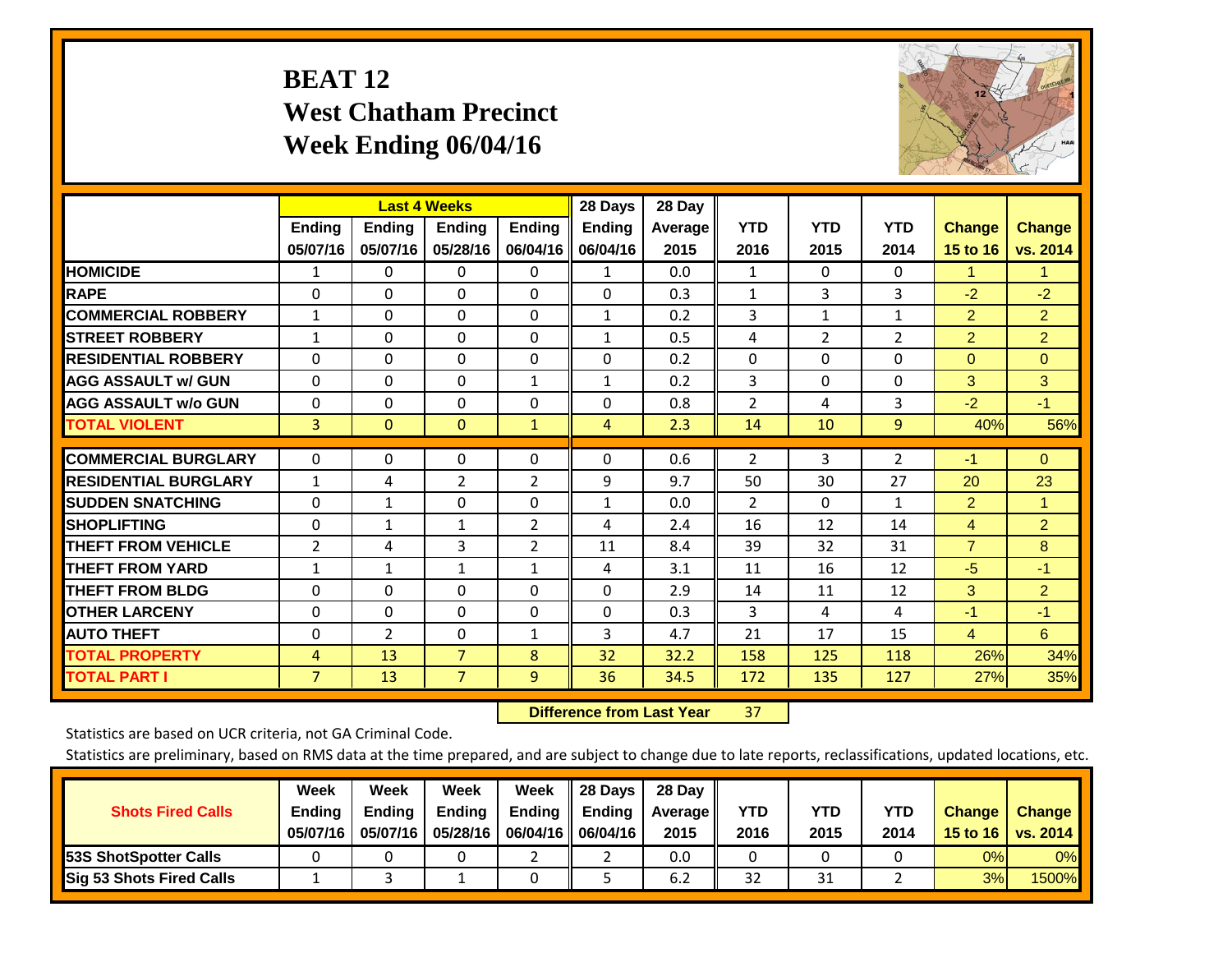# BEAT 12
# West Chatham Precinct
# Week Ending 06/04/16

| | Last 4 Weeks | | | | 28 Days | 28 Day | | | | | |
|---|---|---|---|---|---|---|---|---|---|---|---|
| | Ending 05/07/16 | Ending 05/07/16 | Ending 05/28/16 | Ending 06/04/16 | Ending 06/04/16 | Average 2015 | YTD 2016 | YTD 2015 | YTD 2014 | Change 15 to 16 | Change vs. 2014 |
| **HOMICIDE** | 1 | 0 | 0 | 0 | 1 | 0.0 | 1 | 0 | 0 | 1 | 1 |
| **RAPE** | 0 | 0 | 0 | 0 | 0 | 0.3 | 1 | 3 | 3 | -2 | -2 |
| **COMMERCIAL ROBBERY** | 1 | 0 | 0 | 0 | 1 | 0.2 | 3 | 1 | 1 | 2 | 2 |
| **STREET ROBBERY** | 1 | 0 | 0 | 0 | 1 | 0.5 | 4 | 2 | 2 | 2 | 2 |
| **RESIDENTIAL ROBBERY** | 0 | 0 | 0 | 0 | 0 | 0.2 | 0 | 0 | 0 | 0 | 0 |
| **AGG ASSAULT w/ GUN** | 0 | 0 | 0 | 1 | 1 | 0.2 | 3 | 0 | 0 | 3 | 3 |
| **AGG ASSAULT w/o GUN** | 0 | 0 | 0 | 0 | 0 | 0.8 | 2 | 4 | 3 | -2 | -1 |
| **TOTAL VIOLENT** | 3 | 0 | 0 | 1 | 4 | 2.3 | 14 | 10 | 9 | 40% | 56% |
| **COMMERCIAL BURGLARY** | 0 | 0 | 0 | 0 | 0 | 0.6 | 2 | 3 | 2 | -1 | 0 |
| **RESIDENTIAL BURGLARY** | 1 | 4 | 2 | 2 | 9 | 9.7 | 50 | 30 | 27 | 20 | 23 |
| **SUDDEN SNATCHING** | 0 | 1 | 0 | 0 | 1 | 0.0 | 2 | 0 | 1 | 2 | 1 |
| **SHOPLIFTING** | 0 | 1 | 1 | 2 | 4 | 2.4 | 16 | 12 | 14 | 4 | 2 |
| **THEFT FROM VEHICLE** | 2 | 4 | 3 | 2 | 11 | 8.4 | 39 | 32 | 31 | 7 | 8 |
| **THEFT FROM YARD** | 1 | 1 | 1 | 1 | 4 | 3.1 | 11 | 16 | 12 | -5 | -1 |
| **THEFT FROM BLDG** | 0 | 0 | 0 | 0 | 0 | 2.9 | 14 | 11 | 12 | 3 | 2 |
| **OTHER LARCENY** | 0 | 0 | 0 | 0 | 0 | 0.3 | 3 | 4 | 4 | -1 | -1 |
| **AUTO THEFT** | 0 | 2 | 0 | 1 | 3 | 4.7 | 21 | 17 | 15 | 4 | 6 |
| **TOTAL PROPERTY** | 4 | 13 | 7 | 8 | 32 | 32.2 | 158 | 125 | 118 | 26% | 34% |
| **TOTAL PART I** | 7 | 13 | 7 | 9 | 36 | 34.5 | 172 | 135 | 127 | 27% | 35% |

**Difference from Last Year** 37

Statistics are based on UCR criteria, not GA Criminal Code.

Statistics are preliminary, based on RMS data at the time prepared, and are subject to change due to late reports, reclassifications, updated locations, etc.

| Shots Fired Calls | Week Ending 05/07/16 | Week Ending 05/07/16 | Week Ending 05/28/16 | Week Ending 06/04/16 | 28 Days Ending 06/04/16 | 28 Day Average 2015 | YTD 2016 | YTD 2015 | YTD 2014 | Change 15 to 16 | Change vs. 2014 |
|---|---|---|---|---|---|---|---|---|---|---|---|
| **53S ShotSpotter Calls** | 0 | 0 | 0 | 2 | 2 | 0.0 | 0 | 0 | 0 | 0% | 0% |
| **Sig 53 Shots Fired Calls** | 1 | 3 | 1 | 0 | 5 | 6.2 | 32 | 31 | 2 | 3% | 1500% |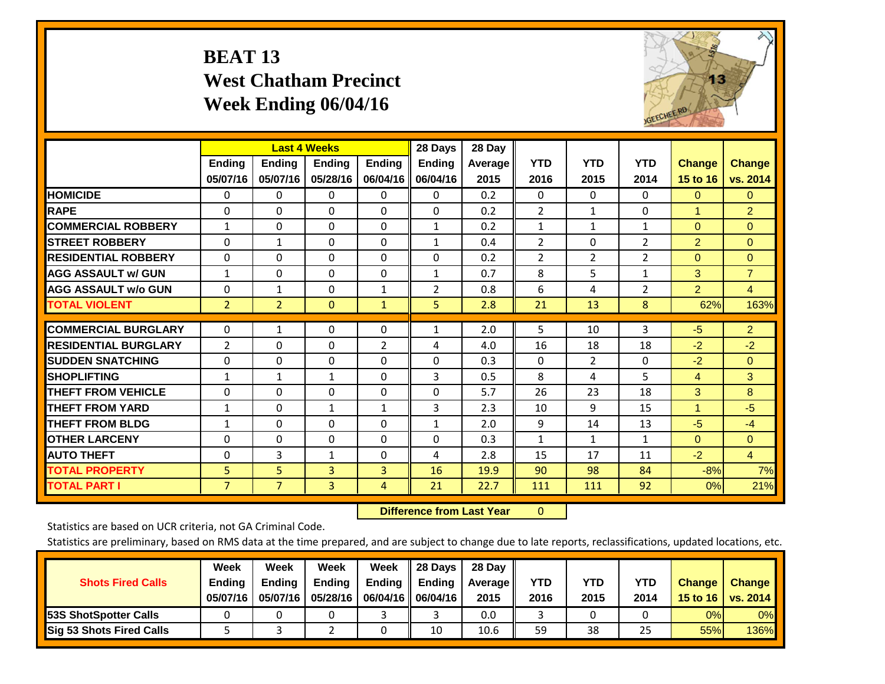# BEAT 13
# West Chatham Precinct
# Week Ending 06/04/16

| | Last 4 Weeks | | | | 28 Days | 28 Day | | | | | |
|---|---|---|---|---|---|---|---|---|---|---|---|
| | Ending 05/07/16 | Ending 05/07/16 | Ending 05/28/16 | Ending 06/04/16 | Ending 06/04/16 | Average 2015 | YTD 2016 | YTD 2015 | YTD 2014 | Change 15 to 16 | Change vs. 2014 |
| **HOMICIDE** | 0 | 0 | 0 | 0 | 0 | 0.2 | 0 | 0 | 0 | 0 | 0 |
| **RAPE** | 0 | 0 | 0 | 0 | 0 | 0.2 | 2 | 1 | 0 | 1 | 2 |
| **COMMERCIAL ROBBERY** | 1 | 0 | 0 | 0 | 1 | 0.2 | 1 | 1 | 1 | 0 | 0 |
| **STREET ROBBERY** | 0 | 1 | 0 | 0 | 1 | 0.4 | 2 | 0 | 2 | 2 | 0 |
| **RESIDENTIAL ROBBERY** | 0 | 0 | 0 | 0 | 0 | 0.2 | 2 | 2 | 2 | 0 | 0 |
| **AGG ASSAULT w/ GUN** | 1 | 0 | 0 | 0 | 1 | 0.7 | 8 | 5 | 1 | 3 | 7 |
| **AGG ASSAULT w/o GUN** | 0 | 1 | 0 | 1 | 2 | 0.8 | 6 | 4 | 2 | 2 | 4 |
| **TOTAL VIOLENT** | 2 | 2 | 0 | 1 | 5 | 2.8 | 21 | 13 | 8 | 62% | 163% |
| **COMMERCIAL BURGLARY** | 0 | 1 | 0 | 0 | 1 | 2.0 | 5 | 10 | 3 | -5 | 2 |
| **RESIDENTIAL BURGLARY** | 2 | 0 | 0 | 2 | 4 | 4.0 | 16 | 18 | 18 | -2 | -2 |
| **SUDDEN SNATCHING** | 0 | 0 | 0 | 0 | 0 | 0.3 | 0 | 2 | 0 | -2 | 0 |
| **SHOPLIFTING** | 1 | 1 | 1 | 0 | 3 | 0.5 | 8 | 4 | 5 | 4 | 3 |
| **THEFT FROM VEHICLE** | 0 | 0 | 0 | 0 | 0 | 5.7 | 26 | 23 | 18 | 3 | 8 |
| **THEFT FROM YARD** | 1 | 0 | 1 | 1 | 3 | 2.3 | 10 | 9 | 15 | 1 | -5 |
| **THEFT FROM BLDG** | 1 | 0 | 0 | 0 | 1 | 2.0 | 9 | 14 | 13 | -5 | -4 |
| **OTHER LARCENY** | 0 | 0 | 0 | 0 | 0 | 0.3 | 1 | 1 | 1 | 0 | 0 |
| **AUTO THEFT** | 0 | 3 | 1 | 0 | 4 | 2.8 | 15 | 17 | 11 | -2 | 4 |
| **TOTAL PROPERTY** | 5 | 5 | 3 | 3 | 16 | 19.9 | 90 | 98 | 84 | -8% | 7% |
| **TOTAL PART I** | 7 | 7 | 3 | 4 | 21 | 22.7 | 111 | 111 | 92 | 0% | 21% |

**Difference from Last Year** 0

Statistics are based on UCR criteria, not GA Criminal Code.

Statistics are preliminary, based on RMS data at the time prepared, and are subject to change due to late reports, reclassifications, updated locations, etc.

| Shots Fired Calls | Week Ending 05/07/16 | Week Ending 05/07/16 | Week Ending 05/28/16 | Week Ending 06/04/16 | 28 Days Ending 06/04/16 | 28 Day Average 2015 | YTD 2016 | YTD 2015 | YTD 2014 | Change 15 to 16 | Change vs. 2014 |
|---|---|---|---|---|---|---|---|---|---|---|---|
| **53S ShotSpotter Calls** | 0 | 0 | 0 | 3 | 3 | 0.0 | 3 | 0 | 0 | 0% | 0% |
| **Sig 53 Shots Fired Calls** | 5 | 3 | 2 | 0 | 10 | 10.6 | 59 | 38 | 25 | 55% | 136% |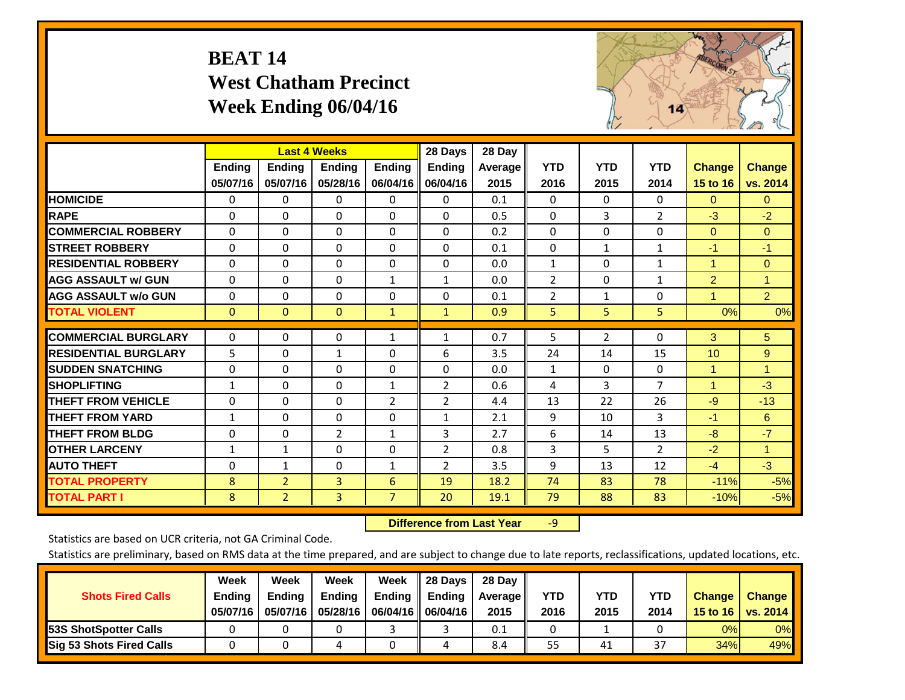# BEAT 14
## West Chatham Precinct
## Week Ending 06/04/16

| | Last 4 Weeks | | | | 28 Days | 28 Day | | | | | |
|---|---|---|---|---|---|---|---|---|---|---|---|
| | Ending 05/07/16 | Ending 05/07/16 | Ending 05/28/16 | Ending 06/04/16 | Ending 06/04/16 | Average 2015 | YTD 2016 | YTD 2015 | YTD 2014 | Change 15 to 16 | Change vs. 2014 |
| HOMICIDE | 0 | 0 | 0 | 0 | 0 | 0.1 | 0 | 0 | 0 | 0 | 0 |
| RAPE | 0 | 0 | 0 | 0 | 0 | 0.5 | 0 | 3 | 2 | -3 | -2 |
| COMMERCIAL ROBBERY | 0 | 0 | 0 | 0 | 0 | 0.2 | 0 | 0 | 0 | 0 | 0 |
| STREET ROBBERY | 0 | 0 | 0 | 0 | 0 | 0.1 | 0 | 1 | 1 | -1 | -1 |
| RESIDENTIAL ROBBERY | 0 | 0 | 0 | 0 | 0 | 0.0 | 1 | 0 | 1 | 1 | 0 |
| AGG ASSAULT w/ GUN | 0 | 0 | 0 | 1 | 1 | 0.0 | 2 | 0 | 1 | 2 | 1 |
| AGG ASSAULT w/o GUN | 0 | 0 | 0 | 0 | 0 | 0.1 | 2 | 1 | 0 | 1 | 2 |
| TOTAL VIOLENT | 0 | 0 | 0 | 1 | 1 | 0.9 | 5 | 5 | 5 | 0% | 0% |
| COMMERCIAL BURGLARY | 0 | 0 | 0 | 1 | 1 | 0.7 | 5 | 2 | 0 | 3 | 5 |
| RESIDENTIAL BURGLARY | 5 | 0 | 1 | 0 | 6 | 3.5 | 24 | 14 | 15 | 10 | 9 |
| SUDDEN SNATCHING | 0 | 0 | 0 | 0 | 0 | 0.0 | 1 | 0 | 0 | 1 | 1 |
| SHOPLIFTING | 1 | 0 | 0 | 1 | 2 | 0.6 | 4 | 3 | 7 | 1 | -3 |
| THEFT FROM VEHICLE | 0 | 0 | 0 | 2 | 2 | 4.4 | 13 | 22 | 26 | -9 | -13 |
| THEFT FROM YARD | 1 | 0 | 0 | 0 | 1 | 2.1 | 9 | 10 | 3 | -1 | 6 |
| THEFT FROM BLDG | 0 | 0 | 2 | 1 | 3 | 2.7 | 6 | 14 | 13 | -8 | -7 |
| OTHER LARCENY | 1 | 1 | 0 | 0 | 2 | 0.8 | 3 | 5 | 2 | -2 | 1 |
| AUTO THEFT | 0 | 1 | 0 | 1 | 2 | 3.5 | 9 | 13 | 12 | -4 | -3 |
| TOTAL PROPERTY | 8 | 2 | 3 | 6 | 19 | 18.2 | 74 | 83 | 78 | -11% | -5% |
| TOTAL PART I | 8 | 2 | 3 | 7 | 20 | 19.1 | 79 | 88 | 83 | -10% | -5% |

**Difference from Last Year** -9

Statistics are based on UCR criteria, not GA Criminal Code.

Statistics are preliminary, based on RMS data at the time prepared, and are subject to change due to late reports, reclassifications, updated locations, etc.

| Shots Fired Calls | Week Ending 05/07/16 | Week Ending 05/07/16 | Week Ending 05/28/16 | Week Ending 06/04/16 | 28 Days Ending 06/04/16 | 28 Day Average 2015 | YTD 2016 | YTD 2015 | YTD 2014 | Change 15 to 16 | Change vs. 2014 |
|---|---|---|---|---|---|---|---|---|---|---|---|
| 53S ShotSpotter Calls | 0 | 0 | 0 | 3 | 3 | 0.1 | 0 | 1 | 0 | 0% | 0% |
| Sig 53 Shots Fired Calls | 0 | 0 | 4 | 0 | 4 | 8.4 | 55 | 41 | 37 | 34% | 49% |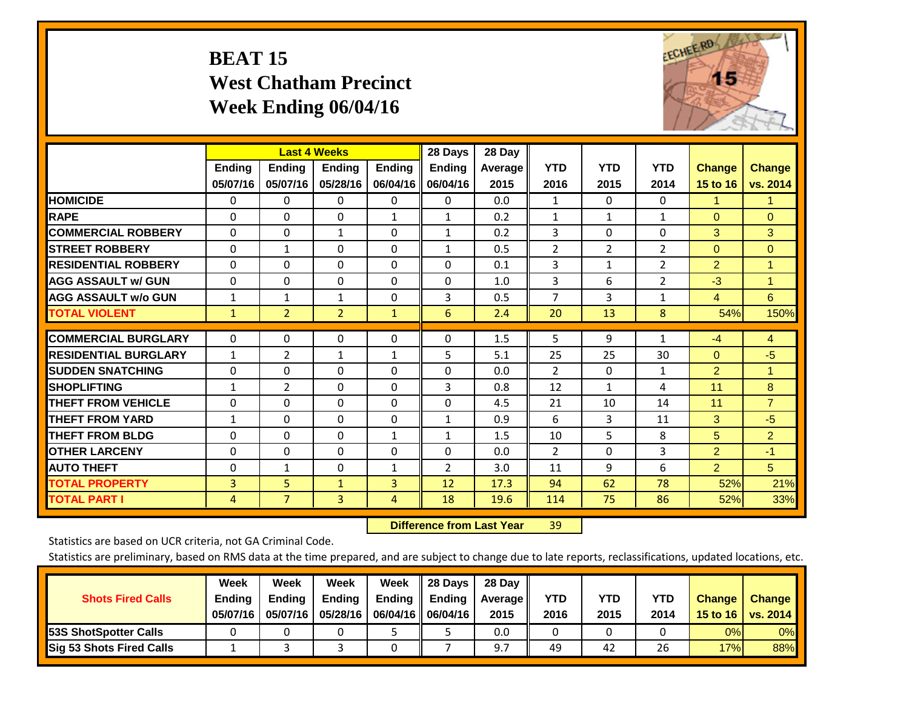# BEAT 15
## West Chatham Precinct
## Week Ending 06/04/16

| | Last 4 Weeks | | | | 28 Days | 28 Day | | | | | |
|---|---|---|---|---|---|---|---|---|---|---|---|
| | Ending 05/07/16 | Ending 05/07/16 | Ending 05/28/16 | Ending 06/04/16 | Ending 06/04/16 | Average 2015 | YTD 2016 | YTD 2015 | YTD 2014 | Change 15 to 16 | Change vs. 2014 |
| HOMICIDE | 0 | 0 | 0 | 0 | 0 | 0.0 | 1 | 0 | 0 | 1 | 1 |
| RAPE | 0 | 0 | 0 | 1 | 1 | 0.2 | 1 | 1 | 1 | 0 | 0 |
| COMMERCIAL ROBBERY | 0 | 0 | 1 | 0 | 1 | 0.2 | 3 | 0 | 0 | 3 | 3 |
| STREET ROBBERY | 0 | 1 | 0 | 0 | 1 | 0.5 | 2 | 2 | 2 | 0 | 0 |
| RESIDENTIAL ROBBERY | 0 | 0 | 0 | 0 | 0 | 0.1 | 3 | 1 | 2 | 2 | 1 |
| AGG ASSAULT w/ GUN | 0 | 0 | 0 | 0 | 0 | 1.0 | 3 | 6 | 2 | -3 | 1 |
| AGG ASSAULT w/o GUN | 1 | 1 | 1 | 0 | 3 | 0.5 | 7 | 3 | 1 | 4 | 6 |
| TOTAL VIOLENT | 1 | 2 | 2 | 1 | 6 | 2.4 | 20 | 13 | 8 | 54% | 150% |
| COMMERCIAL BURGLARY | 0 | 0 | 0 | 0 | 0 | 1.5 | 5 | 9 | 1 | -4 | 4 |
| RESIDENTIAL BURGLARY | 1 | 2 | 1 | 1 | 5 | 5.1 | 25 | 25 | 30 | 0 | -5 |
| SUDDEN SNATCHING | 0 | 0 | 0 | 0 | 0 | 0.0 | 2 | 0 | 1 | 2 | 1 |
| SHOPLIFTING | 1 | 2 | 0 | 0 | 3 | 0.8 | 12 | 1 | 4 | 11 | 8 |
| THEFT FROM VEHICLE | 0 | 0 | 0 | 0 | 0 | 4.5 | 21 | 10 | 14 | 11 | 7 |
| THEFT FROM YARD | 1 | 0 | 0 | 0 | 1 | 0.9 | 6 | 3 | 11 | 3 | -5 |
| THEFT FROM BLDG | 0 | 0 | 0 | 1 | 1 | 1.5 | 10 | 5 | 8 | 5 | 2 |
| OTHER LARCENY | 0 | 0 | 0 | 0 | 0 | 0.0 | 2 | 0 | 3 | 2 | -1 |
| AUTO THEFT | 0 | 1 | 0 | 1 | 2 | 3.0 | 11 | 9 | 6 | 2 | 5 |
| TOTAL PROPERTY | 3 | 5 | 1 | 3 | 12 | 17.3 | 94 | 62 | 78 | 52% | 21% |
| TOTAL PART I | 4 | 7 | 3 | 4 | 18 | 19.6 | 114 | 75 | 86 | 52% | 33% |

**Difference from Last Year** 39

Statistics are based on UCR criteria, not GA Criminal Code.

Statistics are preliminary, based on RMS data at the time prepared, and are subject to change due to late reports, reclassifications, updated locations, etc.

| Shots Fired Calls | Week Ending 05/07/16 | Week Ending 05/07/16 | Week Ending 05/28/16 | Week Ending 06/04/16 | 28 Days Ending 06/04/16 | 28 Day Average 2015 | YTD 2016 | YTD 2015 | YTD 2014 | Change 15 to 16 | Change vs. 2014 |
|---|---|---|---|---|---|---|---|---|---|---|---|
| 53S ShotSpotter Calls | 0 | 0 | 0 | 5 | 5 | 0.0 | 0 | 0 | 0 | 0% | 0% |
| Sig 53 Shots Fired Calls | 1 | 3 | 3 | 0 | 7 | 9.7 | 49 | 42 | 26 | 17% | 88% |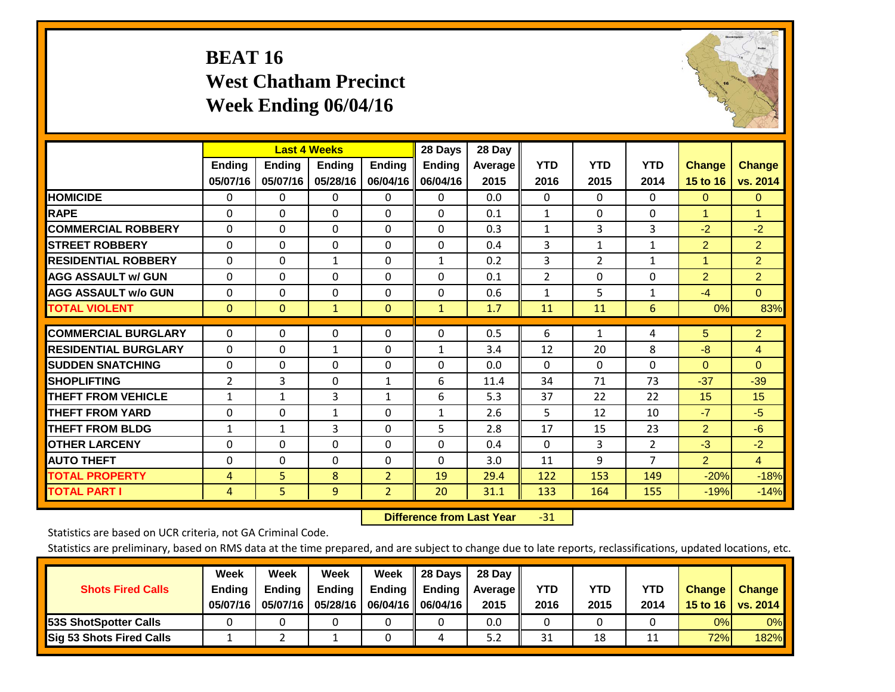# BEAT 16
# West Chatham Precinct
# Week Ending 06/04/16

| | Last 4 Weeks | | | | 28 Days | 28 Day | YTD | YTD | YTD | Change | Change |
|---|---|---|---|---|---|---|---|---|---|---|---|
| | Ending 05/07/16 | Ending 05/07/16 | Ending 05/28/16 | Ending 06/04/16 | Ending 06/04/16 | Average 2015 | 2016 | 2015 | 2014 | 15 to 16 | vs. 2014 |
| HOMICIDE | 0 | 0 | 0 | 0 | 0 | 0.0 | 0 | 0 | 0 | 0 | 0 |
| RAPE | 0 | 0 | 0 | 0 | 0 | 0.1 | 1 | 0 | 0 | 1 | 1 |
| COMMERCIAL ROBBERY | 0 | 0 | 0 | 0 | 0 | 0.3 | 1 | 3 | 3 | -2 | -2 |
| STREET ROBBERY | 0 | 0 | 0 | 0 | 0 | 0.4 | 3 | 1 | 1 | 2 | 2 |
| RESIDENTIAL ROBBERY | 0 | 0 | 1 | 0 | 1 | 0.2 | 3 | 2 | 1 | 1 | 2 |
| AGG ASSAULT w/ GUN | 0 | 0 | 0 | 0 | 0 | 0.1 | 2 | 0 | 0 | 2 | 2 |
| AGG ASSAULT w/o GUN | 0 | 0 | 0 | 0 | 0 | 0.6 | 1 | 5 | 1 | -4 | 0 |
| TOTAL VIOLENT | 0 | 0 | 1 | 0 | 1 | 1.7 | 11 | 11 | 6 | 0% | 83% |
| COMMERCIAL BURGLARY | 0 | 0 | 0 | 0 | 0 | 0.5 | 6 | 1 | 4 | 5 | 2 |
| RESIDENTIAL BURGLARY | 0 | 0 | 1 | 0 | 1 | 3.4 | 12 | 20 | 8 | -8 | 4 |
| SUDDEN SNATCHING | 0 | 0 | 0 | 0 | 0 | 0.0 | 0 | 0 | 0 | 0 | 0 |
| SHOPLIFTING | 2 | 3 | 0 | 1 | 6 | 11.4 | 34 | 71 | 73 | -37 | -39 |
| THEFT FROM VEHICLE | 1 | 1 | 3 | 1 | 6 | 5.3 | 37 | 22 | 22 | 15 | 15 |
| THEFT FROM YARD | 0 | 0 | 1 | 0 | 1 | 2.6 | 5 | 12 | 10 | -7 | -5 |
| THEFT FROM BLDG | 1 | 1 | 3 | 0 | 5 | 2.8 | 17 | 15 | 23 | 2 | -6 |
| OTHER LARCENY | 0 | 0 | 0 | 0 | 0 | 0.4 | 0 | 3 | 2 | -3 | -2 |
| AUTO THEFT | 0 | 0 | 0 | 0 | 0 | 3.0 | 11 | 9 | 7 | 2 | 4 |
| TOTAL PROPERTY | 4 | 5 | 8 | 2 | 19 | 29.4 | 122 | 153 | 149 | -20% | -18% |
| TOTAL PART I | 4 | 5 | 9 | 2 | 20 | 31.1 | 133 | 164 | 155 | -19% | -14% |

**Difference from Last Year** -31

Statistics are based on UCR criteria, not GA Criminal Code.

Statistics are preliminary, based on RMS data at the time prepared, and are subject to change due to late reports, reclassifications, updated locations, etc.

| Shots Fired Calls | Week Ending 05/07/16 | Week Ending 05/07/16 | Week Ending 05/28/16 | Week Ending 06/04/16 | 28 Days Ending 06/04/16 | 28 Day Average 2015 | YTD 2016 | YTD 2015 | YTD 2014 | Change 15 to 16 | Change vs. 2014 |
|---|---|---|---|---|---|---|---|---|---|---|---|
| 53S ShotSpotter Calls | 0 | 0 | 0 | 0 | 0 | 0.0 | 0 | 0 | 0 | 0% | 0% |
| Sig 53 Shots Fired Calls | 1 | 2 | 1 | 0 | 4 | 5.2 | 31 | 18 | 11 | 72% | 182% |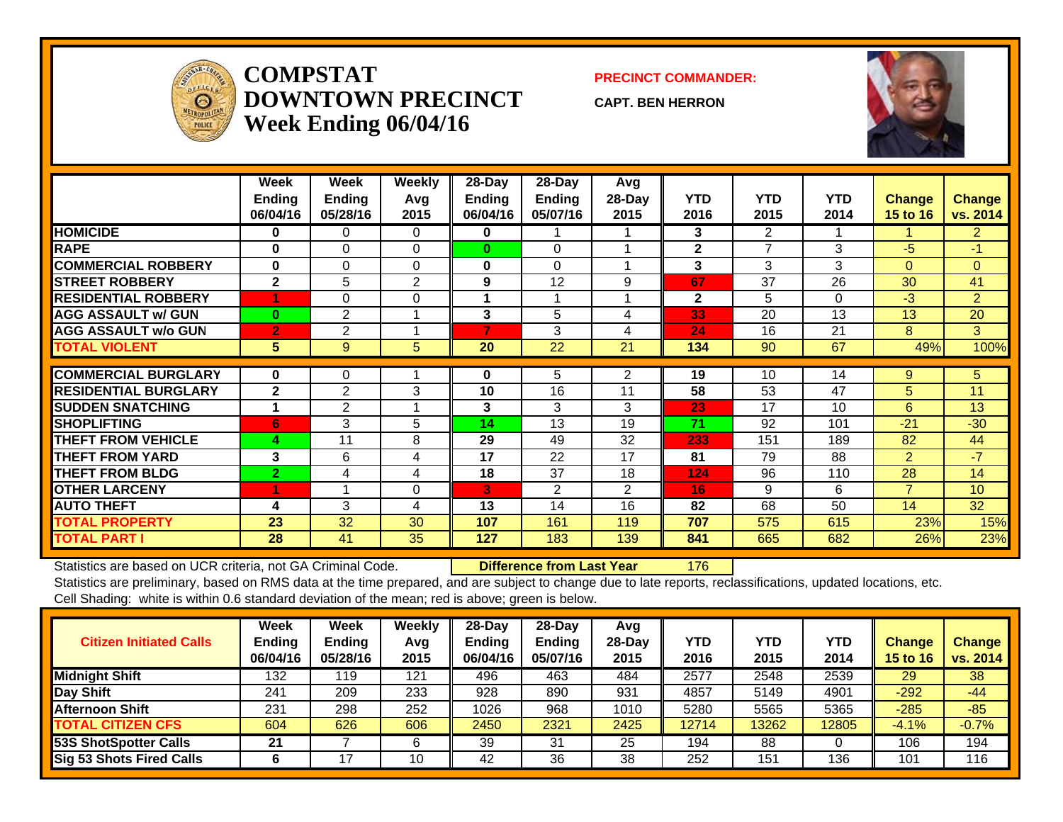# COMPSTAT DOWNTOWN PRECINCT
## Week Ending 06/04/16

**PRECINCT COMMANDER:** CAPT. BEN HERRON

| | Week Ending 06/04/16 | Week Ending 05/28/16 | Weekly Avg 2015 | 28-Day Ending 06/04/16 | 28-Day Ending 05/07/16 | Avg 28-Day 2015 | YTD 2016 | YTD 2015 | YTD 2014 | Change 15 to 16 | Change vs. 2014 |
|---|---|---|---|---|---|---|---|---|---|---|---|
| HOMICIDE | 0 | 0 | 0 | 0 | 1 | 1 | 3 | 2 | 1 | 1 | 2 |
| RAPE | 0 | 0 | 0 | 0 | 0 | 1 | 2 | 7 | 3 | -5 | -1 |
| COMMERCIAL ROBBERY | 0 | 0 | 0 | 0 | 0 | 1 | 3 | 3 | 3 | 0 | 0 |
| STREET ROBBERY | 2 | 5 | 2 | 9 | 12 | 9 | 67 | 37 | 26 | 30 | 41 |
| RESIDENTIAL ROBBERY | 1 | 0 | 0 | 1 | 1 | 1 | 2 | 5 | 0 | -3 | 2 |
| AGG ASSAULT w/ GUN | 0 | 2 | 1 | 3 | 5 | 4 | 33 | 20 | 13 | 13 | 20 |
| AGG ASSAULT w/o GUN | 2 | 2 | 1 | 7 | 3 | 4 | 24 | 16 | 21 | 8 | 3 |
| TOTAL VIOLENT | 5 | 9 | 5 | 20 | 22 | 21 | 134 | 90 | 67 | 49% | 100% |
| COMMERCIAL BURGLARY | 0 | 0 | 1 | 0 | 5 | 2 | 19 | 10 | 14 | 9 | 5 |
| RESIDENTIAL BURGLARY | 2 | 2 | 3 | 10 | 16 | 11 | 58 | 53 | 47 | 5 | 11 |
| SUDDEN SNATCHING | 1 | 2 | 1 | 3 | 3 | 3 | 23 | 17 | 10 | 6 | 13 |
| SHOPLIFTING | 6 | 3 | 5 | 14 | 13 | 19 | 71 | 92 | 101 | -21 | -30 |
| THEFT FROM VEHICLE | 4 | 11 | 8 | 29 | 49 | 32 | 233 | 151 | 189 | 82 | 44 |
| THEFT FROM YARD | 3 | 6 | 4 | 17 | 22 | 17 | 81 | 79 | 88 | 2 | -7 |
| THEFT FROM BLDG | 2 | 4 | 4 | 18 | 37 | 18 | 124 | 96 | 110 | 28 | 14 |
| OTHER LARCENY | 1 | 1 | 0 | 3 | 2 | 2 | 16 | 9 | 6 | 7 | 10 |
| AUTO THEFT | 4 | 3 | 4 | 13 | 14 | 16 | 82 | 68 | 50 | 14 | 32 |
| TOTAL PROPERTY | 23 | 32 | 30 | 107 | 161 | 119 | 707 | 575 | 615 | 23% | 15% |
| TOTAL PART I | 28 | 41 | 35 | 127 | 183 | 139 | 841 | 665 | 682 | 26% | 23% |

Statistics are based on UCR criteria, not GA Criminal Code. **Difference from Last Year** 176

Statistics are preliminary, based on RMS data at the time prepared, and are subject to change due to late reports, reclassifications, updated locations, etc.

Cell Shading: white is within 0.6 standard deviation of the mean; red is above; green is below.

| Citizen Initiated Calls | Week Ending 06/04/16 | Week Ending 05/28/16 | Weekly Avg 2015 | 28-Day Ending 06/04/16 | 28-Day Ending 05/07/16 | Avg 28-Day 2015 | YTD 2016 | YTD 2015 | YTD 2014 | Change 15 to 16 | Change vs. 2014 |
|---|---|---|---|---|---|---|---|---|---|---|---|
| Midnight Shift | 132 | 119 | 121 | 496 | 463 | 484 | 2577 | 2548 | 2539 | 29 | 38 |
| Day Shift | 241 | 209 | 233 | 928 | 890 | 931 | 4857 | 5149 | 4901 | -292 | -44 |
| Afternoon Shift | 231 | 298 | 252 | 1026 | 968 | 1010 | 5280 | 5565 | 5365 | -285 | -85 |
| TOTAL CITIZEN CFS | 604 | 626 | 606 | 2450 | 2321 | 2425 | 12714 | 13262 | 12805 | -4.1% | -0.7% |
| 53S ShotSpotter Calls | 21 | 7 | 6 | 39 | 31 | 25 | 194 | 88 | 0 | 106 | 194 |
| Sig 53 Shots Fired Calls | 6 | 17 | 10 | 42 | 36 | 38 | 252 | 151 | 136 | 101 | 116 |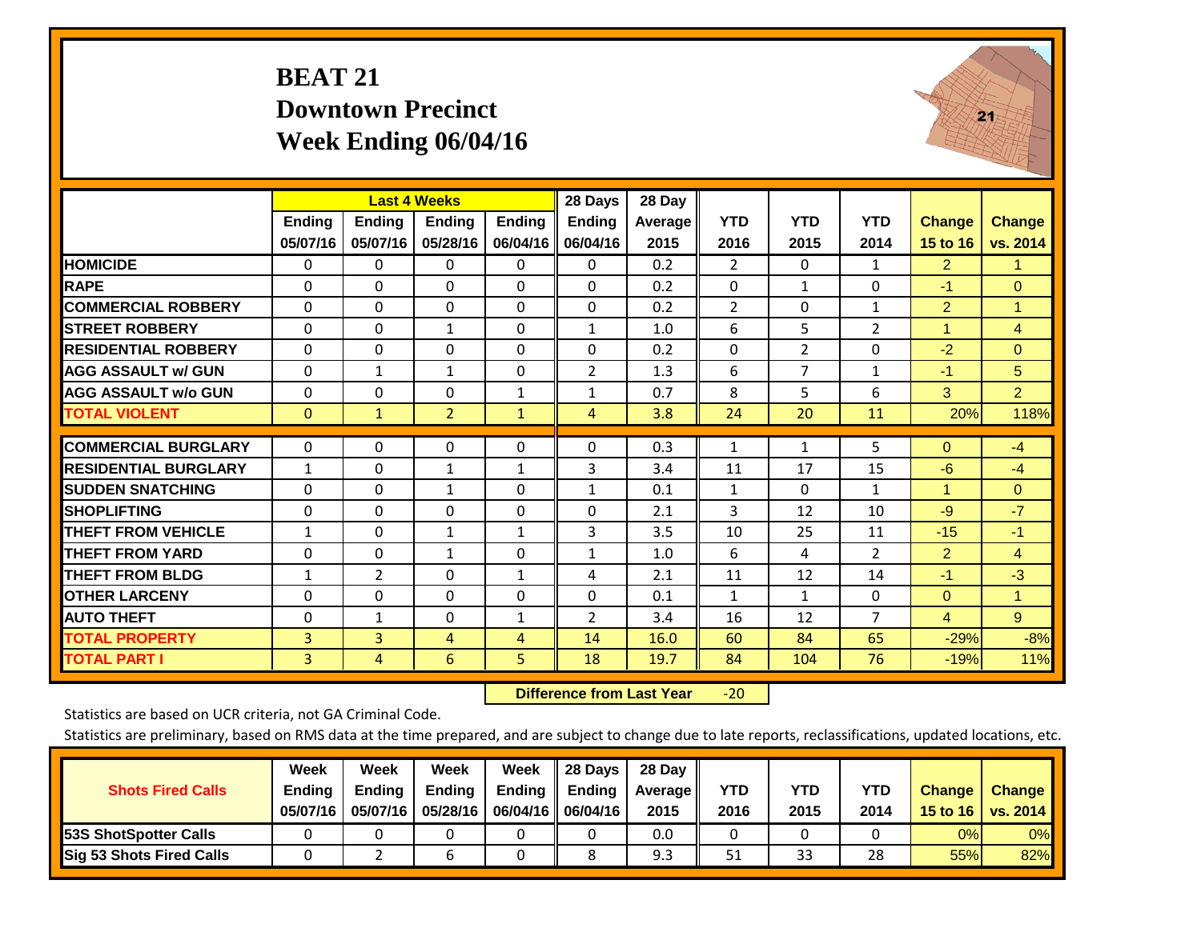# BEAT 21
## Downtown Precinct
## Week Ending 06/04/16

| | Last 4 Weeks | | | | 28 Days | 28 Day | | | | | |
|---|---|---|---|---|---|---|---|---|---|---|---|
| | Ending 05/07/16 | Ending 05/07/16 | Ending 05/28/16 | Ending 06/04/16 | Ending 06/04/16 | Average 2015 | YTD 2016 | YTD 2015 | YTD 2014 | Change 15 to 16 | Change vs. 2014 |
| HOMICIDE | 0 | 0 | 0 | 0 | 0 | 0.2 | 2 | 0 | 1 | 2 | 1 |
| RAPE | 0 | 0 | 0 | 0 | 0 | 0.2 | 0 | 1 | 0 | -1 | 0 |
| COMMERCIAL ROBBERY | 0 | 0 | 0 | 0 | 0 | 0.2 | 2 | 0 | 1 | 2 | 1 |
| STREET ROBBERY | 0 | 0 | 1 | 0 | 1 | 1.0 | 6 | 5 | 2 | 1 | 4 |
| RESIDENTIAL ROBBERY | 0 | 0 | 0 | 0 | 0 | 0.2 | 0 | 2 | 0 | -2 | 0 |
| AGG ASSAULT w/ GUN | 0 | 1 | 1 | 0 | 2 | 1.3 | 6 | 7 | 1 | -1 | 5 |
| AGG ASSAULT w/o GUN | 0 | 0 | 0 | 1 | 1 | 0.7 | 8 | 5 | 6 | 3 | 2 |
| TOTAL VIOLENT | 0 | 1 | 2 | 1 | 4 | 3.8 | 24 | 20 | 11 | 20% | 118% |
| COMMERCIAL BURGLARY | 0 | 0 | 0 | 0 | 0 | 0.3 | 1 | 1 | 5 | 0 | -4 |
| RESIDENTIAL BURGLARY | 1 | 0 | 1 | 1 | 3 | 3.4 | 11 | 17 | 15 | -6 | -4 |
| SUDDEN SNATCHING | 0 | 0 | 1 | 0 | 1 | 0.1 | 1 | 0 | 1 | 1 | 0 |
| SHOPLIFTING | 0 | 0 | 0 | 0 | 0 | 2.1 | 3 | 12 | 10 | -9 | -7 |
| THEFT FROM VEHICLE | 1 | 0 | 1 | 1 | 3 | 3.5 | 10 | 25 | 11 | -15 | -1 |
| THEFT FROM YARD | 0 | 0 | 1 | 0 | 1 | 1.0 | 6 | 4 | 2 | 2 | 4 |
| THEFT FROM BLDG | 1 | 2 | 0 | 1 | 4 | 2.1 | 11 | 12 | 14 | -1 | -3 |
| OTHER LARCENY | 0 | 0 | 0 | 0 | 0 | 0.1 | 1 | 1 | 0 | 0 | 1 |
| AUTO THEFT | 0 | 1 | 0 | 1 | 2 | 3.4 | 16 | 12 | 7 | 4 | 9 |
| TOTAL PROPERTY | 3 | 3 | 4 | 4 | 14 | 16.0 | 60 | 84 | 65 | -29% | -8% |
| TOTAL PART I | 3 | 4 | 6 | 5 | 18 | 19.7 | 84 | 104 | 76 | -19% | 11% |

**Difference from Last Year** -20

Statistics are based on UCR criteria, not GA Criminal Code.

Statistics are preliminary, based on RMS data at the time prepared, and are subject to change due to late reports, reclassifications, updated locations, etc.

| Shots Fired Calls | Week Ending 05/07/16 | Week Ending 05/07/16 | Week Ending 05/28/16 | Week Ending 06/04/16 | 28 Days Ending 06/04/16 | 28 Day Average 2015 | YTD 2016 | YTD 2015 | YTD 2014 | Change 15 to 16 | Change vs. 2014 |
|---|---|---|---|---|---|---|---|---|---|---|---|
| 53S ShotSpotter Calls | 0 | 0 | 0 | 0 | 0 | 0.0 | 0 | 0 | 0 | 0% | 0% |
| Sig 53 Shots Fired Calls | 0 | 2 | 6 | 0 | 8 | 9.3 | 51 | 33 | 28 | 55% | 82% |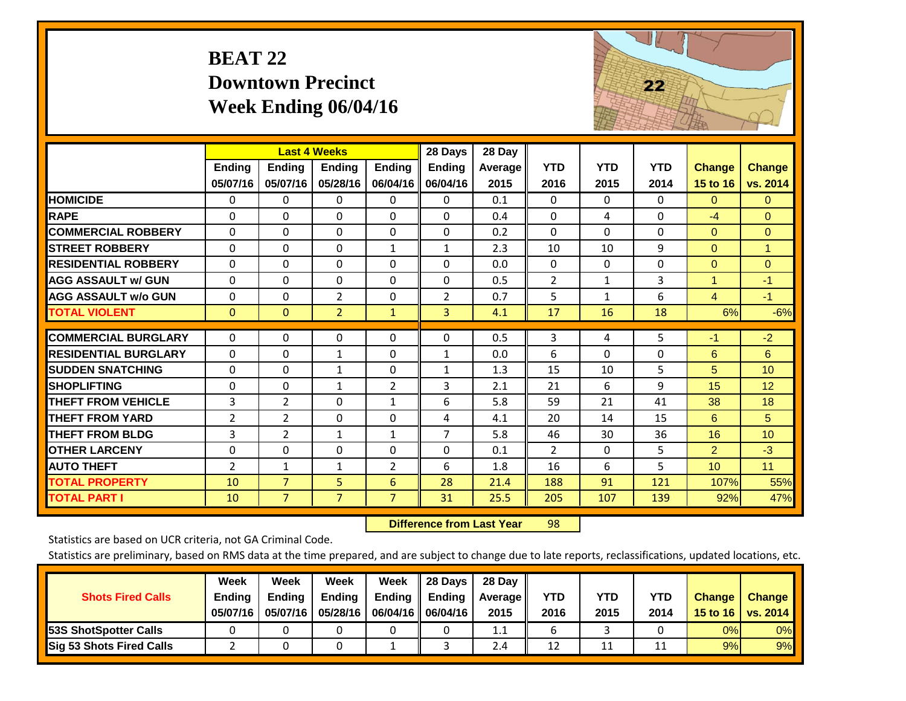# BEAT 22
## Downtown Precinct
## Week Ending 06/04/16

| | Last 4 Weeks | | | | 28 Days | 28 Day | | | | | |
|---|---|---|---|---|---|---|---|---|---|---|---|
| | Ending 05/07/16 | Ending 05/07/16 | Ending 05/28/16 | Ending 06/04/16 | Ending 06/04/16 | Average 2015 | YTD 2016 | YTD 2015 | YTD 2014 | Change 15 to 16 | Change vs. 2014 |
| **HOMICIDE** | 0 | 0 | 0 | 0 | 0 | 0.1 | 0 | 0 | 0 | 0 | 0 |
| **RAPE** | 0 | 0 | 0 | 0 | 0 | 0.4 | 0 | 4 | 0 | -4 | 0 |
| **COMMERCIAL ROBBERY** | 0 | 0 | 0 | 0 | 0 | 0.2 | 0 | 0 | 0 | 0 | 0 |
| **STREET ROBBERY** | 0 | 0 | 0 | 1 | 1 | 2.3 | 10 | 10 | 9 | 0 | 1 |
| **RESIDENTIAL ROBBERY** | 0 | 0 | 0 | 0 | 0 | 0.0 | 0 | 0 | 0 | 0 | 0 |
| **AGG ASSAULT w/ GUN** | 0 | 0 | 0 | 0 | 0 | 0.5 | 2 | 1 | 3 | 1 | -1 |
| **AGG ASSAULT w/o GUN** | 0 | 0 | 2 | 0 | 2 | 0.7 | 5 | 1 | 6 | 4 | -1 |
| **TOTAL VIOLENT** | 0 | 0 | 2 | 1 | 3 | 4.1 | 17 | 16 | 18 | 6% | -6% |
| **COMMERCIAL BURGLARY** | 0 | 0 | 0 | 0 | 0 | 0.5 | 3 | 4 | 5 | -1 | -2 |
| **RESIDENTIAL BURGLARY** | 0 | 0 | 1 | 0 | 1 | 0.0 | 6 | 0 | 0 | 6 | 6 |
| **SUDDEN SNATCHING** | 0 | 0 | 1 | 0 | 1 | 1.3 | 15 | 10 | 5 | 5 | 10 |
| **SHOPLIFTING** | 0 | 0 | 1 | 2 | 3 | 2.1 | 21 | 6 | 9 | 15 | 12 |
| **THEFT FROM VEHICLE** | 3 | 2 | 0 | 1 | 6 | 5.8 | 59 | 21 | 41 | 38 | 18 |
| **THEFT FROM YARD** | 2 | 2 | 0 | 0 | 4 | 4.1 | 20 | 14 | 15 | 6 | 5 |
| **THEFT FROM BLDG** | 3 | 2 | 1 | 1 | 7 | 5.8 | 46 | 30 | 36 | 16 | 10 |
| **OTHER LARCENY** | 0 | 0 | 0 | 0 | 0 | 0.1 | 2 | 0 | 5 | 2 | -3 |
| **AUTO THEFT** | 2 | 1 | 1 | 2 | 6 | 1.8 | 16 | 6 | 5 | 10 | 11 |
| **TOTAL PROPERTY** | 10 | 7 | 5 | 6 | 28 | 21.4 | 188 | 91 | 121 | 107% | 55% |
| **TOTAL PART I** | 10 | 7 | 7 | 7 | 31 | 25.5 | 205 | 107 | 139 | 92% | 47% |

**Difference from Last Year** 98

Statistics are based on UCR criteria, not GA Criminal Code.

Statistics are preliminary, based on RMS data at the time prepared, and are subject to change due to late reports, reclassifications, updated locations, etc.

| Shots Fired Calls | Week Ending 05/07/16 | Week Ending 05/07/16 | Week Ending 05/28/16 | Week Ending 06/04/16 | 28 Days Ending 06/04/16 | 28 Day Average 2015 | YTD 2016 | YTD 2015 | YTD 2014 | Change 15 to 16 | Change vs. 2014 |
|---|---|---|---|---|---|---|---|---|---|---|---|
| **53S ShotSpotter Calls** | 0 | 0 | 0 | 0 | 0 | 1.1 | 6 | 3 | 0 | 0% | 0% |
| **Sig 53 Shots Fired Calls** | 2 | 0 | 0 | 1 | 3 | 2.4 | 12 | 11 | 11 | 9% | 9% |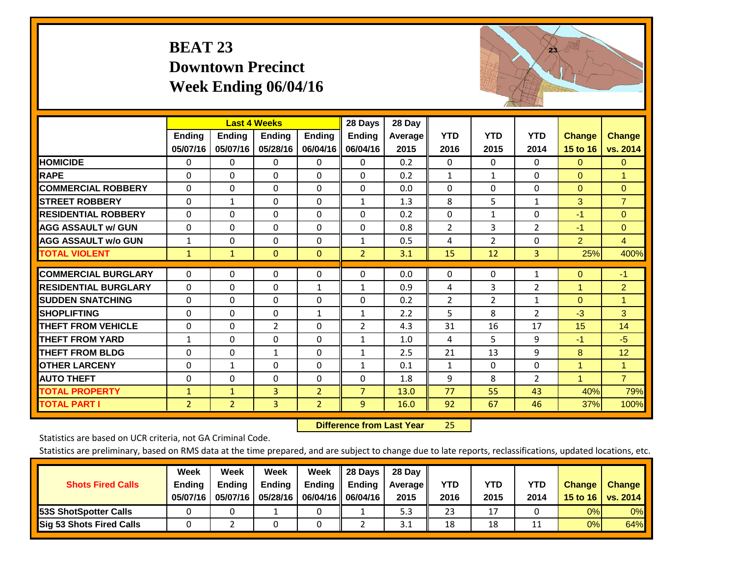# BEAT 23
# Downtown Precinct
# Week Ending 06/04/16

| | Last 4 Weeks | | | | 28 Days | 28 Day | | | | | |
|---|---|---|---|---|---|---|---|---|---|---|---|
| | Ending 05/07/16 | Ending 05/07/16 | Ending 05/28/16 | Ending 06/04/16 | Ending 06/04/16 | Average 2015 | YTD 2016 | YTD 2015 | YTD 2014 | Change 15 to 16 | Change vs. 2014 |
| HOMICIDE | 0 | 0 | 0 | 0 | 0 | 0.2 | 0 | 0 | 0 | 0 | 0 |
| RAPE | 0 | 0 | 0 | 0 | 0 | 0.2 | 1 | 1 | 0 | 0 | 1 |
| COMMERCIAL ROBBERY | 0 | 0 | 0 | 0 | 0 | 0.0 | 0 | 0 | 0 | 0 | 0 |
| STREET ROBBERY | 0 | 1 | 0 | 0 | 1 | 1.3 | 8 | 5 | 1 | 3 | 7 |
| RESIDENTIAL ROBBERY | 0 | 0 | 0 | 0 | 0 | 0.2 | 0 | 1 | 0 | -1 | 0 |
| AGG ASSAULT w/ GUN | 0 | 0 | 0 | 0 | 0 | 0.8 | 2 | 3 | 2 | -1 | 0 |
| AGG ASSAULT w/o GUN | 1 | 0 | 0 | 0 | 1 | 0.5 | 4 | 2 | 0 | 2 | 4 |
| TOTAL VIOLENT | 1 | 1 | 0 | 0 | 2 | 3.1 | 15 | 12 | 3 | 25% | 400% |
| COMMERCIAL BURGLARY | 0 | 0 | 0 | 0 | 0 | 0.0 | 0 | 0 | 1 | 0 | -1 |
| RESIDENTIAL BURGLARY | 0 | 0 | 0 | 1 | 1 | 0.9 | 4 | 3 | 2 | 1 | 2 |
| SUDDEN SNATCHING | 0 | 0 | 0 | 0 | 0 | 0.2 | 2 | 2 | 1 | 0 | 1 |
| SHOPLIFTING | 0 | 0 | 0 | 1 | 1 | 2.2 | 5 | 8 | 2 | -3 | 3 |
| THEFT FROM VEHICLE | 0 | 0 | 2 | 0 | 2 | 4.3 | 31 | 16 | 17 | 15 | 14 |
| THEFT FROM YARD | 1 | 0 | 0 | 0 | 1 | 1.0 | 4 | 5 | 9 | -1 | -5 |
| THEFT FROM BLDG | 0 | 0 | 1 | 0 | 1 | 2.5 | 21 | 13 | 9 | 8 | 12 |
| OTHER LARCENY | 0 | 1 | 0 | 0 | 1 | 0.1 | 1 | 0 | 0 | 1 | 1 |
| AUTO THEFT | 0 | 0 | 0 | 0 | 0 | 1.8 | 9 | 8 | 2 | 1 | 7 |
| TOTAL PROPERTY | 1 | 1 | 3 | 2 | 7 | 13.0 | 77 | 55 | 43 | 40% | 79% |
| TOTAL PART I | 2 | 2 | 3 | 2 | 9 | 16.0 | 92 | 67 | 46 | 37% | 100% |

**Difference from Last Year** 25

Statistics are based on UCR criteria, not GA Criminal Code.

Statistics are preliminary, based on RMS data at the time prepared, and are subject to change due to late reports, reclassifications, updated locations, etc.

| Shots Fired Calls | Week Ending 05/07/16 | Week Ending 05/07/16 | Week Ending 05/28/16 | Week Ending 06/04/16 | 28 Days Ending 06/04/16 | 28 Day Average 2015 | YTD 2016 | YTD 2015 | YTD 2014 | Change 15 to 16 | Change vs. 2014 |
|---|---|---|---|---|---|---|---|---|---|---|---|
| 53S ShotSpotter Calls | 0 | 0 | 1 | 0 | 1 | 5.3 | 23 | 17 | 0 | 0% | 0% |
| Sig 53 Shots Fired Calls | 0 | 2 | 0 | 0 | 2 | 3.1 | 18 | 18 | 11 | 0% | 64% |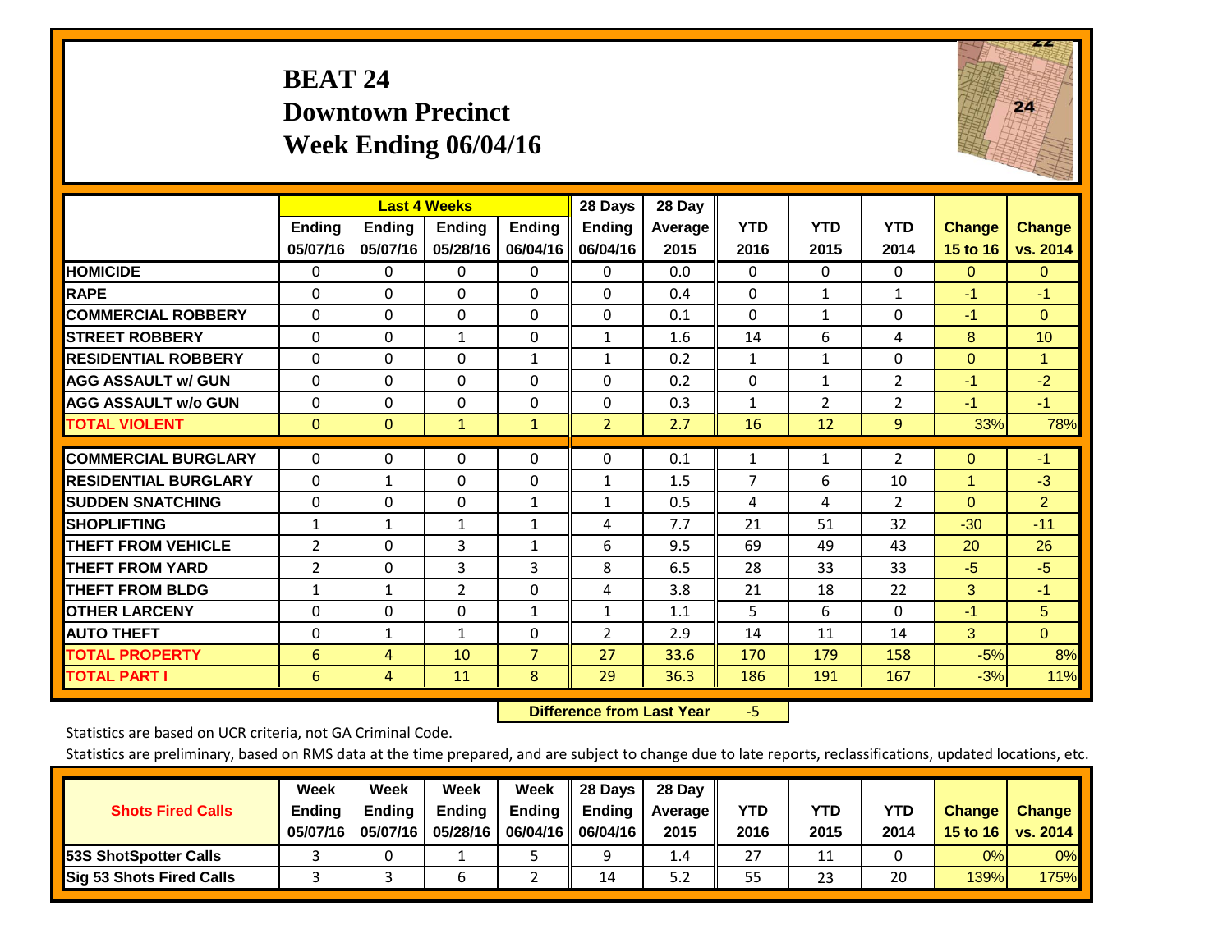# BEAT 24
## Downtown Precinct
## Week Ending 06/04/16

| | Last 4 Weeks | | | | 28 Days | 28 Day | YTD | YTD | YTD | Change | Change |
|---|---|---|---|---|---|---|---|---|---|---|---|
| | Ending 05/07/16 | Ending 05/07/16 | Ending 05/28/16 | Ending 06/04/16 | Ending 06/04/16 | Average 2015 | 2016 | 2015 | 2014 | 15 to 16 | vs. 2014 |
| HOMICIDE | 0 | 0 | 0 | 0 | 0 | 0.0 | 0 | 0 | 0 | 0 | 0 |
| RAPE | 0 | 0 | 0 | 0 | 0 | 0.4 | 0 | 1 | 1 | -1 | -1 |
| COMMERCIAL ROBBERY | 0 | 0 | 0 | 0 | 0 | 0.1 | 0 | 1 | 0 | -1 | 0 |
| STREET ROBBERY | 0 | 0 | 1 | 0 | 1 | 1.6 | 14 | 6 | 4 | 8 | 10 |
| RESIDENTIAL ROBBERY | 0 | 0 | 0 | 1 | 1 | 0.2 | 1 | 1 | 0 | 0 | 1 |
| AGG ASSAULT w/ GUN | 0 | 0 | 0 | 0 | 0 | 0.2 | 0 | 1 | 2 | -1 | -2 |
| AGG ASSAULT w/o GUN | 0 | 0 | 0 | 0 | 0 | 0.3 | 1 | 2 | 2 | -1 | -1 |
| TOTAL VIOLENT | 0 | 0 | 1 | 1 | 2 | 2.7 | 16 | 12 | 9 | 33% | 78% |
| COMMERCIAL BURGLARY | 0 | 0 | 0 | 0 | 0 | 0.1 | 1 | 1 | 2 | 0 | -1 |
| RESIDENTIAL BURGLARY | 0 | 1 | 0 | 0 | 1 | 1.5 | 7 | 6 | 10 | 1 | -3 |
| SUDDEN SNATCHING | 0 | 0 | 0 | 1 | 1 | 0.5 | 4 | 4 | 2 | 0 | 2 |
| SHOPLIFTING | 1 | 1 | 1 | 1 | 4 | 7.7 | 21 | 51 | 32 | -30 | -11 |
| THEFT FROM VEHICLE | 2 | 0 | 3 | 1 | 6 | 9.5 | 69 | 49 | 43 | 20 | 26 |
| THEFT FROM YARD | 2 | 0 | 3 | 3 | 8 | 6.5 | 28 | 33 | 33 | -5 | -5 |
| THEFT FROM BLDG | 1 | 1 | 2 | 0 | 4 | 3.8 | 21 | 18 | 22 | 3 | -1 |
| OTHER LARCENY | 0 | 0 | 0 | 1 | 1 | 1.1 | 5 | 6 | 0 | -1 | 5 |
| AUTO THEFT | 0 | 1 | 1 | 0 | 2 | 2.9 | 14 | 11 | 14 | 3 | 0 |
| TOTAL PROPERTY | 6 | 4 | 10 | 7 | 27 | 33.6 | 170 | 179 | 158 | -5% | 8% |
| TOTAL PART I | 6 | 4 | 11 | 8 | 29 | 36.3 | 186 | 191 | 167 | -3% | 11% |

**Difference from Last Year** -5

Statistics are based on UCR criteria, not GA Criminal Code.

Statistics are preliminary, based on RMS data at the time prepared, and are subject to change due to late reports, reclassifications, updated locations, etc.

| Shots Fired Calls | Week Ending 05/07/16 | Week Ending 05/07/16 | Week Ending 05/28/16 | Week Ending 06/04/16 | 28 Days Ending 06/04/16 | 28 Day Average 2015 | YTD 2016 | YTD 2015 | YTD 2014 | Change 15 to 16 | Change vs. 2014 |
|---|---|---|---|---|---|---|---|---|---|---|---|
| 53S ShotSpotter Calls | 3 | 0 | 1 | 5 | 9 | 1.4 | 27 | 11 | 0 | 0% | 0% |
| Sig 53 Shots Fired Calls | 3 | 3 | 6 | 2 | 14 | 5.2 | 55 | 23 | 20 | 139% | 175% |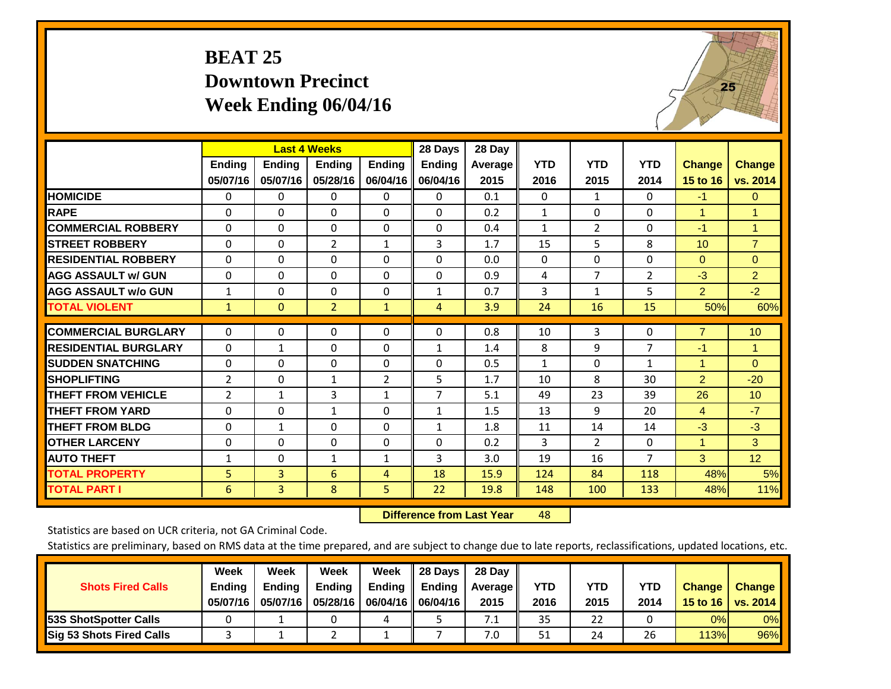# BEAT 25
## Downtown Precinct
## Week Ending 06/04/16

| | Last 4 Weeks | | | | 28 Days | 28 Day | | | | | |
|---|---|---|---|---|---|---|---|---|---|---|---|
| | Ending 05/07/16 | Ending 05/07/16 | Ending 05/28/16 | Ending 06/04/16 | Ending 06/04/16 | Average 2015 | YTD 2016 | YTD 2015 | YTD 2014 | Change 15 to 16 | Change vs. 2014 |
| HOMICIDE | 0 | 0 | 0 | 0 | 0 | 0.1 | 0 | 1 | 0 | -1 | 0 |
| RAPE | 0 | 0 | 0 | 0 | 0 | 0.2 | 1 | 0 | 0 | 1 | 1 |
| COMMERCIAL ROBBERY | 0 | 0 | 0 | 0 | 0 | 0.4 | 1 | 2 | 0 | -1 | 1 |
| STREET ROBBERY | 0 | 0 | 2 | 1 | 3 | 1.7 | 15 | 5 | 8 | 10 | 7 |
| RESIDENTIAL ROBBERY | 0 | 0 | 0 | 0 | 0 | 0.0 | 0 | 0 | 0 | 0 | 0 |
| AGG ASSAULT w/ GUN | 0 | 0 | 0 | 0 | 0 | 0.9 | 4 | 7 | 2 | -3 | 2 |
| AGG ASSAULT w/o GUN | 1 | 0 | 0 | 0 | 1 | 0.7 | 3 | 1 | 5 | 2 | -2 |
| TOTAL VIOLENT | 1 | 0 | 2 | 1 | 4 | 3.9 | 24 | 16 | 15 | 50% | 60% |
| COMMERCIAL BURGLARY | 0 | 0 | 0 | 0 | 0 | 0.8 | 10 | 3 | 0 | 7 | 10 |
| RESIDENTIAL BURGLARY | 0 | 1 | 0 | 0 | 1 | 1.4 | 8 | 9 | 7 | -1 | 1 |
| SUDDEN SNATCHING | 0 | 0 | 0 | 0 | 0 | 0.5 | 1 | 0 | 1 | 1 | 0 |
| SHOPLIFTING | 2 | 0 | 1 | 2 | 5 | 1.7 | 10 | 8 | 30 | 2 | -20 |
| THEFT FROM VEHICLE | 2 | 1 | 3 | 1 | 7 | 5.1 | 49 | 23 | 39 | 26 | 10 |
| THEFT FROM YARD | 0 | 0 | 1 | 0 | 1 | 1.5 | 13 | 9 | 20 | 4 | -7 |
| THEFT FROM BLDG | 0 | 1 | 0 | 0 | 1 | 1.8 | 11 | 14 | 14 | -3 | -3 |
| OTHER LARCENY | 0 | 0 | 0 | 0 | 0 | 0.2 | 3 | 2 | 0 | 1 | 3 |
| AUTO THEFT | 1 | 0 | 1 | 1 | 3 | 3.0 | 19 | 16 | 7 | 3 | 12 |
| TOTAL PROPERTY | 5 | 3 | 6 | 4 | 18 | 15.9 | 124 | 84 | 118 | 48% | 5% |
| TOTAL PART I | 6 | 3 | 8 | 5 | 22 | 19.8 | 148 | 100 | 133 | 48% | 11% |

**Difference from Last Year** 48

Statistics are based on UCR criteria, not GA Criminal Code.

Statistics are preliminary, based on RMS data at the time prepared, and are subject to change due to late reports, reclassifications, updated locations, etc.

| Shots Fired Calls | Week Ending 05/07/16 | Week Ending 05/07/16 | Week Ending 05/28/16 | Week Ending 06/04/16 | 28 Days Ending 06/04/16 | 28 Day Average 2015 | YTD 2016 | YTD 2015 | YTD 2014 | Change 15 to 16 | Change vs. 2014 |
|---|---|---|---|---|---|---|---|---|---|---|---|
| 53S ShotSpotter Calls | 0 | 1 | 0 | 4 | 5 | 7.1 | 35 | 22 | 0 | 0% | 0% |
| Sig 53 Shots Fired Calls | 3 | 1 | 2 | 1 | 7 | 7.0 | 51 | 24 | 26 | 113% | 96% |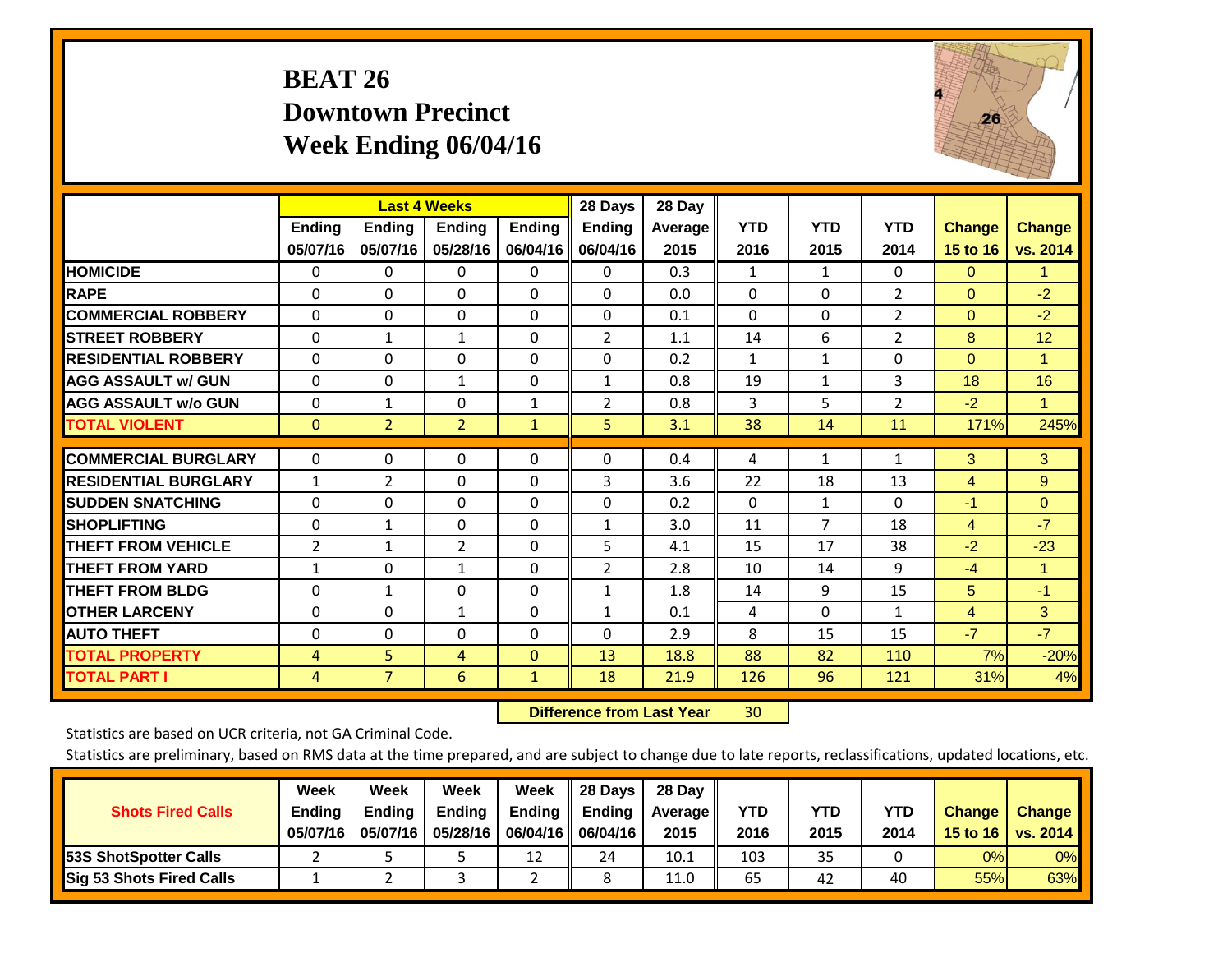# BEAT 26
## Downtown Precinct
## Week Ending 06/04/16

| | Last 4 Weeks | | | | 28 Days | 28 Day | | | | | |
|---|---|---|---|---|---|---|---|---|---|---|---|
| | Ending 05/07/16 | Ending 05/07/16 | Ending 05/28/16 | Ending 06/04/16 | Ending 06/04/16 | Average 2015 | YTD 2016 | YTD 2015 | YTD 2014 | Change 15 to 16 | Change vs. 2014 |
| HOMICIDE | 0 | 0 | 0 | 0 | 0 | 0.3 | 1 | 1 | 0 | 0 | 1 |
| RAPE | 0 | 0 | 0 | 0 | 0 | 0.0 | 0 | 0 | 2 | 0 | -2 |
| COMMERCIAL ROBBERY | 0 | 0 | 0 | 0 | 0 | 0.1 | 0 | 0 | 2 | 0 | -2 |
| STREET ROBBERY | 0 | 1 | 1 | 0 | 2 | 1.1 | 14 | 6 | 2 | 8 | 12 |
| RESIDENTIAL ROBBERY | 0 | 0 | 0 | 0 | 0 | 0.2 | 1 | 1 | 0 | 0 | 1 |
| AGG ASSAULT w/ GUN | 0 | 0 | 1 | 0 | 1 | 0.8 | 19 | 1 | 3 | 18 | 16 |
| AGG ASSAULT w/o GUN | 0 | 1 | 0 | 1 | 2 | 0.8 | 3 | 5 | 2 | -2 | 1 |
| TOTAL VIOLENT | 0 | 2 | 2 | 1 | 5 | 3.1 | 38 | 14 | 11 | 171% | 245% |
| COMMERCIAL BURGLARY | 0 | 0 | 0 | 0 | 0 | 0.4 | 4 | 1 | 1 | 3 | 3 |
| RESIDENTIAL BURGLARY | 1 | 2 | 0 | 0 | 3 | 3.6 | 22 | 18 | 13 | 4 | 9 |
| SUDDEN SNATCHING | 0 | 0 | 0 | 0 | 0 | 0.2 | 0 | 1 | 0 | -1 | 0 |
| SHOPLIFTING | 0 | 1 | 0 | 0 | 1 | 3.0 | 11 | 7 | 18 | 4 | -7 |
| THEFT FROM VEHICLE | 2 | 1 | 2 | 0 | 5 | 4.1 | 15 | 17 | 38 | -2 | -23 |
| THEFT FROM YARD | 1 | 0 | 1 | 0 | 2 | 2.8 | 10 | 14 | 9 | -4 | 1 |
| THEFT FROM BLDG | 0 | 1 | 0 | 0 | 1 | 1.8 | 14 | 9 | 15 | 5 | -1 |
| OTHER LARCENY | 0 | 0 | 1 | 0 | 1 | 0.1 | 4 | 0 | 1 | 4 | 3 |
| AUTO THEFT | 0 | 0 | 0 | 0 | 0 | 2.9 | 8 | 15 | 15 | -7 | -7 |
| TOTAL PROPERTY | 4 | 5 | 4 | 0 | 13 | 18.8 | 88 | 82 | 110 | 7% | -20% |
| TOTAL PART I | 4 | 7 | 6 | 1 | 18 | 21.9 | 126 | 96 | 121 | 31% | 4% |

**Difference from Last Year** 30

Statistics are based on UCR criteria, not GA Criminal Code.

Statistics are preliminary, based on RMS data at the time prepared, and are subject to change due to late reports, reclassifications, updated locations, etc.

| Shots Fired Calls | Week Ending 05/07/16 | Week Ending 05/07/16 | Week Ending 05/28/16 | Week Ending 06/04/16 | 28 Days Ending 06/04/16 | 28 Day Average 2015 | YTD 2016 | YTD 2015 | YTD 2014 | Change 15 to 16 | Change vs. 2014 |
|---|---|---|---|---|---|---|---|---|---|---|---|
| 53S ShotSpotter Calls | 2 | 5 | 5 | 12 | 24 | 10.1 | 103 | 35 | 0 | 0% | 0% |
| Sig 53 Shots Fired Calls | 1 | 2 | 3 | 2 | 8 | 11.0 | 65 | 42 | 40 | 55% | 63% |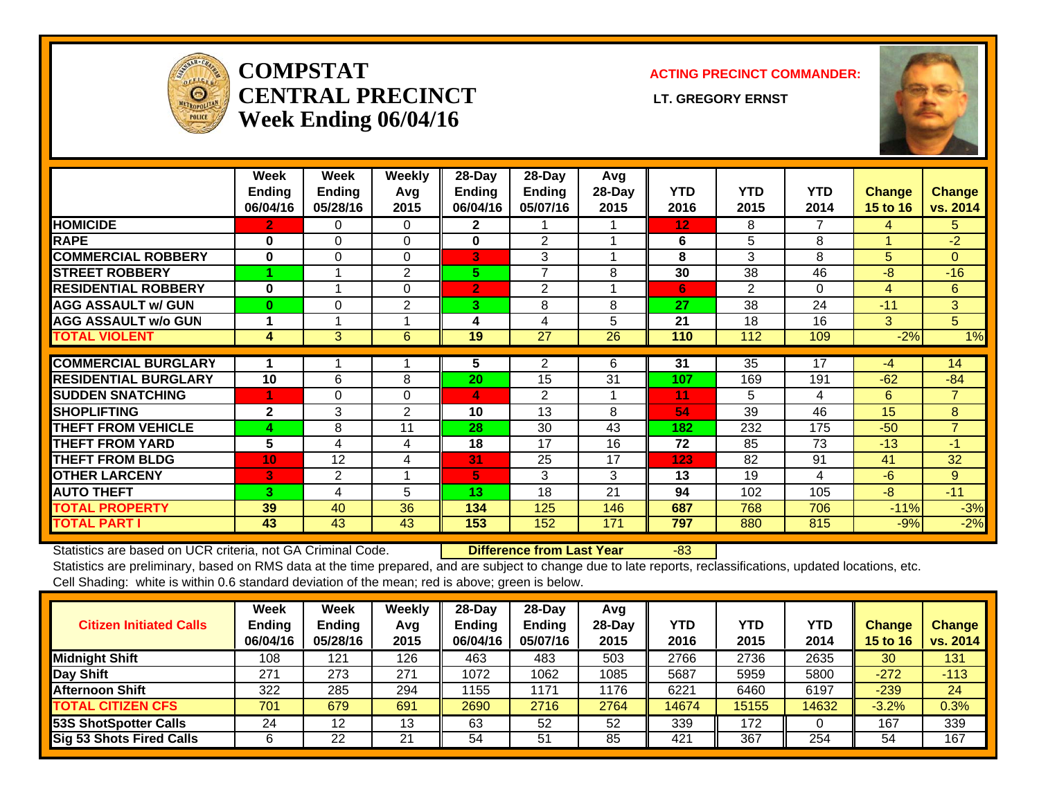# COMPSTAT
# CENTRAL PRECINCT
# Week Ending 06/04/16

**ACTING PRECINCT COMMANDER:**

**LT. GREGORY ERNST**

| | Week Ending 06/04/16 | Week Ending 05/28/16 | Weekly Avg 2015 | 28-Day Ending 06/04/16 | 28-Day Ending 05/07/16 | Avg 28-Day 2015 | YTD 2016 | YTD 2015 | YTD 2014 | Change 15 to 16 | Change vs. 2014 |
|---|---|---|---|---|---|---|---|---|---|---|---|
| **HOMICIDE** | 2 | 0 | 0 | 2 | 1 | 1 | 12 | 8 | 7 | 4 | 5 |
| **RAPE** | 0 | 0 | 0 | 0 | 2 | 1 | 6 | 5 | 8 | 1 | -2 |
| **COMMERCIAL ROBBERY** | 0 | 0 | 0 | 3 | 3 | 1 | 8 | 3 | 8 | 5 | 0 |
| **STREET ROBBERY** | 1 | 1 | 2 | 5 | 7 | 8 | 30 | 38 | 46 | -8 | -16 |
| **RESIDENTIAL ROBBERY** | 0 | 1 | 0 | 2 | 2 | 1 | 6 | 2 | 0 | 4 | 6 |
| **AGG ASSAULT w/ GUN** | 0 | 0 | 2 | 3 | 8 | 8 | 27 | 38 | 24 | -11 | 3 |
| **AGG ASSAULT w/o GUN** | 1 | 1 | 1 | 4 | 4 | 5 | 21 | 18 | 16 | 3 | 5 |
| **TOTAL VIOLENT** | 4 | 3 | 6 | 19 | 27 | 26 | 110 | 112 | 109 | -2% | 1% |
| **COMMERCIAL BURGLARY** | 1 | 1 | 1 | 5 | 2 | 6 | 31 | 35 | 17 | -4 | 14 |
| **RESIDENTIAL BURGLARY** | 10 | 6 | 8 | 20 | 15 | 31 | 107 | 169 | 191 | -62 | -84 |
| **SUDDEN SNATCHING** | 1 | 0 | 0 | 4 | 2 | 1 | 11 | 5 | 4 | 6 | 7 |
| **SHOPLIFTING** | 2 | 3 | 2 | 10 | 13 | 8 | 54 | 39 | 46 | 15 | 8 |
| **THEFT FROM VEHICLE** | 4 | 8 | 11 | 28 | 30 | 43 | 182 | 232 | 175 | -50 | 7 |
| **THEFT FROM YARD** | 5 | 4 | 4 | 18 | 17 | 16 | 72 | 85 | 73 | -13 | -1 |
| **THEFT FROM BLDG** | 10 | 12 | 4 | 31 | 25 | 17 | 123 | 82 | 91 | 41 | 32 |
| **OTHER LARCENY** | 3 | 2 | 1 | 5 | 3 | 3 | 13 | 19 | 4 | -6 | 9 |
| **AUTO THEFT** | 3 | 4 | 5 | 13 | 18 | 21 | 94 | 102 | 105 | -8 | -11 |
| **TOTAL PROPERTY** | 39 | 40 | 36 | 134 | 125 | 146 | 687 | 768 | 706 | -11% | -3% |
| **TOTAL PART I** | 43 | 43 | 43 | 153 | 152 | 171 | 797 | 880 | 815 | -9% | -2% |

Statistics are based on UCR criteria, not GA Criminal Code. **Difference from Last Year** -83

Statistics are preliminary, based on RMS data at the time prepared, and are subject to change due to late reports, reclassifications, updated locations, etc.

Cell Shading: white is within 0.6 standard deviation of the mean; red is above; green is below.

| Citizen Initiated Calls | Week Ending 06/04/16 | Week Ending 05/28/16 | Weekly Avg 2015 | 28-Day Ending 06/04/16 | 28-Day Ending 05/07/16 | Avg 28-Day 2015 | YTD 2016 | YTD 2015 | YTD 2014 | Change 15 to 16 | Change vs. 2014 |
|---|---|---|---|---|---|---|---|---|---|---|---|
| **Midnight Shift** | 108 | 121 | 126 | 463 | 483 | 503 | 2766 | 2736 | 2635 | 30 | 131 |
| **Day Shift** | 271 | 273 | 271 | 1072 | 1062 | 1085 | 5687 | 5959 | 5800 | -272 | -113 |
| **Afternoon Shift** | 322 | 285 | 294 | 1155 | 1171 | 1176 | 6221 | 6460 | 6197 | -239 | 24 |
| **TOTAL CITIZEN CFS** | 701 | 679 | 691 | 2690 | 2716 | 2764 | 14674 | 15155 | 14632 | -3.2% | 0.3% |
| **53S ShotSpotter Calls** | 24 | 12 | 13 | 63 | 52 | 52 | 339 | 172 | 0 | 167 | 339 |
| **Sig 53 Shots Fired Calls** | 6 | 22 | 21 | 54 | 51 | 85 | 421 | 367 | 254 | 54 | 167 |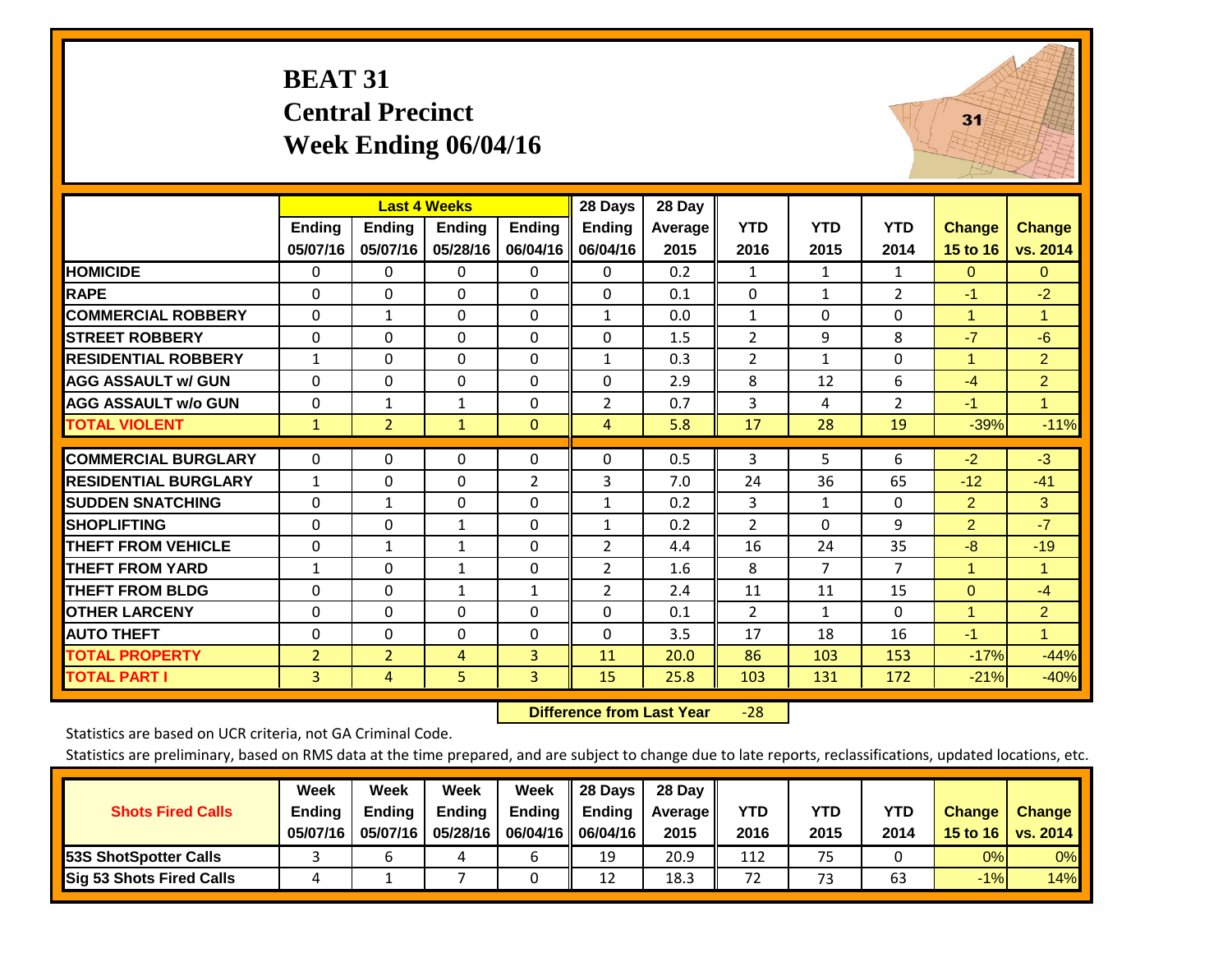# BEAT 31
## Central Precinct
## Week Ending 06/04/16

| | Last 4 Weeks | | | | 28 Days | 28 Day | | | | | |
|---|---|---|---|---|---|---|---|---|---|---|---|
| | Ending 05/07/16 | Ending 05/07/16 | Ending 05/28/16 | Ending 06/04/16 | Ending 06/04/16 | Average 2015 | YTD 2016 | YTD 2015 | YTD 2014 | Change 15 to 16 | Change vs. 2014 |
| HOMICIDE | 0 | 0 | 0 | 0 | 0 | 0.2 | 1 | 1 | 1 | 0 | 0 |
| RAPE | 0 | 0 | 0 | 0 | 0 | 0.1 | 0 | 1 | 2 | -1 | -2 |
| COMMERCIAL ROBBERY | 0 | 1 | 0 | 0 | 1 | 0.0 | 1 | 0 | 0 | 1 | 1 |
| STREET ROBBERY | 0 | 0 | 0 | 0 | 0 | 1.5 | 2 | 9 | 8 | -7 | -6 |
| RESIDENTIAL ROBBERY | 1 | 0 | 0 | 0 | 1 | 0.3 | 2 | 1 | 0 | 1 | 2 |
| AGG ASSAULT w/ GUN | 0 | 0 | 0 | 0 | 0 | 2.9 | 8 | 12 | 6 | -4 | 2 |
| AGG ASSAULT w/o GUN | 0 | 1 | 1 | 0 | 2 | 0.7 | 3 | 4 | 2 | -1 | 1 |
| TOTAL VIOLENT | 1 | 2 | 1 | 0 | 4 | 5.8 | 17 | 28 | 19 | -39% | -11% |
| COMMERCIAL BURGLARY | 0 | 0 | 0 | 0 | 0 | 0.5 | 3 | 5 | 6 | -2 | -3 |
| RESIDENTIAL BURGLARY | 1 | 0 | 0 | 2 | 3 | 7.0 | 24 | 36 | 65 | -12 | -41 |
| SUDDEN SNATCHING | 0 | 1 | 0 | 0 | 1 | 0.2 | 3 | 1 | 0 | 2 | 3 |
| SHOPLIFTING | 0 | 0 | 1 | 0 | 1 | 0.2 | 2 | 0 | 9 | 2 | -7 |
| THEFT FROM VEHICLE | 0 | 1 | 1 | 0 | 2 | 4.4 | 16 | 24 | 35 | -8 | -19 |
| THEFT FROM YARD | 1 | 0 | 1 | 0 | 2 | 1.6 | 8 | 7 | 7 | 1 | 1 |
| THEFT FROM BLDG | 0 | 0 | 1 | 1 | 2 | 2.4 | 11 | 11 | 15 | 0 | -4 |
| OTHER LARCENY | 0 | 0 | 0 | 0 | 0 | 0.1 | 2 | 1 | 0 | 1 | 2 |
| AUTO THEFT | 0 | 0 | 0 | 0 | 0 | 3.5 | 17 | 18 | 16 | -1 | 1 |
| TOTAL PROPERTY | 2 | 2 | 4 | 3 | 11 | 20.0 | 86 | 103 | 153 | -17% | -44% |
| TOTAL PART I | 3 | 4 | 5 | 3 | 15 | 25.8 | 103 | 131 | 172 | -21% | -40% |

**Difference from Last Year** -28

Statistics are based on UCR criteria, not GA Criminal Code.

Statistics are preliminary, based on RMS data at the time prepared, and are subject to change due to late reports, reclassifications, updated locations, etc.

| Shots Fired Calls | Week Ending 05/07/16 | Week Ending 05/07/16 | Week Ending 05/28/16 | Week Ending 06/04/16 | 28 Days Ending 06/04/16 | 28 Day Average 2015 | YTD 2016 | YTD 2015 | YTD 2014 | Change 15 to 16 | Change vs. 2014 |
|---|---|---|---|---|---|---|---|---|---|---|---|
| 53S ShotSpotter Calls | 3 | 6 | 4 | 6 | 19 | 20.9 | 112 | 75 | 0 | 0% | 0% |
| Sig 53 Shots Fired Calls | 4 | 1 | 7 | 0 | 12 | 18.3 | 72 | 73 | 63 | -1% | 14% |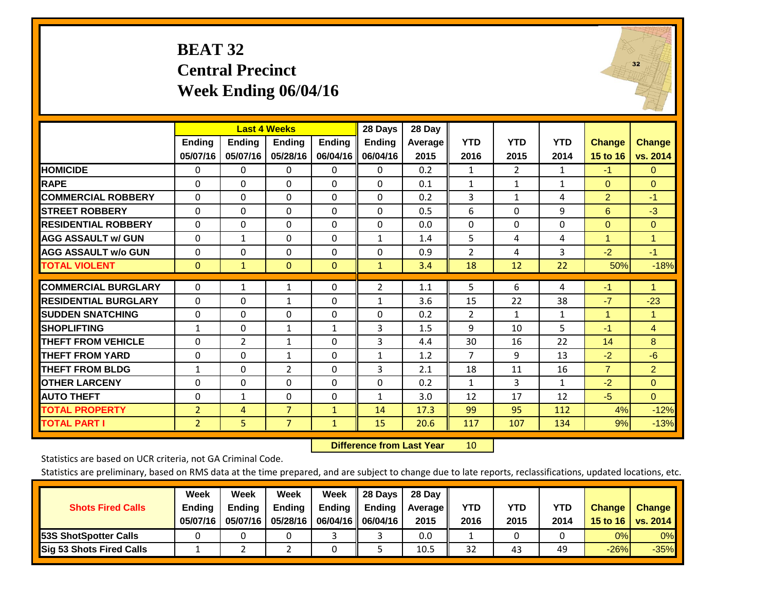# BEAT 32
## Central Precinct
## Week Ending 06/04/16

| | Last 4 Weeks | | | | 28 Days | 28 Day | YTD | YTD | YTD | Change | Change |
|---|---|---|---|---|---|---|---|---|---|---|---|
| | Ending 05/07/16 | Ending 05/07/16 | Ending 05/28/16 | Ending 06/04/16 | Ending 06/04/16 | Average 2015 | 2016 | 2015 | 2014 | 15 to 16 | vs. 2014 |
| **HOMICIDE** | 0 | 0 | 0 | 0 | 0 | 0.2 | 1 | 2 | 1 | -1 | 0 |
| **RAPE** | 0 | 0 | 0 | 0 | 0 | 0.1 | 1 | 1 | 1 | 0 | 0 |
| **COMMERCIAL ROBBERY** | 0 | 0 | 0 | 0 | 0 | 0.2 | 3 | 1 | 4 | 2 | -1 |
| **STREET ROBBERY** | 0 | 0 | 0 | 0 | 0 | 0.5 | 6 | 0 | 9 | 6 | -3 |
| **RESIDENTIAL ROBBERY** | 0 | 0 | 0 | 0 | 0 | 0.0 | 0 | 0 | 0 | 0 | 0 |
| **AGG ASSAULT w/ GUN** | 0 | 1 | 0 | 0 | 1 | 1.4 | 5 | 4 | 4 | 1 | 1 |
| **AGG ASSAULT w/o GUN** | 0 | 0 | 0 | 0 | 0 | 0.9 | 2 | 4 | 3 | -2 | -1 |
| **TOTAL VIOLENT** | 0 | 1 | 0 | 0 | 1 | 3.4 | 18 | 12 | 22 | 50% | -18% |
| **COMMERCIAL BURGLARY** | 0 | 1 | 1 | 0 | 2 | 1.1 | 5 | 6 | 4 | -1 | 1 |
| **RESIDENTIAL BURGLARY** | 0 | 0 | 1 | 0 | 1 | 3.6 | 15 | 22 | 38 | -7 | -23 |
| **SUDDEN SNATCHING** | 0 | 0 | 0 | 0 | 0 | 0.2 | 2 | 1 | 1 | 1 | 1 |
| **SHOPLIFTING** | 1 | 0 | 1 | 1 | 3 | 1.5 | 9 | 10 | 5 | -1 | 4 |
| **THEFT FROM VEHICLE** | 0 | 2 | 1 | 0 | 3 | 4.4 | 30 | 16 | 22 | 14 | 8 |
| **THEFT FROM YARD** | 0 | 0 | 1 | 0 | 1 | 1.2 | 7 | 9 | 13 | -2 | -6 |
| **THEFT FROM BLDG** | 1 | 0 | 2 | 0 | 3 | 2.1 | 18 | 11 | 16 | 7 | 2 |
| **OTHER LARCENY** | 0 | 0 | 0 | 0 | 0 | 0.2 | 1 | 3 | 1 | -2 | 0 |
| **AUTO THEFT** | 0 | 1 | 0 | 0 | 1 | 3.0 | 12 | 17 | 12 | -5 | 0 |
| **TOTAL PROPERTY** | 2 | 4 | 7 | 1 | 14 | 17.3 | 99 | 95 | 112 | 4% | -12% |
| **TOTAL PART I** | 2 | 5 | 7 | 1 | 15 | 20.6 | 117 | 107 | 134 | 9% | -13% |

**Difference from Last Year** 10

Statistics are based on UCR criteria, not GA Criminal Code.

Statistics are preliminary, based on RMS data at the time prepared, and are subject to change due to late reports, reclassifications, updated locations, etc.

| Shots Fired Calls | Week Ending 05/07/16 | Week Ending 05/07/16 | Week Ending 05/28/16 | Week Ending 06/04/16 | 28 Days Ending 06/04/16 | 28 Day Average 2015 | YTD 2016 | YTD 2015 | YTD 2014 | Change 15 to 16 | Change vs. 2014 |
|---|---|---|---|---|---|---|---|---|---|---|---|
| **53S ShotSpotter Calls** | 0 | 0 | 0 | 3 | 3 | 0.0 | 1 | 0 | 0 | 0% | 0% |
| **Sig 53 Shots Fired Calls** | 1 | 2 | 2 | 0 | 5 | 10.5 | 32 | 43 | 49 | -26% | -35% |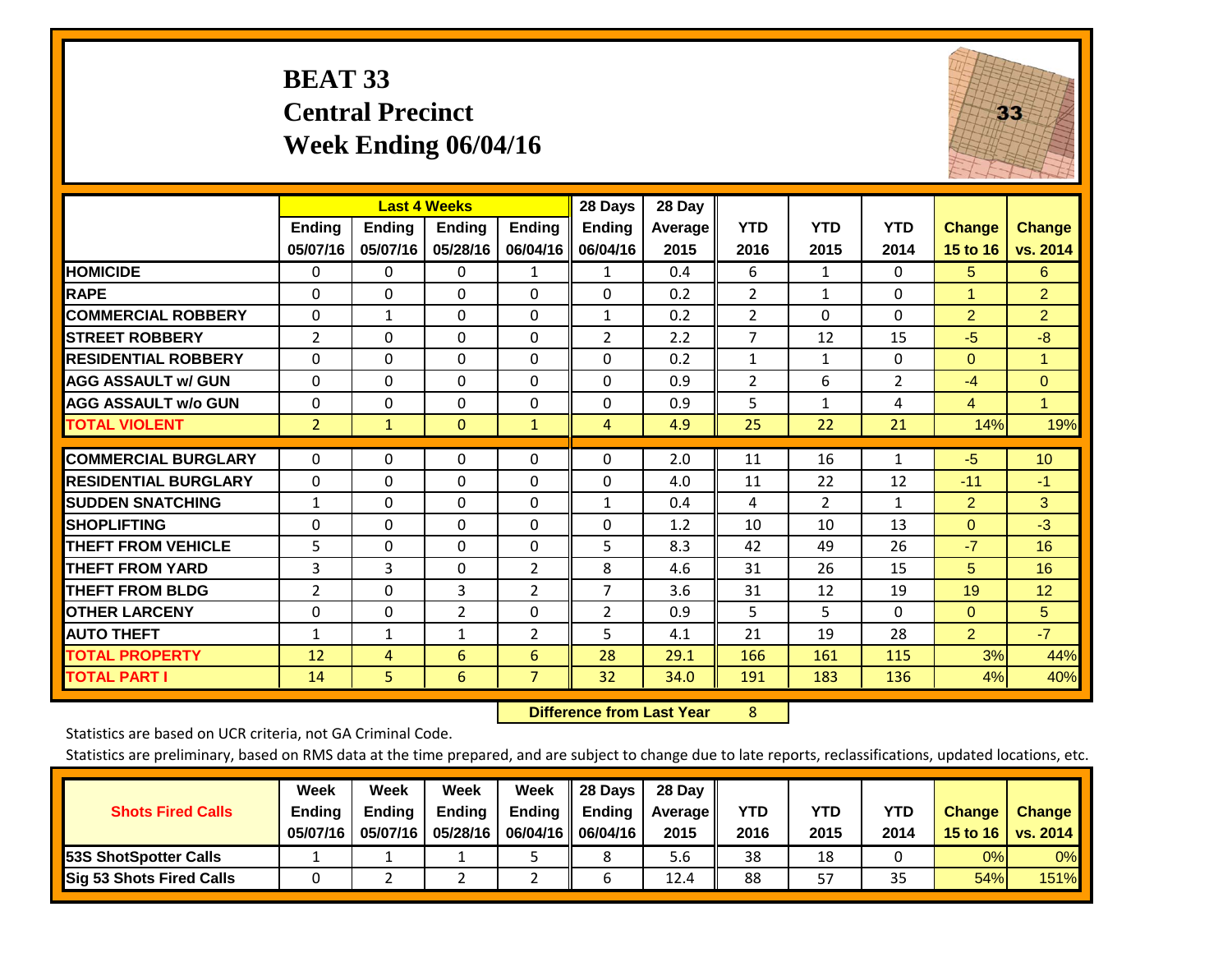# BEAT 33
## Central Precinct
## Week Ending 06/04/16

| | Last 4 Weeks | | | | 28 Days | 28 Day | | | | | |
|---|---|---|---|---|---|---|---|---|---|---|---|
| | Ending 05/07/16 | Ending 05/07/16 | Ending 05/28/16 | Ending 06/04/16 | Ending 06/04/16 | Average 2015 | YTD 2016 | YTD 2015 | YTD 2014 | Change 15 to 16 | Change vs. 2014 |
| HOMICIDE | 0 | 0 | 0 | 1 | 1 | 0.4 | 6 | 1 | 0 | 5 | 6 |
| RAPE | 0 | 0 | 0 | 0 | 0 | 0.2 | 2 | 1 | 0 | 1 | 2 |
| COMMERCIAL ROBBERY | 0 | 1 | 0 | 0 | 1 | 0.2 | 2 | 0 | 0 | 2 | 2 |
| STREET ROBBERY | 2 | 0 | 0 | 0 | 2 | 2.2 | 7 | 12 | 15 | -5 | -8 |
| RESIDENTIAL ROBBERY | 0 | 0 | 0 | 0 | 0 | 0.2 | 1 | 1 | 0 | 0 | 1 |
| AGG ASSAULT w/ GUN | 0 | 0 | 0 | 0 | 0 | 0.9 | 2 | 6 | 2 | -4 | 0 |
| AGG ASSAULT w/o GUN | 0 | 0 | 0 | 0 | 0 | 0.9 | 5 | 1 | 4 | 4 | 1 |
| TOTAL VIOLENT | 2 | 1 | 0 | 1 | 4 | 4.9 | 25 | 22 | 21 | 14% | 19% |
| COMMERCIAL BURGLARY | 0 | 0 | 0 | 0 | 0 | 2.0 | 11 | 16 | 1 | -5 | 10 |
| RESIDENTIAL BURGLARY | 0 | 0 | 0 | 0 | 0 | 4.0 | 11 | 22 | 12 | -11 | -1 |
| SUDDEN SNATCHING | 1 | 0 | 0 | 0 | 1 | 0.4 | 4 | 2 | 1 | 2 | 3 |
| SHOPLIFTING | 0 | 0 | 0 | 0 | 0 | 1.2 | 10 | 10 | 13 | 0 | -3 |
| THEFT FROM VEHICLE | 5 | 0 | 0 | 0 | 5 | 8.3 | 42 | 49 | 26 | -7 | 16 |
| THEFT FROM YARD | 3 | 3 | 0 | 2 | 8 | 4.6 | 31 | 26 | 15 | 5 | 16 |
| THEFT FROM BLDG | 2 | 0 | 3 | 2 | 7 | 3.6 | 31 | 12 | 19 | 19 | 12 |
| OTHER LARCENY | 0 | 0 | 2 | 0 | 2 | 0.9 | 5 | 5 | 0 | 0 | 5 |
| AUTO THEFT | 1 | 1 | 1 | 2 | 5 | 4.1 | 21 | 19 | 28 | 2 | -7 |
| TOTAL PROPERTY | 12 | 4 | 6 | 6 | 28 | 29.1 | 166 | 161 | 115 | 3% | 44% |
| TOTAL PART I | 14 | 5 | 6 | 7 | 32 | 34.0 | 191 | 183 | 136 | 4% | 40% |

**Difference from Last Year** 8

Statistics are based on UCR criteria, not GA Criminal Code.

Statistics are preliminary, based on RMS data at the time prepared, and are subject to change due to late reports, reclassifications, updated locations, etc.

| Shots Fired Calls | Week Ending 05/07/16 | Week Ending 05/07/16 | Week Ending 05/28/16 | Week Ending 06/04/16 | 28 Days Ending 06/04/16 | 28 Day Average 2015 | YTD 2016 | YTD 2015 | YTD 2014 | Change 15 to 16 | Change vs. 2014 |
|---|---|---|---|---|---|---|---|---|---|---|---|
| 53S ShotSpotter Calls | 1 | 1 | 1 | 5 | 8 | 5.6 | 38 | 18 | 0 | 0% | 0% |
| Sig 53 Shots Fired Calls | 0 | 2 | 2 | 2 | 6 | 12.4 | 88 | 57 | 35 | 54% | 151% |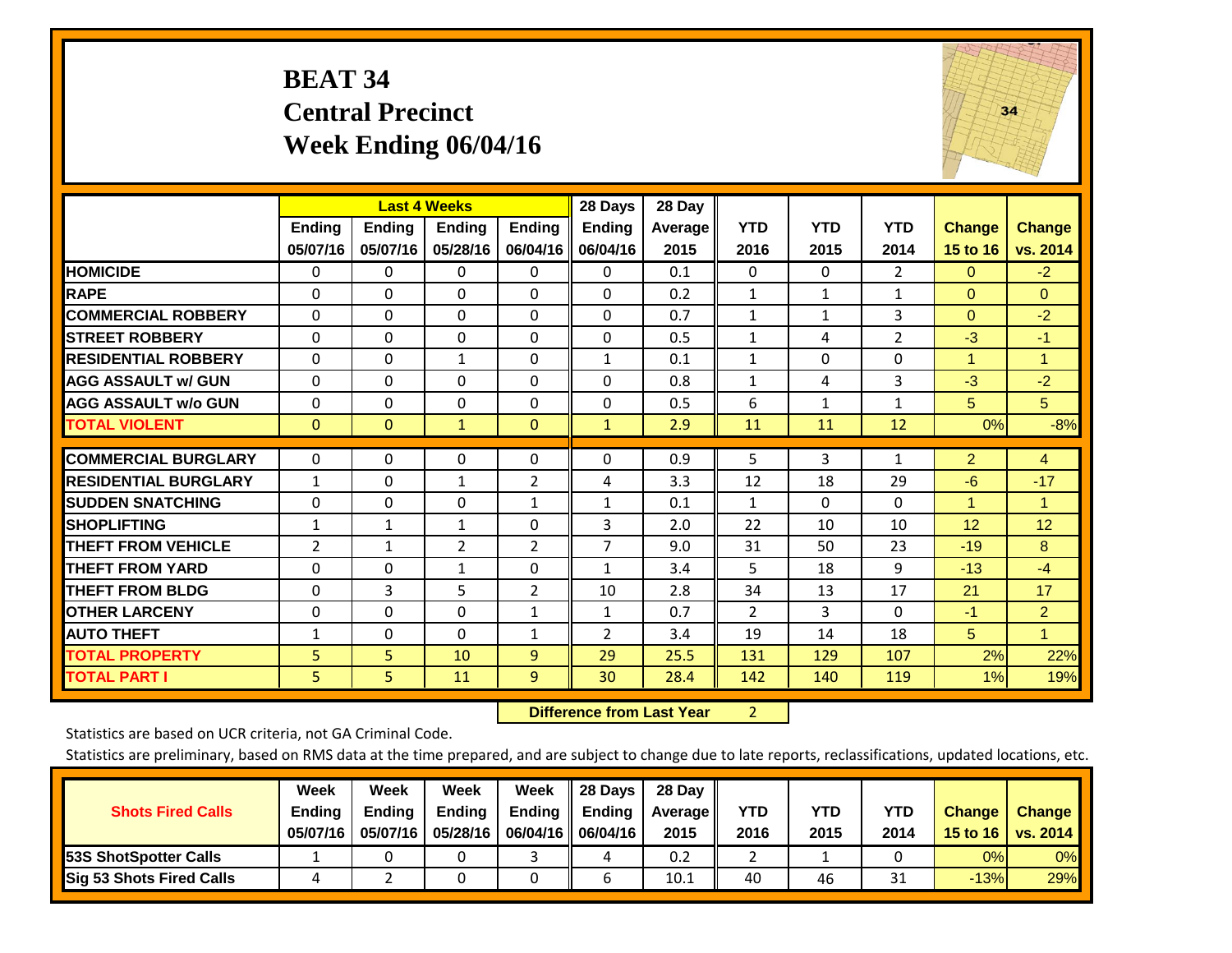# BEAT 34
## Central Precinct
## Week Ending 06/04/16

| | Last 4 Weeks | | | | 28 Days | 28 Day | | | | | |
|---|---|---|---|---|---|---|---|---|---|---|---|
| | Ending 05/07/16 | Ending 05/07/16 | Ending 05/28/16 | Ending 06/04/16 | Ending 06/04/16 | Average 2015 | YTD 2016 | YTD 2015 | YTD 2014 | Change 15 to 16 | Change vs. 2014 |
| **HOMICIDE** | 0 | 0 | 0 | 0 | 0 | 0.1 | 0 | 0 | 2 | 0 | -2 |
| **RAPE** | 0 | 0 | 0 | 0 | 0 | 0.2 | 1 | 1 | 1 | 0 | 0 |
| **COMMERCIAL ROBBERY** | 0 | 0 | 0 | 0 | 0 | 0.7 | 1 | 1 | 3 | 0 | -2 |
| **STREET ROBBERY** | 0 | 0 | 0 | 0 | 0 | 0.5 | 1 | 4 | 2 | -3 | -1 |
| **RESIDENTIAL ROBBERY** | 0 | 0 | 1 | 0 | 1 | 0.1 | 1 | 0 | 0 | 1 | 1 |
| **AGG ASSAULT w/ GUN** | 0 | 0 | 0 | 0 | 0 | 0.8 | 1 | 4 | 3 | -3 | -2 |
| **AGG ASSAULT w/o GUN** | 0 | 0 | 0 | 0 | 0 | 0.5 | 6 | 1 | 1 | 5 | 5 |
| **TOTAL VIOLENT** | 0 | 0 | 1 | 0 | 1 | 2.9 | 11 | 11 | 12 | 0% | -8% |
| **COMMERCIAL BURGLARY** | 0 | 0 | 0 | 0 | 0 | 0.9 | 5 | 3 | 1 | 2 | 4 |
| **RESIDENTIAL BURGLARY** | 1 | 0 | 1 | 2 | 4 | 3.3 | 12 | 18 | 29 | -6 | -17 |
| **SUDDEN SNATCHING** | 0 | 0 | 0 | 1 | 1 | 0.1 | 1 | 0 | 0 | 1 | 1 |
| **SHOPLIFTING** | 1 | 1 | 1 | 0 | 3 | 2.0 | 22 | 10 | 10 | 12 | 12 |
| **THEFT FROM VEHICLE** | 2 | 1 | 2 | 2 | 7 | 9.0 | 31 | 50 | 23 | -19 | 8 |
| **THEFT FROM YARD** | 0 | 0 | 1 | 0 | 1 | 3.4 | 5 | 18 | 9 | -13 | -4 |
| **THEFT FROM BLDG** | 0 | 3 | 5 | 2 | 10 | 2.8 | 34 | 13 | 17 | 21 | 17 |
| **OTHER LARCENY** | 0 | 0 | 0 | 1 | 1 | 0.7 | 2 | 3 | 0 | -1 | 2 |
| **AUTO THEFT** | 1 | 0 | 0 | 1 | 2 | 3.4 | 19 | 14 | 18 | 5 | 1 |
| **TOTAL PROPERTY** | 5 | 5 | 10 | 9 | 29 | 25.5 | 131 | 129 | 107 | 2% | 22% |
| **TOTAL PART I** | 5 | 5 | 11 | 9 | 30 | 28.4 | 142 | 140 | 119 | 1% | 19% |

**Difference from Last Year** 2

Statistics are based on UCR criteria, not GA Criminal Code.

Statistics are preliminary, based on RMS data at the time prepared, and are subject to change due to late reports, reclassifications, updated locations, etc.

| Shots Fired Calls | Week Ending 05/07/16 | Week Ending 05/07/16 | Week Ending 05/28/16 | Week Ending 06/04/16 | 28 Days Ending 06/04/16 | 28 Day Average 2015 | YTD 2016 | YTD 2015 | YTD 2014 | Change 15 to 16 | Change vs. 2014 |
|---|---|---|---|---|---|---|---|---|---|---|---|
| **53S ShotSpotter Calls** | 1 | 0 | 0 | 3 | 4 | 0.2 | 2 | 1 | 0 | 0% | 0% |
| **Sig 53 Shots Fired Calls** | 4 | 2 | 0 | 0 | 6 | 10.1 | 40 | 46 | 31 | -13% | 29% |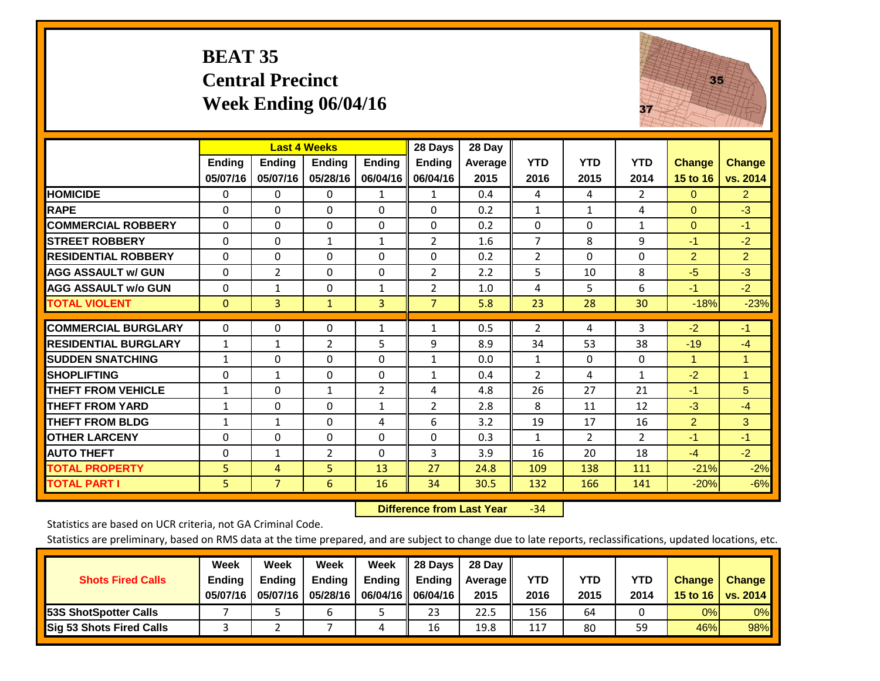# BEAT 35
## Central Precinct
## Week Ending 06/04/16

| | Last 4 Weeks | | | | 28 Days | 28 Day | | | | | |
|---|---|---|---|---|---|---|---|---|---|---|---|
| | Ending 05/07/16 | Ending 05/07/16 | Ending 05/28/16 | Ending 06/04/16 | Ending 06/04/16 | Average 2015 | YTD 2016 | YTD 2015 | YTD 2014 | Change 15 to 16 | Change vs. 2014 |
| HOMICIDE | 0 | 0 | 0 | 1 | 1 | 0.4 | 4 | 4 | 2 | 0 | 2 |
| RAPE | 0 | 0 | 0 | 0 | 0 | 0.2 | 1 | 1 | 4 | 0 | -3 |
| COMMERCIAL ROBBERY | 0 | 0 | 0 | 0 | 0 | 0.2 | 0 | 0 | 1 | 0 | -1 |
| STREET ROBBERY | 0 | 0 | 1 | 1 | 2 | 1.6 | 7 | 8 | 9 | -1 | -2 |
| RESIDENTIAL ROBBERY | 0 | 0 | 0 | 0 | 0 | 0.2 | 2 | 0 | 0 | 2 | 2 |
| AGG ASSAULT w/ GUN | 0 | 2 | 0 | 0 | 2 | 2.2 | 5 | 10 | 8 | -5 | -3 |
| AGG ASSAULT w/o GUN | 0 | 1 | 0 | 1 | 2 | 1.0 | 4 | 5 | 6 | -1 | -2 |
| TOTAL VIOLENT | 0 | 3 | 1 | 3 | 7 | 5.8 | 23 | 28 | 30 | -18% | -23% |
| COMMERCIAL BURGLARY | 0 | 0 | 0 | 1 | 1 | 0.5 | 2 | 4 | 3 | -2 | -1 |
| RESIDENTIAL BURGLARY | 1 | 1 | 2 | 5 | 9 | 8.9 | 34 | 53 | 38 | -19 | -4 |
| SUDDEN SNATCHING | 1 | 0 | 0 | 0 | 1 | 0.0 | 1 | 0 | 0 | 1 | 1 |
| SHOPLIFTING | 0 | 1 | 0 | 0 | 1 | 0.4 | 2 | 4 | 1 | -2 | 1 |
| THEFT FROM VEHICLE | 1 | 0 | 1 | 2 | 4 | 4.8 | 26 | 27 | 21 | -1 | 5 |
| THEFT FROM YARD | 1 | 0 | 0 | 1 | 2 | 2.8 | 8 | 11 | 12 | -3 | -4 |
| THEFT FROM BLDG | 1 | 1 | 0 | 4 | 6 | 3.2 | 19 | 17 | 16 | 2 | 3 |
| OTHER LARCENY | 0 | 0 | 0 | 0 | 0 | 0.3 | 1 | 2 | 2 | -1 | -1 |
| AUTO THEFT | 0 | 1 | 2 | 0 | 3 | 3.9 | 16 | 20 | 18 | -4 | -2 |
| TOTAL PROPERTY | 5 | 4 | 5 | 13 | 27 | 24.8 | 109 | 138 | 111 | -21% | -2% |
| TOTAL PART I | 5 | 7 | 6 | 16 | 34 | 30.5 | 132 | 166 | 141 | -20% | -6% |

**Difference from Last Year** -34

Statistics are based on UCR criteria, not GA Criminal Code.

Statistics are preliminary, based on RMS data at the time prepared, and are subject to change due to late reports, reclassifications, updated locations, etc.

| Shots Fired Calls | Week Ending 05/07/16 | Week Ending 05/07/16 | Week Ending 05/28/16 | Week Ending 06/04/16 | 28 Days Ending 06/04/16 | 28 Day Average 2015 | YTD 2016 | YTD 2015 | YTD 2014 | Change 15 to 16 | Change vs. 2014 |
|---|---|---|---|---|---|---|---|---|---|---|---|
| 53S ShotSpotter Calls | 7 | 5 | 6 | 5 | 23 | 22.5 | 156 | 64 | 0 | 0% | 0% |
| Sig 53 Shots Fired Calls | 3 | 2 | 7 | 4 | 16 | 19.8 | 117 | 80 | 59 | 46% | 98% |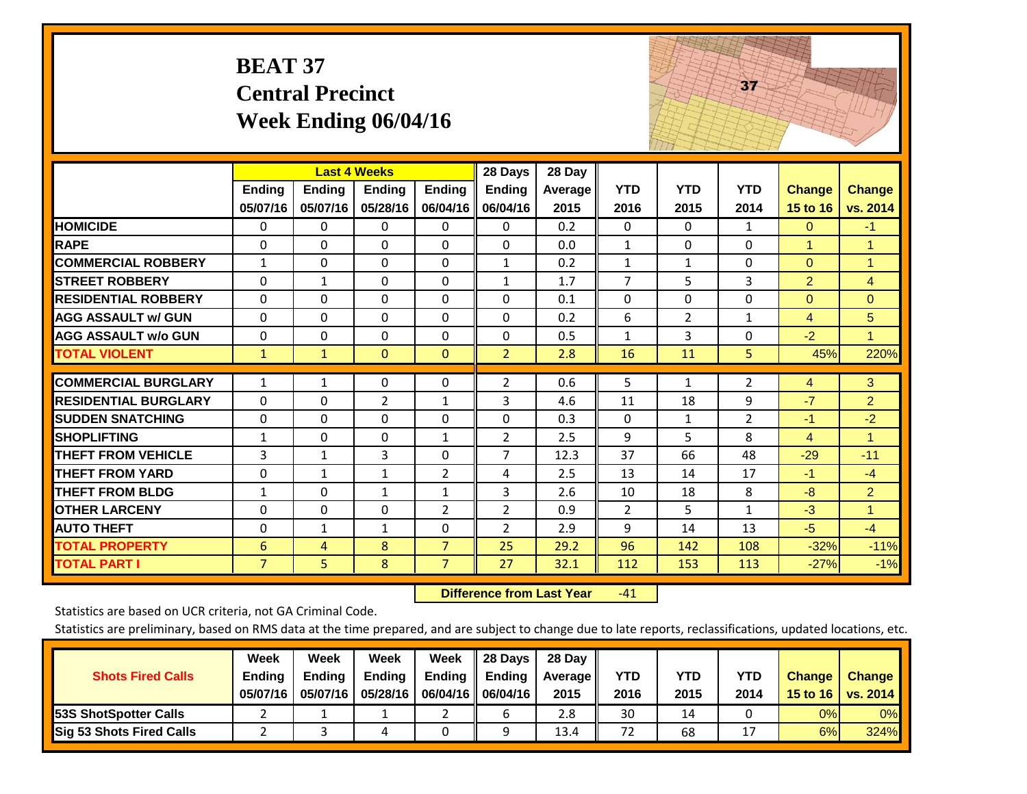# BEAT 37
## Central Precinct
## Week Ending 06/04/16

| | Last 4 Weeks | | | | 28 Days | 28 Day | | | | | |
|---|---|---|---|---|---|---|---|---|---|---|---|
| | Ending 05/07/16 | Ending 05/07/16 | Ending 05/28/16 | Ending 06/04/16 | Ending 06/04/16 | Average 2015 | YTD 2016 | YTD 2015 | YTD 2014 | Change 15 to 16 | Change vs. 2014 |
| HOMICIDE | 0 | 0 | 0 | 0 | 0 | 0.2 | 0 | 0 | 1 | 0 | -1 |
| RAPE | 0 | 0 | 0 | 0 | 0 | 0.0 | 1 | 0 | 0 | 1 | 1 |
| COMMERCIAL ROBBERY | 1 | 0 | 0 | 0 | 1 | 0.2 | 1 | 1 | 0 | 0 | 1 |
| STREET ROBBERY | 0 | 1 | 0 | 0 | 1 | 1.7 | 7 | 5 | 3 | 2 | 4 |
| RESIDENTIAL ROBBERY | 0 | 0 | 0 | 0 | 0 | 0.1 | 0 | 0 | 0 | 0 | 0 |
| AGG ASSAULT w/ GUN | 0 | 0 | 0 | 0 | 0 | 0.2 | 6 | 2 | 1 | 4 | 5 |
| AGG ASSAULT w/o GUN | 0 | 0 | 0 | 0 | 0 | 0.5 | 1 | 3 | 0 | -2 | 1 |
| TOTAL VIOLENT | 1 | 1 | 0 | 0 | 2 | 2.8 | 16 | 11 | 5 | 45% | 220% |
| COMMERCIAL BURGLARY | 1 | 1 | 0 | 0 | 2 | 0.6 | 5 | 1 | 2 | 4 | 3 |
| RESIDENTIAL BURGLARY | 0 | 0 | 2 | 1 | 3 | 4.6 | 11 | 18 | 9 | -7 | 2 |
| SUDDEN SNATCHING | 0 | 0 | 0 | 0 | 0 | 0.3 | 0 | 1 | 2 | -1 | -2 |
| SHOPLIFTING | 1 | 0 | 0 | 1 | 2 | 2.5 | 9 | 5 | 8 | 4 | 1 |
| THEFT FROM VEHICLE | 3 | 1 | 3 | 0 | 7 | 12.3 | 37 | 66 | 48 | -29 | -11 |
| THEFT FROM YARD | 0 | 1 | 1 | 2 | 4 | 2.5 | 13 | 14 | 17 | -1 | -4 |
| THEFT FROM BLDG | 1 | 0 | 1 | 1 | 3 | 2.6 | 10 | 18 | 8 | -8 | 2 |
| OTHER LARCENY | 0 | 0 | 0 | 2 | 2 | 0.9 | 2 | 5 | 1 | -3 | 1 |
| AUTO THEFT | 0 | 1 | 1 | 0 | 2 | 2.9 | 9 | 14 | 13 | -5 | -4 |
| TOTAL PROPERTY | 6 | 4 | 8 | 7 | 25 | 29.2 | 96 | 142 | 108 | -32% | -11% |
| TOTAL PART I | 7 | 5 | 8 | 7 | 27 | 32.1 | 112 | 153 | 113 | -27% | -1% |

**Difference from Last Year** -41

Statistics are based on UCR criteria, not GA Criminal Code.

Statistics are preliminary, based on RMS data at the time prepared, and are subject to change due to late reports, reclassifications, updated locations, etc.

| Shots Fired Calls | Week Ending 05/07/16 | Week Ending 05/07/16 | Week Ending 05/28/16 | Week Ending 06/04/16 | 28 Days Ending 06/04/16 | 28 Day Average 2015 | YTD 2016 | YTD 2015 | YTD 2014 | Change 15 to 16 | Change vs. 2014 |
|---|---|---|---|---|---|---|---|---|---|---|---|
| 53S ShotSpotter Calls | 2 | 1 | 1 | 2 | 6 | 2.8 | 30 | 14 | 0 | 0% | 0% |
| Sig 53 Shots Fired Calls | 2 | 3 | 4 | 0 | 9 | 13.4 | 72 | 68 | 17 | 6% | 324% |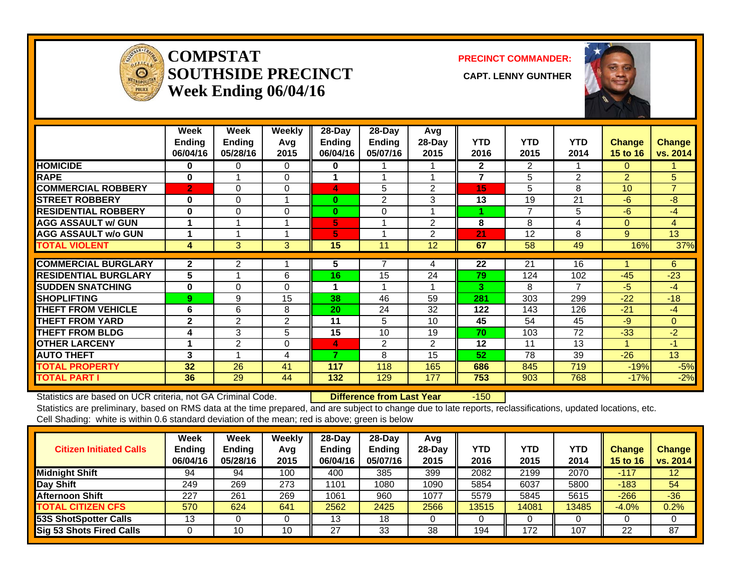# COMPSTAT SOUTHSIDE PRECINCT Week Ending 06/04/16

**PRECINCT COMMANDER:** CAPT. LENNY GUNTHER

| | Week Ending 06/04/16 | Week Ending 05/28/16 | Weekly Avg 2015 | 28-Day Ending 06/04/16 | 28-Day Ending 05/07/16 | Avg 28-Day 2015 | YTD 2016 | YTD 2015 | YTD 2014 | Change 15 to 16 | Change vs. 2014 |
|---|---|---|---|---|---|---|---|---|---|---|---|
| HOMICIDE | 0 | 0 | 0 | 0 | 1 | 1 | 2 | 2 | 1 | 0 | 1 |
| RAPE | 0 | 1 | 0 | 1 | 1 | 1 | 7 | 5 | 2 | 2 | 5 |
| COMMERCIAL ROBBERY | 2 | 0 | 0 | 4 | 5 | 2 | 15 | 5 | 8 | 10 | 7 |
| STREET ROBBERY | 0 | 0 | 1 | 0 | 2 | 3 | 13 | 19 | 21 | -6 | -8 |
| RESIDENTIAL ROBBERY | 0 | 0 | 0 | 0 | 0 | 1 | 1 | 7 | 5 | -6 | -4 |
| AGG ASSAULT w/ GUN | 1 | 1 | 1 | 5 | 1 | 2 | 8 | 8 | 4 | 0 | 4 |
| AGG ASSAULT w/o GUN | 1 | 1 | 1 | 5 | 1 | 2 | 21 | 12 | 8 | 9 | 13 |
| TOTAL VIOLENT | 4 | 3 | 3 | 15 | 11 | 12 | 67 | 58 | 49 | 16% | 37% |
| COMMERCIAL BURGLARY | 2 | 2 | 1 | 5 | 7 | 4 | 22 | 21 | 16 | 1 | 6 |
| RESIDENTIAL BURGLARY | 5 | 1 | 6 | 16 | 15 | 24 | 79 | 124 | 102 | -45 | -23 |
| SUDDEN SNATCHING | 0 | 0 | 0 | 1 | 1 | 1 | 3 | 8 | 7 | -5 | -4 |
| SHOPLIFTING | 9 | 9 | 15 | 38 | 46 | 59 | 281 | 303 | 299 | -22 | -18 |
| THEFT FROM VEHICLE | 6 | 6 | 8 | 20 | 24 | 32 | 122 | 143 | 126 | -21 | -4 |
| THEFT FROM YARD | 2 | 2 | 2 | 11 | 5 | 10 | 45 | 54 | 45 | -9 | 0 |
| THEFT FROM BLDG | 4 | 3 | 5 | 15 | 10 | 19 | 70 | 103 | 72 | -33 | -2 |
| OTHER LARCENY | 1 | 2 | 0 | 4 | 2 | 2 | 12 | 11 | 13 | 1 | -1 |
| AUTO THEFT | 3 | 1 | 4 | 7 | 8 | 15 | 52 | 78 | 39 | -26 | 13 |
| TOTAL PROPERTY | 32 | 26 | 41 | 117 | 118 | 165 | 686 | 845 | 719 | -19% | -5% |
| TOTAL PART I | 36 | 29 | 44 | 132 | 129 | 177 | 753 | 903 | 768 | -17% | -2% |

Statistics are based on UCR criteria, not GA Criminal Code. **Difference from Last Year** -150

Statistics are preliminary, based on RMS data at the time prepared, and are subject to change due to late reports, reclassifications, updated locations, etc.

Cell Shading: white is within 0.6 standard deviation of the mean; red is above; green is below

| Citizen Initiated Calls | Week Ending 06/04/16 | Week Ending 05/28/16 | Weekly Avg 2015 | 28-Day Ending 06/04/16 | 28-Day Ending 05/07/16 | Avg 28-Day 2015 | YTD 2016 | YTD 2015 | YTD 2014 | Change 15 to 16 | Change vs. 2014 |
|---|---|---|---|---|---|---|---|---|---|---|---|
| Midnight Shift | 94 | 94 | 100 | 400 | 385 | 399 | 2082 | 2199 | 2070 | -117 | 12 |
| Day Shift | 249 | 269 | 273 | 1101 | 1080 | 1090 | 5854 | 6037 | 5800 | -183 | 54 |
| Afternoon Shift | 227 | 261 | 269 | 1061 | 960 | 1077 | 5579 | 5845 | 5615 | -266 | -36 |
| TOTAL CITIZEN CFS | 570 | 624 | 641 | 2562 | 2425 | 2566 | 13515 | 14081 | 13485 | -4.0% | 0.2% |
| 53S ShotSpotter Calls | 13 | 0 | 0 | 13 | 18 | 0 | 0 | 0 | 0 | 0 | 0 |
| Sig 53 Shots Fired Calls | 0 | 10 | 10 | 27 | 33 | 38 | 194 | 172 | 107 | 22 | 87 |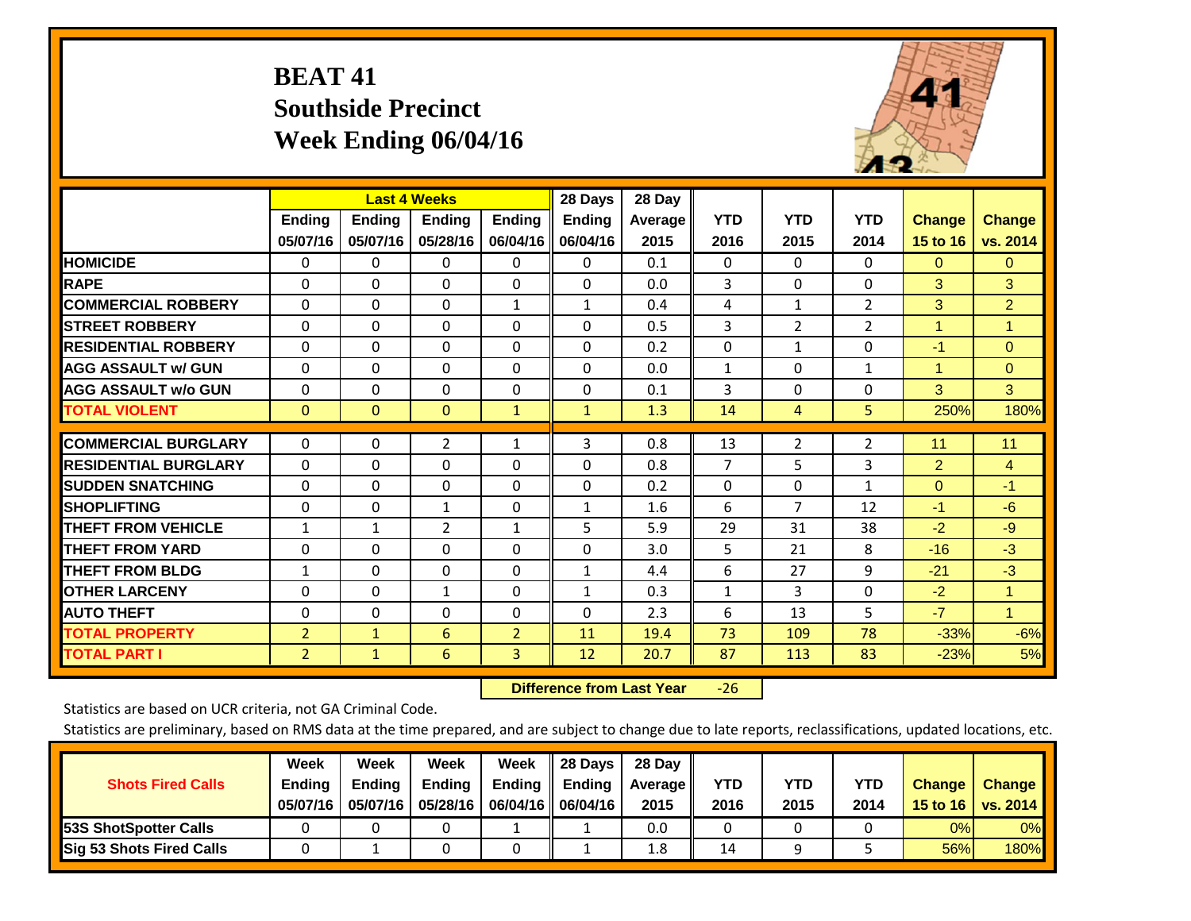# BEAT 41
# Southside Precinct
# Week Ending 06/04/16

| | Last 4 Weeks | | | | 28 Days | 28 Day | | | | | |
|---|---|---|---|---|---|---|---|---|---|---|---|
| | Ending 05/07/16 | Ending 05/07/16 | Ending 05/28/16 | Ending 06/04/16 | Ending 06/04/16 | Average 2015 | YTD 2016 | YTD 2015 | YTD 2014 | Change 15 to 16 | Change vs. 2014 |
| HOMICIDE | 0 | 0 | 0 | 0 | 0 | 0.1 | 0 | 0 | 0 | 0 | 0 |
| RAPE | 0 | 0 | 0 | 0 | 0 | 0.0 | 3 | 0 | 0 | 3 | 3 |
| COMMERCIAL ROBBERY | 0 | 0 | 0 | 1 | 1 | 0.4 | 4 | 1 | 2 | 3 | 2 |
| STREET ROBBERY | 0 | 0 | 0 | 0 | 0 | 0.5 | 3 | 2 | 2 | 1 | 1 |
| RESIDENTIAL ROBBERY | 0 | 0 | 0 | 0 | 0 | 0.2 | 0 | 1 | 0 | -1 | 0 |
| AGG ASSAULT w/ GUN | 0 | 0 | 0 | 0 | 0 | 0.0 | 1 | 0 | 1 | 1 | 0 |
| AGG ASSAULT w/o GUN | 0 | 0 | 0 | 0 | 0 | 0.1 | 3 | 0 | 0 | 3 | 3 |
| TOTAL VIOLENT | 0 | 0 | 0 | 1 | 1 | 1.3 | 14 | 4 | 5 | 250% | 180% |
| COMMERCIAL BURGLARY | 0 | 0 | 2 | 1 | 3 | 0.8 | 13 | 2 | 2 | 11 | 11 |
| RESIDENTIAL BURGLARY | 0 | 0 | 0 | 0 | 0 | 0.8 | 7 | 5 | 3 | 2 | 4 |
| SUDDEN SNATCHING | 0 | 0 | 0 | 0 | 0 | 0.2 | 0 | 0 | 1 | 0 | -1 |
| SHOPLIFTING | 0 | 0 | 1 | 0 | 1 | 1.6 | 6 | 7 | 12 | -1 | -6 |
| THEFT FROM VEHICLE | 1 | 1 | 2 | 1 | 5 | 5.9 | 29 | 31 | 38 | -2 | -9 |
| THEFT FROM YARD | 0 | 0 | 0 | 0 | 0 | 3.0 | 5 | 21 | 8 | -16 | -3 |
| THEFT FROM BLDG | 1 | 0 | 0 | 0 | 1 | 4.4 | 6 | 27 | 9 | -21 | -3 |
| OTHER LARCENY | 0 | 0 | 1 | 0 | 1 | 0.3 | 1 | 3 | 0 | -2 | 1 |
| AUTO THEFT | 0 | 0 | 0 | 0 | 0 | 2.3 | 6 | 13 | 5 | -7 | 1 |
| TOTAL PROPERTY | 2 | 1 | 6 | 2 | 11 | 19.4 | 73 | 109 | 78 | -33% | -6% |
| TOTAL PART I | 2 | 1 | 6 | 3 | 12 | 20.7 | 87 | 113 | 83 | -23% | 5% |

**Difference from Last Year** -26

Statistics are based on UCR criteria, not GA Criminal Code.

Statistics are preliminary, based on RMS data at the time prepared, and are subject to change due to late reports, reclassifications, updated locations, etc.

| Shots Fired Calls | Week Ending 05/07/16 | Week Ending 05/07/16 | Week Ending 05/28/16 | Week Ending 06/04/16 | 28 Days Ending 06/04/16 | 28 Day Average 2015 | YTD 2016 | YTD 2015 | YTD 2014 | Change 15 to 16 | Change vs. 2014 |
|---|---|---|---|---|---|---|---|---|---|---|---|
| 53S ShotSpotter Calls | 0 | 0 | 0 | 1 | 1 | 0.0 | 0 | 0 | 0 | 0% | 0% |
| Sig 53 Shots Fired Calls | 0 | 1 | 0 | 0 | 1 | 1.8 | 14 | 9 | 5 | 56% | 180% |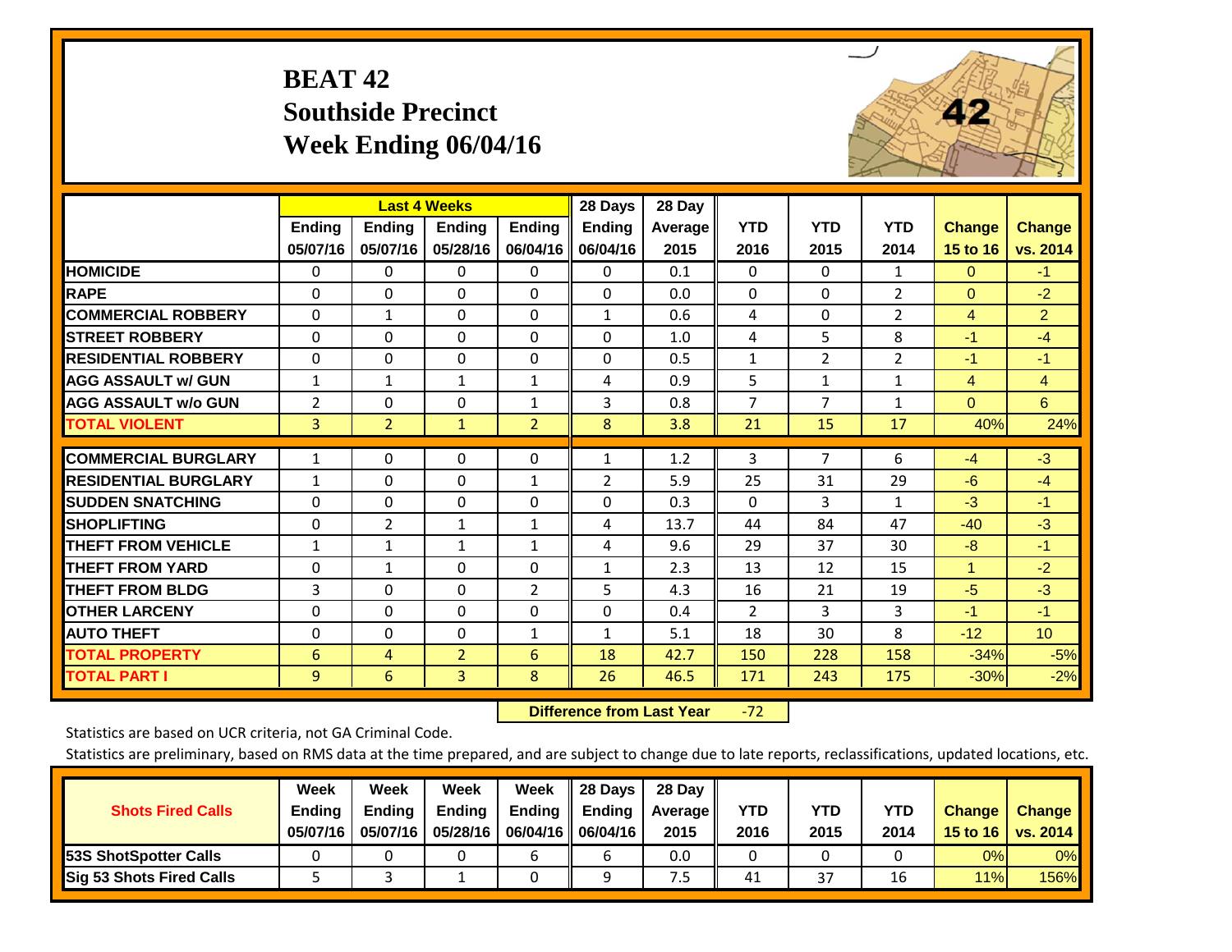# BEAT 42
## Southside Precinct
## Week Ending 06/04/16

| | Last 4 Weeks | | | | 28 Days | 28 Day | | | | | |
|---|---|---|---|---|---|---|---|---|---|---|---|
| | Ending 05/07/16 | Ending 05/07/16 | Ending 05/28/16 | Ending 06/04/16 | Ending 06/04/16 | Average 2015 | YTD 2016 | YTD 2015 | YTD 2014 | Change 15 to 16 | Change vs. 2014 |
| HOMICIDE | 0 | 0 | 0 | 0 | 0 | 0.1 | 0 | 0 | 1 | 0 | -1 |
| RAPE | 0 | 0 | 0 | 0 | 0 | 0.0 | 0 | 0 | 2 | 0 | -2 |
| COMMERCIAL ROBBERY | 0 | 1 | 0 | 0 | 1 | 0.6 | 4 | 0 | 2 | 4 | 2 |
| STREET ROBBERY | 0 | 0 | 0 | 0 | 0 | 1.0 | 4 | 5 | 8 | -1 | -4 |
| RESIDENTIAL ROBBERY | 0 | 0 | 0 | 0 | 0 | 0.5 | 1 | 2 | 2 | -1 | -1 |
| AGG ASSAULT w/ GUN | 1 | 1 | 1 | 1 | 4 | 0.9 | 5 | 1 | 1 | 4 | 4 |
| AGG ASSAULT w/o GUN | 2 | 0 | 0 | 1 | 3 | 0.8 | 7 | 7 | 1 | 0 | 6 |
| TOTAL VIOLENT | 3 | 2 | 1 | 2 | 8 | 3.8 | 21 | 15 | 17 | 40% | 24% |
| COMMERCIAL BURGLARY | 1 | 0 | 0 | 0 | 1 | 1.2 | 3 | 7 | 6 | -4 | -3 |
| RESIDENTIAL BURGLARY | 1 | 0 | 0 | 1 | 2 | 5.9 | 25 | 31 | 29 | -6 | -4 |
| SUDDEN SNATCHING | 0 | 0 | 0 | 0 | 0 | 0.3 | 0 | 3 | 1 | -3 | -1 |
| SHOPLIFTING | 0 | 2 | 1 | 1 | 4 | 13.7 | 44 | 84 | 47 | -40 | -3 |
| THEFT FROM VEHICLE | 1 | 1 | 1 | 1 | 4 | 9.6 | 29 | 37 | 30 | -8 | -1 |
| THEFT FROM YARD | 0 | 1 | 0 | 0 | 1 | 2.3 | 13 | 12 | 15 | 1 | -2 |
| THEFT FROM BLDG | 3 | 0 | 0 | 2 | 5 | 4.3 | 16 | 21 | 19 | -5 | -3 |
| OTHER LARCENY | 0 | 0 | 0 | 0 | 0 | 0.4 | 2 | 3 | 3 | -1 | -1 |
| AUTO THEFT | 0 | 0 | 0 | 1 | 1 | 5.1 | 18 | 30 | 8 | -12 | 10 |
| TOTAL PROPERTY | 6 | 4 | 2 | 6 | 18 | 42.7 | 150 | 228 | 158 | -34% | -5% |
| TOTAL PART I | 9 | 6 | 3 | 8 | 26 | 46.5 | 171 | 243 | 175 | -30% | -2% |

**Difference from Last Year** -72

Statistics are based on UCR criteria, not GA Criminal Code.

Statistics are preliminary, based on RMS data at the time prepared, and are subject to change due to late reports, reclassifications, updated locations, etc.

| Shots Fired Calls | Week Ending 05/07/16 | Week Ending 05/07/16 | Week Ending 05/28/16 | Week Ending 06/04/16 | 28 Days Ending 06/04/16 | 28 Day Average 2015 | YTD 2016 | YTD 2015 | YTD 2014 | Change 15 to 16 | Change vs. 2014 |
|---|---|---|---|---|---|---|---|---|---|---|---|
| 53S ShotSpotter Calls | 0 | 0 | 0 | 6 | 6 | 0.0 | 0 | 0 | 0 | 0% | 0% |
| Sig 53 Shots Fired Calls | 5 | 3 | 1 | 0 | 9 | 7.5 | 41 | 37 | 16 | 11% | 156% |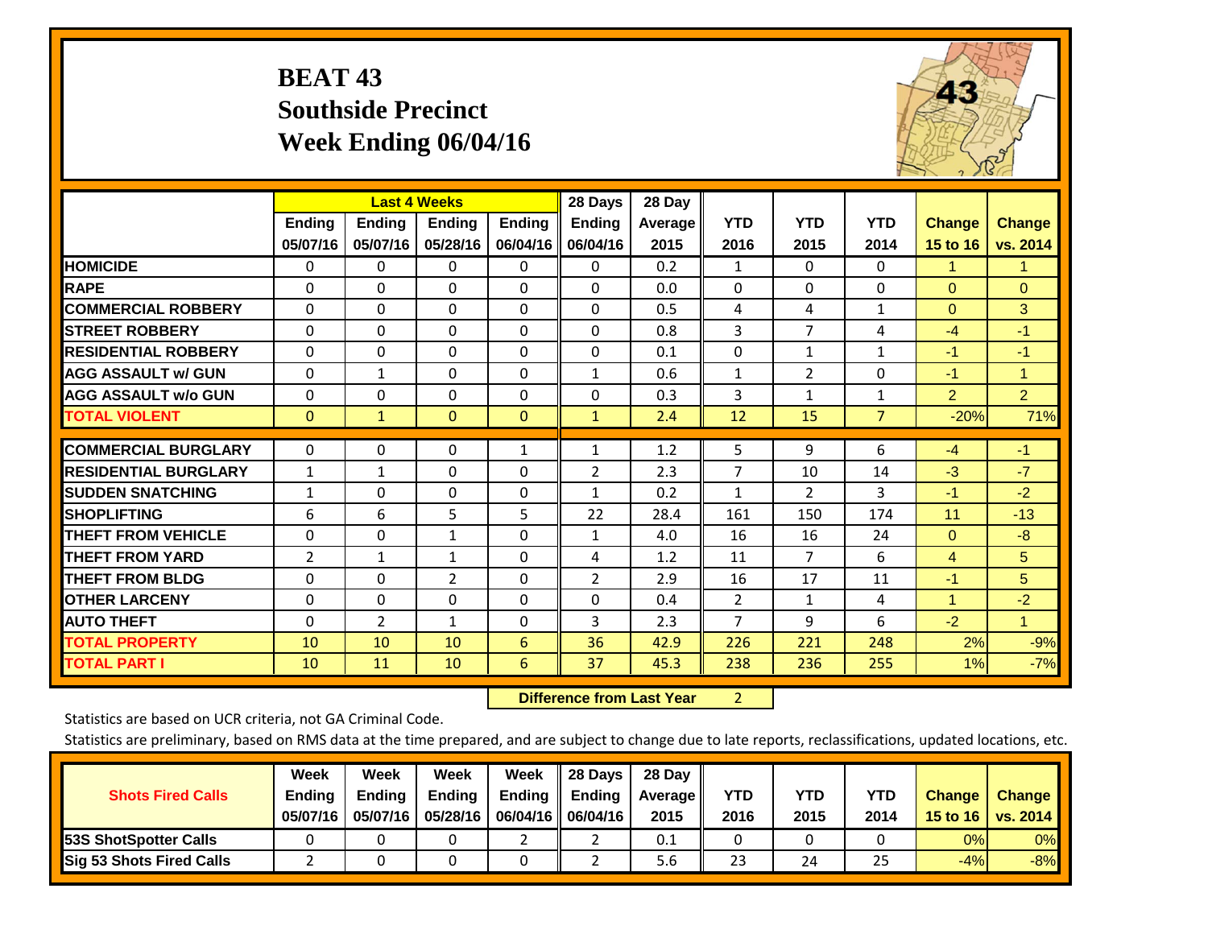# BEAT 43
## Southside Precinct
## Week Ending 06/04/16

| | Last 4 Weeks | | | | 28 Days | 28 Day | | | | | |
|---|---|---|---|---|---|---|---|---|---|---|---|
| | Ending 05/07/16 | Ending 05/07/16 | Ending 05/28/16 | Ending 06/04/16 | Ending 06/04/16 | Average 2015 | YTD 2016 | YTD 2015 | YTD 2014 | Change 15 to 16 | Change vs. 2014 |
| HOMICIDE | 0 | 0 | 0 | 0 | 0 | 0.2 | 1 | 0 | 0 | 1 | 1 |
| RAPE | 0 | 0 | 0 | 0 | 0 | 0.0 | 0 | 0 | 0 | 0 | 0 |
| COMMERCIAL ROBBERY | 0 | 0 | 0 | 0 | 0 | 0.5 | 4 | 4 | 1 | 0 | 3 |
| STREET ROBBERY | 0 | 0 | 0 | 0 | 0 | 0.8 | 3 | 7 | 4 | -4 | -1 |
| RESIDENTIAL ROBBERY | 0 | 0 | 0 | 0 | 0 | 0.1 | 0 | 1 | 1 | -1 | -1 |
| AGG ASSAULT w/ GUN | 0 | 1 | 0 | 0 | 1 | 0.6 | 1 | 2 | 0 | -1 | 1 |
| AGG ASSAULT w/o GUN | 0 | 0 | 0 | 0 | 0 | 0.3 | 3 | 1 | 1 | 2 | 2 |
| TOTAL VIOLENT | 0 | 1 | 0 | 0 | 1 | 2.4 | 12 | 15 | 7 | -20% | 71% |
| COMMERCIAL BURGLARY | 0 | 0 | 0 | 1 | 1 | 1.2 | 5 | 9 | 6 | -4 | -1 |
| RESIDENTIAL BURGLARY | 1 | 1 | 0 | 0 | 2 | 2.3 | 7 | 10 | 14 | -3 | -7 |
| SUDDEN SNATCHING | 1 | 0 | 0 | 0 | 1 | 0.2 | 1 | 2 | 3 | -1 | -2 |
| SHOPLIFTING | 6 | 6 | 5 | 5 | 22 | 28.4 | 161 | 150 | 174 | 11 | -13 |
| THEFT FROM VEHICLE | 0 | 0 | 1 | 0 | 1 | 4.0 | 16 | 16 | 24 | 0 | -8 |
| THEFT FROM YARD | 2 | 1 | 1 | 0 | 4 | 1.2 | 11 | 7 | 6 | 4 | 5 |
| THEFT FROM BLDG | 0 | 0 | 2 | 0 | 2 | 2.9 | 16 | 17 | 11 | -1 | 5 |
| OTHER LARCENY | 0 | 0 | 0 | 0 | 0 | 0.4 | 2 | 1 | 4 | 1 | -2 |
| AUTO THEFT | 0 | 2 | 1 | 0 | 3 | 2.3 | 7 | 9 | 6 | -2 | 1 |
| TOTAL PROPERTY | 10 | 10 | 10 | 6 | 36 | 42.9 | 226 | 221 | 248 | 2% | -9% |
| TOTAL PART I | 10 | 11 | 10 | 6 | 37 | 45.3 | 238 | 236 | 255 | 1% | -7% |

**Difference from Last Year** 2

Statistics are based on UCR criteria, not GA Criminal Code.

Statistics are preliminary, based on RMS data at the time prepared, and are subject to change due to late reports, reclassifications, updated locations, etc.

| Shots Fired Calls | Week Ending 05/07/16 | Week Ending 05/07/16 | Week Ending 05/28/16 | Week Ending 06/04/16 | 28 Days Ending 06/04/16 | 28 Day Average 2015 | YTD 2016 | YTD 2015 | YTD 2014 | Change 15 to 16 | Change vs. 2014 |
|---|---|---|---|---|---|---|---|---|---|---|---|
| 53S ShotSpotter Calls | 0 | 0 | 0 | 2 | 2 | 0.1 | 0 | 0 | 0 | 0% | 0% |
| Sig 53 Shots Fired Calls | 2 | 0 | 0 | 0 | 2 | 5.6 | 23 | 24 | 25 | -4% | -8% |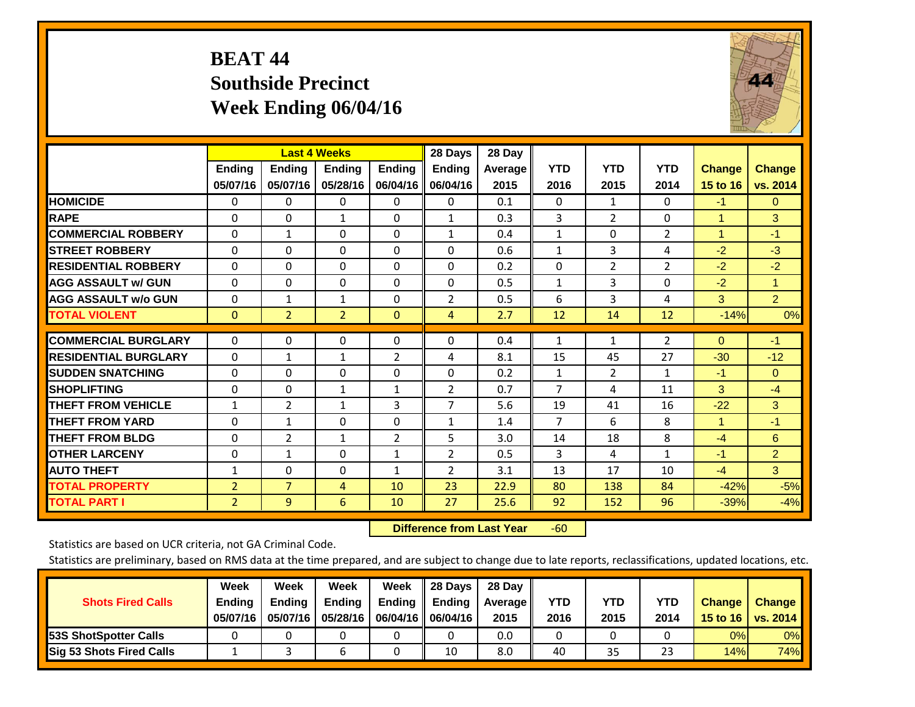# BEAT 44
## Southside Precinct
## Week Ending 06/04/16

| | Last 4 Weeks | | | | 28 Days | 28 Day | | | | | |
|---|---|---|---|---|---|---|---|---|---|---|---|
| | Ending 05/07/16 | Ending 05/07/16 | Ending 05/28/16 | Ending 06/04/16 | Ending 06/04/16 | Average 2015 | YTD 2016 | YTD 2015 | YTD 2014 | Change 15 to 16 | Change vs. 2014 |
| HOMICIDE | 0 | 0 | 0 | 0 | 0 | 0.1 | 0 | 1 | 0 | -1 | 0 |
| RAPE | 0 | 0 | 1 | 0 | 1 | 0.3 | 3 | 2 | 0 | 1 | 3 |
| COMMERCIAL ROBBERY | 0 | 1 | 0 | 0 | 1 | 0.4 | 1 | 0 | 2 | 1 | -1 |
| STREET ROBBERY | 0 | 0 | 0 | 0 | 0 | 0.6 | 1 | 3 | 4 | -2 | -3 |
| RESIDENTIAL ROBBERY | 0 | 0 | 0 | 0 | 0 | 0.2 | 0 | 2 | 2 | -2 | -2 |
| AGG ASSAULT w/ GUN | 0 | 0 | 0 | 0 | 0 | 0.5 | 1 | 3 | 0 | -2 | 1 |
| AGG ASSAULT w/o GUN | 0 | 1 | 1 | 0 | 2 | 0.5 | 6 | 3 | 4 | 3 | 2 |
| TOTAL VIOLENT | 0 | 2 | 2 | 0 | 4 | 2.7 | 12 | 14 | 12 | -14% | 0% |
| COMMERCIAL BURGLARY | 0 | 0 | 0 | 0 | 0 | 0.4 | 1 | 1 | 2 | 0 | -1 |
| RESIDENTIAL BURGLARY | 0 | 1 | 1 | 2 | 4 | 8.1 | 15 | 45 | 27 | -30 | -12 |
| SUDDEN SNATCHING | 0 | 0 | 0 | 0 | 0 | 0.2 | 1 | 2 | 1 | -1 | 0 |
| SHOPLIFTING | 0 | 0 | 1 | 1 | 2 | 0.7 | 7 | 4 | 11 | 3 | -4 |
| THEFT FROM VEHICLE | 1 | 2 | 1 | 3 | 7 | 5.6 | 19 | 41 | 16 | -22 | 3 |
| THEFT FROM YARD | 0 | 1 | 0 | 0 | 1 | 1.4 | 7 | 6 | 8 | 1 | -1 |
| THEFT FROM BLDG | 0 | 2 | 1 | 2 | 5 | 3.0 | 14 | 18 | 8 | -4 | 6 |
| OTHER LARCENY | 0 | 1 | 0 | 1 | 2 | 0.5 | 3 | 4 | 1 | -1 | 2 |
| AUTO THEFT | 1 | 0 | 0 | 1 | 2 | 3.1 | 13 | 17 | 10 | -4 | 3 |
| TOTAL PROPERTY | 2 | 7 | 4 | 10 | 23 | 22.9 | 80 | 138 | 84 | -42% | -5% |
| TOTAL PART I | 2 | 9 | 6 | 10 | 27 | 25.6 | 92 | 152 | 96 | -39% | -4% |

**Difference from Last Year** -60

Statistics are based on UCR criteria, not GA Criminal Code.

Statistics are preliminary, based on RMS data at the time prepared, and are subject to change due to late reports, reclassifications, updated locations, etc.

| Shots Fired Calls | Week Ending 05/07/16 | Week Ending 05/07/16 | Week Ending 05/28/16 | Week Ending 06/04/16 | 28 Days Ending 06/04/16 | 28 Day Average 2015 | YTD 2016 | YTD 2015 | YTD 2014 | Change 15 to 16 | Change vs. 2014 |
|---|---|---|---|---|---|---|---|---|---|---|---|
| 53S ShotSpotter Calls | 0 | 0 | 0 | 0 | 0 | 0.0 | 0 | 0 | 0 | 0% | 0% |
| Sig 53 Shots Fired Calls | 1 | 3 | 6 | 0 | 10 | 8.0 | 40 | 35 | 23 | 14% | 74% |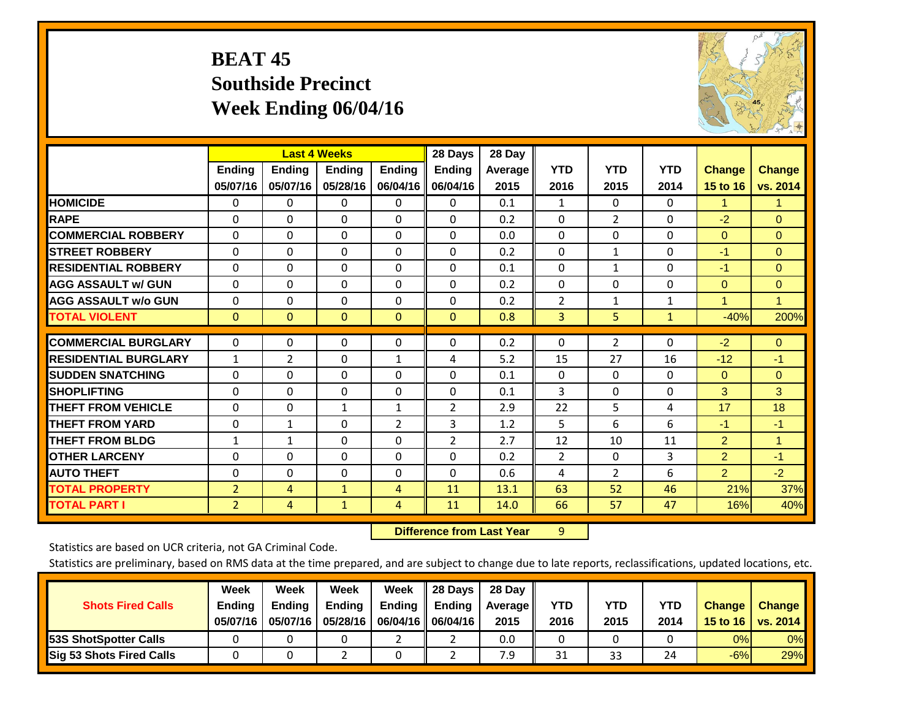# BEAT 45
## Southside Precinct
## Week Ending 06/04/16

| | Last 4 Weeks | | | | 28 Days | 28 Day | | | | | |
|---|---|---|---|---|---|---|---|---|---|---|---|
| | Ending 05/07/16 | Ending 05/07/16 | Ending 05/28/16 | Ending 06/04/16 | Ending 06/04/16 | Average 2015 | YTD 2016 | YTD 2015 | YTD 2014 | Change 15 to 16 | Change vs. 2014 |
| HOMICIDE | 0 | 0 | 0 | 0 | 0 | 0.1 | 1 | 0 | 0 | 1 | 1 |
| RAPE | 0 | 0 | 0 | 0 | 0 | 0.2 | 0 | 2 | 0 | -2 | 0 |
| COMMERCIAL ROBBERY | 0 | 0 | 0 | 0 | 0 | 0.0 | 0 | 0 | 0 | 0 | 0 |
| STREET ROBBERY | 0 | 0 | 0 | 0 | 0 | 0.2 | 0 | 1 | 0 | -1 | 0 |
| RESIDENTIAL ROBBERY | 0 | 0 | 0 | 0 | 0 | 0.1 | 0 | 1 | 0 | -1 | 0 |
| AGG ASSAULT w/ GUN | 0 | 0 | 0 | 0 | 0 | 0.2 | 0 | 0 | 0 | 0 | 0 |
| AGG ASSAULT w/o GUN | 0 | 0 | 0 | 0 | 0 | 0.2 | 2 | 1 | 1 | 1 | 1 |
| TOTAL VIOLENT | 0 | 0 | 0 | 0 | 0 | 0.8 | 3 | 5 | 1 | -40% | 200% |
| COMMERCIAL BURGLARY | 0 | 0 | 0 | 0 | 0 | 0.2 | 0 | 2 | 0 | -2 | 0 |
| RESIDENTIAL BURGLARY | 1 | 2 | 0 | 1 | 4 | 5.2 | 15 | 27 | 16 | -12 | -1 |
| SUDDEN SNATCHING | 0 | 0 | 0 | 0 | 0 | 0.1 | 0 | 0 | 0 | 0 | 0 |
| SHOPLIFTING | 0 | 0 | 0 | 0 | 0 | 0.1 | 3 | 0 | 0 | 3 | 3 |
| THEFT FROM VEHICLE | 0 | 0 | 1 | 1 | 2 | 2.9 | 22 | 5 | 4 | 17 | 18 |
| THEFT FROM YARD | 0 | 1 | 0 | 2 | 3 | 1.2 | 5 | 6 | 6 | -1 | -1 |
| THEFT FROM BLDG | 1 | 1 | 0 | 0 | 2 | 2.7 | 12 | 10 | 11 | 2 | 1 |
| OTHER LARCENY | 0 | 0 | 0 | 0 | 0 | 0.2 | 2 | 0 | 3 | 2 | -1 |
| AUTO THEFT | 0 | 0 | 0 | 0 | 0 | 0.6 | 4 | 2 | 6 | 2 | -2 |
| TOTAL PROPERTY | 2 | 4 | 1 | 4 | 11 | 13.1 | 63 | 52 | 46 | 21% | 37% |
| TOTAL PART I | 2 | 4 | 1 | 4 | 11 | 14.0 | 66 | 57 | 47 | 16% | 40% |

**Difference from Last Year** 9

Statistics are based on UCR criteria, not GA Criminal Code.

Statistics are preliminary, based on RMS data at the time prepared, and are subject to change due to late reports, reclassifications, updated locations, etc.

| Shots Fired Calls | Week Ending 05/07/16 | Week Ending 05/07/16 | Week Ending 05/28/16 | Week Ending 06/04/16 | 28 Days Ending 06/04/16 | 28 Day Average 2015 | YTD 2016 | YTD 2015 | YTD 2014 | Change 15 to 16 | Change vs. 2014 |
|---|---|---|---|---|---|---|---|---|---|---|---|
| 53S ShotSpotter Calls | 0 | 0 | 0 | 2 | 2 | 0.0 | 0 | 0 | 0 | 0% | 0% |
| Sig 53 Shots Fired Calls | 0 | 0 | 2 | 0 | 2 | 7.9 | 31 | 33 | 24 | -6% | 29% |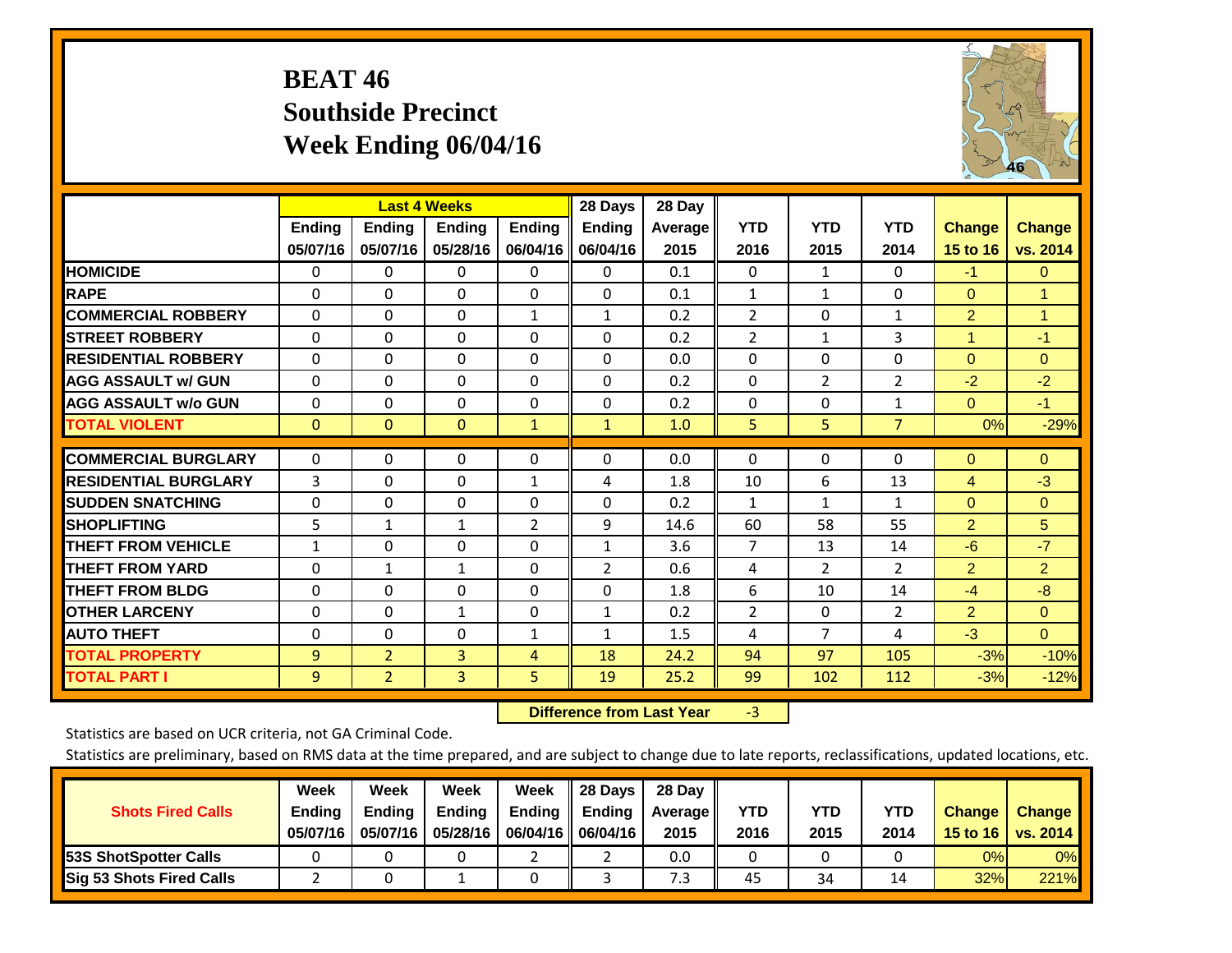# BEAT 46
## Southside Precinct
## Week Ending 06/04/16

| | Last 4 Weeks | | | | 28 Days | 28 Day | | | | | |
|---|---|---|---|---|---|---|---|---|---|---|---|
| | Ending 05/07/16 | Ending 05/07/16 | Ending 05/28/16 | Ending 06/04/16 | Ending 06/04/16 | Average 2015 | YTD 2016 | YTD 2015 | YTD 2014 | Change 15 to 16 | Change vs. 2014 |
| HOMICIDE | 0 | 0 | 0 | 0 | 0 | 0.1 | 0 | 1 | 0 | -1 | 0 |
| RAPE | 0 | 0 | 0 | 0 | 0 | 0.1 | 1 | 1 | 0 | 0 | 1 |
| COMMERCIAL ROBBERY | 0 | 0 | 0 | 1 | 1 | 0.2 | 2 | 0 | 1 | 2 | 1 |
| STREET ROBBERY | 0 | 0 | 0 | 0 | 0 | 0.2 | 2 | 1 | 3 | 1 | -1 |
| RESIDENTIAL ROBBERY | 0 | 0 | 0 | 0 | 0 | 0.0 | 0 | 0 | 0 | 0 | 0 |
| AGG ASSAULT w/ GUN | 0 | 0 | 0 | 0 | 0 | 0.2 | 0 | 2 | 2 | -2 | -2 |
| AGG ASSAULT w/o GUN | 0 | 0 | 0 | 0 | 0 | 0.2 | 0 | 0 | 1 | 0 | -1 |
| TOTAL VIOLENT | 0 | 0 | 0 | 1 | 1 | 1.0 | 5 | 5 | 7 | 0% | -29% |
| COMMERCIAL BURGLARY | 0 | 0 | 0 | 0 | 0 | 0.0 | 0 | 0 | 0 | 0 | 0 |
| RESIDENTIAL BURGLARY | 3 | 0 | 0 | 1 | 4 | 1.8 | 10 | 6 | 13 | 4 | -3 |
| SUDDEN SNATCHING | 0 | 0 | 0 | 0 | 0 | 0.2 | 1 | 1 | 1 | 0 | 0 |
| SHOPLIFTING | 5 | 1 | 1 | 2 | 9 | 14.6 | 60 | 58 | 55 | 2 | 5 |
| THEFT FROM VEHICLE | 1 | 0 | 0 | 0 | 1 | 3.6 | 7 | 13 | 14 | -6 | -7 |
| THEFT FROM YARD | 0 | 1 | 1 | 0 | 2 | 0.6 | 4 | 2 | 2 | 2 | 2 |
| THEFT FROM BLDG | 0 | 0 | 0 | 0 | 0 | 1.8 | 6 | 10 | 14 | -4 | -8 |
| OTHER LARCENY | 0 | 0 | 1 | 0 | 1 | 0.2 | 2 | 0 | 2 | 2 | 0 |
| AUTO THEFT | 0 | 0 | 0 | 1 | 1 | 1.5 | 4 | 7 | 4 | -3 | 0 |
| TOTAL PROPERTY | 9 | 2 | 3 | 4 | 18 | 24.2 | 94 | 97 | 105 | -3% | -10% |
| TOTAL PART I | 9 | 2 | 3 | 5 | 19 | 25.2 | 99 | 102 | 112 | -3% | -12% |

**Difference from Last Year** -3

Statistics are based on UCR criteria, not GA Criminal Code.

Statistics are preliminary, based on RMS data at the time prepared, and are subject to change due to late reports, reclassifications, updated locations, etc.

| Shots Fired Calls | Week Ending 05/07/16 | Week Ending 05/07/16 | Week Ending 05/28/16 | Week Ending 06/04/16 | 28 Days Ending 06/04/16 | 28 Day Average 2015 | YTD 2016 | YTD 2015 | YTD 2014 | Change 15 to 16 | Change vs. 2014 |
|---|---|---|---|---|---|---|---|---|---|---|---|
| 53S ShotSpotter Calls | 0 | 0 | 0 | 2 | 2 | 0.0 | 0 | 0 | 0 | 0% | 0% |
| Sig 53 Shots Fired Calls | 2 | 0 | 1 | 0 | 3 | 7.3 | 45 | 34 | 14 | 32% | 221% |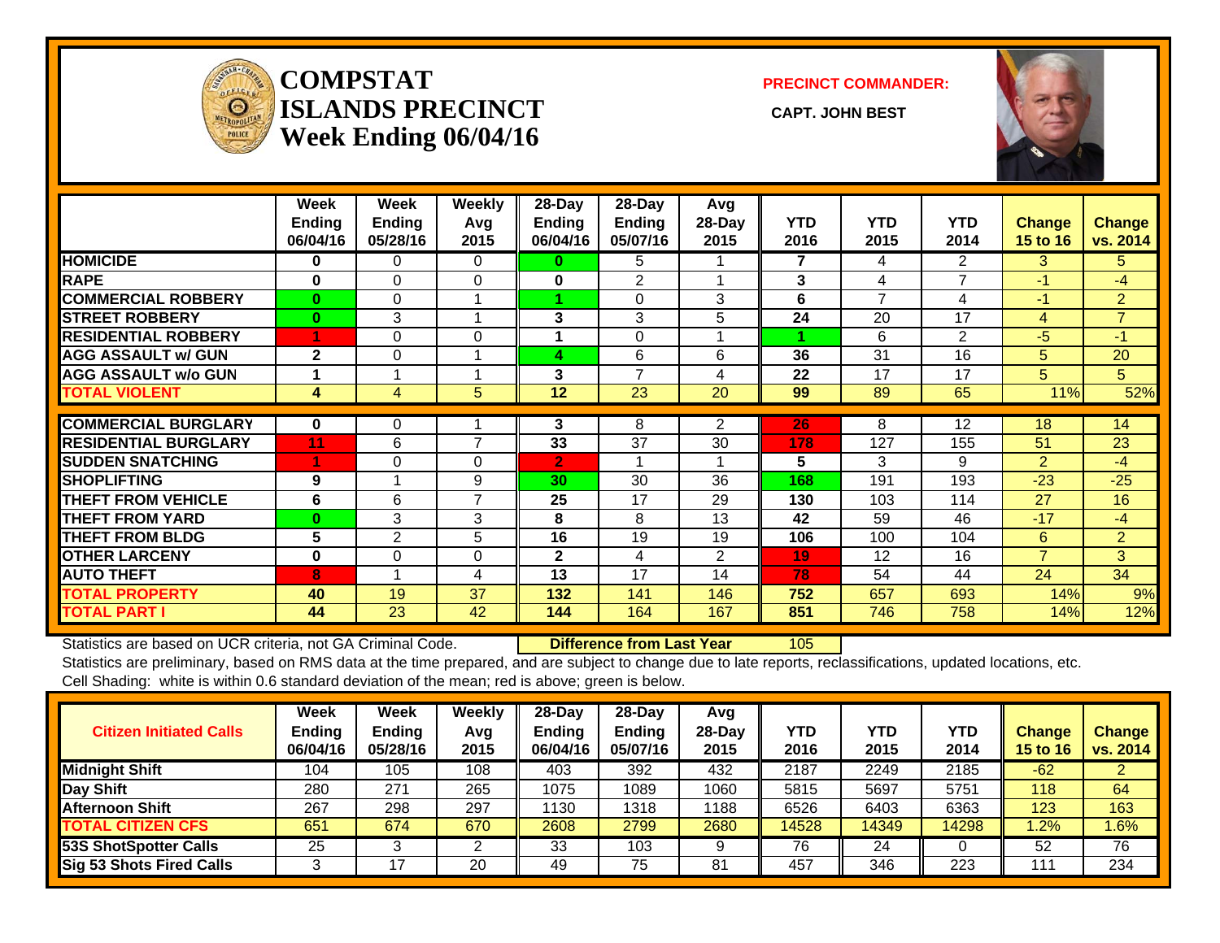# COMPSTAT
# ISLANDS PRECINCT
# Week Ending 06/04/16

**PRECINCT COMMANDER:**

**CAPT. JOHN BEST**

| | Week Ending 06/04/16 | Week Ending 05/28/16 | Weekly Avg 2015 | 28-Day Ending 06/04/16 | 28-Day Ending 05/07/16 | Avg 28-Day 2015 | YTD 2016 | YTD 2015 | YTD 2014 | Change 15 to 16 | Change vs. 2014 |
|---|---|---|---|---|---|---|---|---|---|---|---|
| **HOMICIDE** | 0 | 0 | 0 | 0 | 5 | 1 | 7 | 4 | 2 | 3 | 5 |
| **RAPE** | 0 | 0 | 0 | 0 | 2 | 1 | 3 | 4 | 7 | -1 | -4 |
| **COMMERCIAL ROBBERY** | 0 | 0 | 1 | 1 | 0 | 3 | 6 | 7 | 4 | -1 | 2 |
| **STREET ROBBERY** | 0 | 3 | 1 | 3 | 3 | 5 | 24 | 20 | 17 | 4 | 7 |
| **RESIDENTIAL ROBBERY** | 1 | 0 | 0 | 1 | 0 | 1 | 1 | 6 | 2 | -5 | -1 |
| **AGG ASSAULT w/ GUN** | 2 | 0 | 1 | 4 | 6 | 6 | 36 | 31 | 16 | 5 | 20 |
| **AGG ASSAULT w/o GUN** | 1 | 1 | 1 | 3 | 7 | 4 | 22 | 17 | 17 | 5 | 5 |
| **TOTAL VIOLENT** | 4 | 4 | 5 | 12 | 23 | 20 | 99 | 89 | 65 | 11% | 52% |
| **COMMERCIAL BURGLARY** | 0 | 0 | 1 | 3 | 8 | 2 | 26 | 8 | 12 | 18 | 14 |
| **RESIDENTIAL BURGLARY** | 11 | 6 | 7 | 33 | 37 | 30 | 178 | 127 | 155 | 51 | 23 |
| **SUDDEN SNATCHING** | 1 | 0 | 0 | 2 | 1 | 1 | 5 | 3 | 9 | 2 | -4 |
| **SHOPLIFTING** | 9 | 1 | 9 | 30 | 30 | 36 | 168 | 191 | 193 | -23 | -25 |
| **THEFT FROM VEHICLE** | 6 | 6 | 7 | 25 | 17 | 29 | 130 | 103 | 114 | 27 | 16 |
| **THEFT FROM YARD** | 0 | 3 | 3 | 8 | 8 | 13 | 42 | 59 | 46 | -17 | -4 |
| **THEFT FROM BLDG** | 5 | 2 | 5 | 16 | 19 | 19 | 106 | 100 | 104 | 6 | 2 |
| **OTHER LARCENY** | 0 | 0 | 0 | 2 | 4 | 2 | 19 | 12 | 16 | 7 | 3 |
| **AUTO THEFT** | 8 | 1 | 4 | 13 | 17 | 14 | 78 | 54 | 44 | 24 | 34 |
| **TOTAL PROPERTY** | 40 | 19 | 37 | 132 | 141 | 146 | 752 | 657 | 693 | 14% | 9% |
| **TOTAL PART I** | 44 | 23 | 42 | 144 | 164 | 167 | 851 | 746 | 758 | 14% | 12% |

Statistics are based on UCR criteria, not GA Criminal Code. **Difference from Last Year** 105

Statistics are preliminary, based on RMS data at the time prepared, and are subject to change due to late reports, reclassifications, updated locations, etc.

Cell Shading: white is within 0.6 standard deviation of the mean; red is above; green is below.

| Citizen Initiated Calls | Week Ending 06/04/16 | Week Ending 05/28/16 | Weekly Avg 2015 | 28-Day Ending 06/04/16 | 28-Day Ending 05/07/16 | Avg 28-Day 2015 | YTD 2016 | YTD 2015 | YTD 2014 | Change 15 to 16 | Change vs. 2014 |
|---|---|---|---|---|---|---|---|---|---|---|---|
| **Midnight Shift** | 104 | 105 | 108 | 403 | 392 | 432 | 2187 | 2249 | 2185 | -62 | 2 |
| **Day Shift** | 280 | 271 | 265 | 1075 | 1089 | 1060 | 5815 | 5697 | 5751 | 118 | 64 |
| **Afternoon Shift** | 267 | 298 | 297 | 1130 | 1318 | 1188 | 6526 | 6403 | 6363 | 123 | 163 |
| **TOTAL CITIZEN CFS** | 651 | 674 | 670 | 2608 | 2799 | 2680 | 14528 | 14349 | 14298 | 1.2% | 1.6% |
| **53S ShotSpotter Calls** | 25 | 3 | 2 | 33 | 103 | 9 | 76 | 24 | 0 | 52 | 76 |
| **Sig 53 Shots Fired Calls** | 3 | 17 | 20 | 49 | 75 | 81 | 457 | 346 | 223 | 111 | 234 |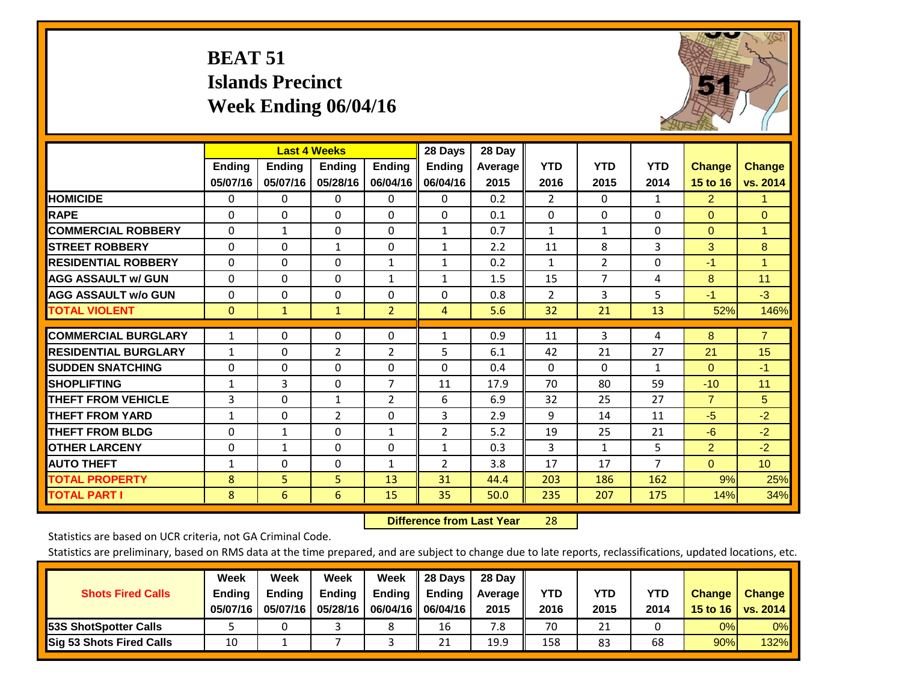# BEAT 51
## Islands Precinct
## Week Ending 06/04/16

| | Last 4 Weeks | | | | 28 Days | 28 Day | | | | | |
|---|---|---|---|---|---|---|---|---|---|---|---|
| | Ending 05/07/16 | Ending 05/07/16 | Ending 05/28/16 | Ending 06/04/16 | Ending 06/04/16 | Average 2015 | YTD 2016 | YTD 2015 | YTD 2014 | Change 15 to 16 | Change vs. 2014 |
| HOMICIDE | 0 | 0 | 0 | 0 | 0 | 0.2 | 2 | 0 | 1 | 2 | 1 |
| RAPE | 0 | 0 | 0 | 0 | 0 | 0.1 | 0 | 0 | 0 | 0 | 0 |
| COMMERCIAL ROBBERY | 0 | 1 | 0 | 0 | 1 | 0.7 | 1 | 1 | 0 | 0 | 1 |
| STREET ROBBERY | 0 | 0 | 1 | 0 | 1 | 2.2 | 11 | 8 | 3 | 3 | 8 |
| RESIDENTIAL ROBBERY | 0 | 0 | 0 | 1 | 1 | 0.2 | 1 | 2 | 0 | -1 | 1 |
| AGG ASSAULT w/ GUN | 0 | 0 | 0 | 1 | 1 | 1.5 | 15 | 7 | 4 | 8 | 11 |
| AGG ASSAULT w/o GUN | 0 | 0 | 0 | 0 | 0 | 0.8 | 2 | 3 | 5 | -1 | -3 |
| TOTAL VIOLENT | 0 | 1 | 1 | 2 | 4 | 5.6 | 32 | 21 | 13 | 52% | 146% |
| COMMERCIAL BURGLARY | 1 | 0 | 0 | 0 | 1 | 0.9 | 11 | 3 | 4 | 8 | 7 |
| RESIDENTIAL BURGLARY | 1 | 0 | 2 | 2 | 5 | 6.1 | 42 | 21 | 27 | 21 | 15 |
| SUDDEN SNATCHING | 0 | 0 | 0 | 0 | 0 | 0.4 | 0 | 0 | 1 | 0 | -1 |
| SHOPLIFTING | 1 | 3 | 0 | 7 | 11 | 17.9 | 70 | 80 | 59 | -10 | 11 |
| THEFT FROM VEHICLE | 3 | 0 | 1 | 2 | 6 | 6.9 | 32 | 25 | 27 | 7 | 5 |
| THEFT FROM YARD | 1 | 0 | 2 | 0 | 3 | 2.9 | 9 | 14 | 11 | -5 | -2 |
| THEFT FROM BLDG | 0 | 1 | 0 | 1 | 2 | 5.2 | 19 | 25 | 21 | -6 | -2 |
| OTHER LARCENY | 0 | 1 | 0 | 0 | 1 | 0.3 | 3 | 1 | 5 | 2 | -2 |
| AUTO THEFT | 1 | 0 | 0 | 1 | 2 | 3.8 | 17 | 17 | 7 | 0 | 10 |
| TOTAL PROPERTY | 8 | 5 | 5 | 13 | 31 | 44.4 | 203 | 186 | 162 | 9% | 25% |
| TOTAL PART I | 8 | 6 | 6 | 15 | 35 | 50.0 | 235 | 207 | 175 | 14% | 34% |

**Difference from Last Year** 28

Statistics are based on UCR criteria, not GA Criminal Code.

Statistics are preliminary, based on RMS data at the time prepared, and are subject to change due to late reports, reclassifications, updated locations, etc.

| Shots Fired Calls | Week Ending 05/07/16 | Week Ending 05/07/16 | Week Ending 05/28/16 | Week Ending 06/04/16 | 28 Days Ending 06/04/16 | 28 Day Average 2015 | YTD 2016 | YTD 2015 | YTD 2014 | Change 15 to 16 | Change vs. 2014 |
|---|---|---|---|---|---|---|---|---|---|---|---|
| 53S ShotSpotter Calls | 5 | 0 | 3 | 8 | 16 | 7.8 | 70 | 21 | 0 | 0% | 0% |
| Sig 53 Shots Fired Calls | 10 | 1 | 7 | 3 | 21 | 19.9 | 158 | 83 | 68 | 90% | 132% |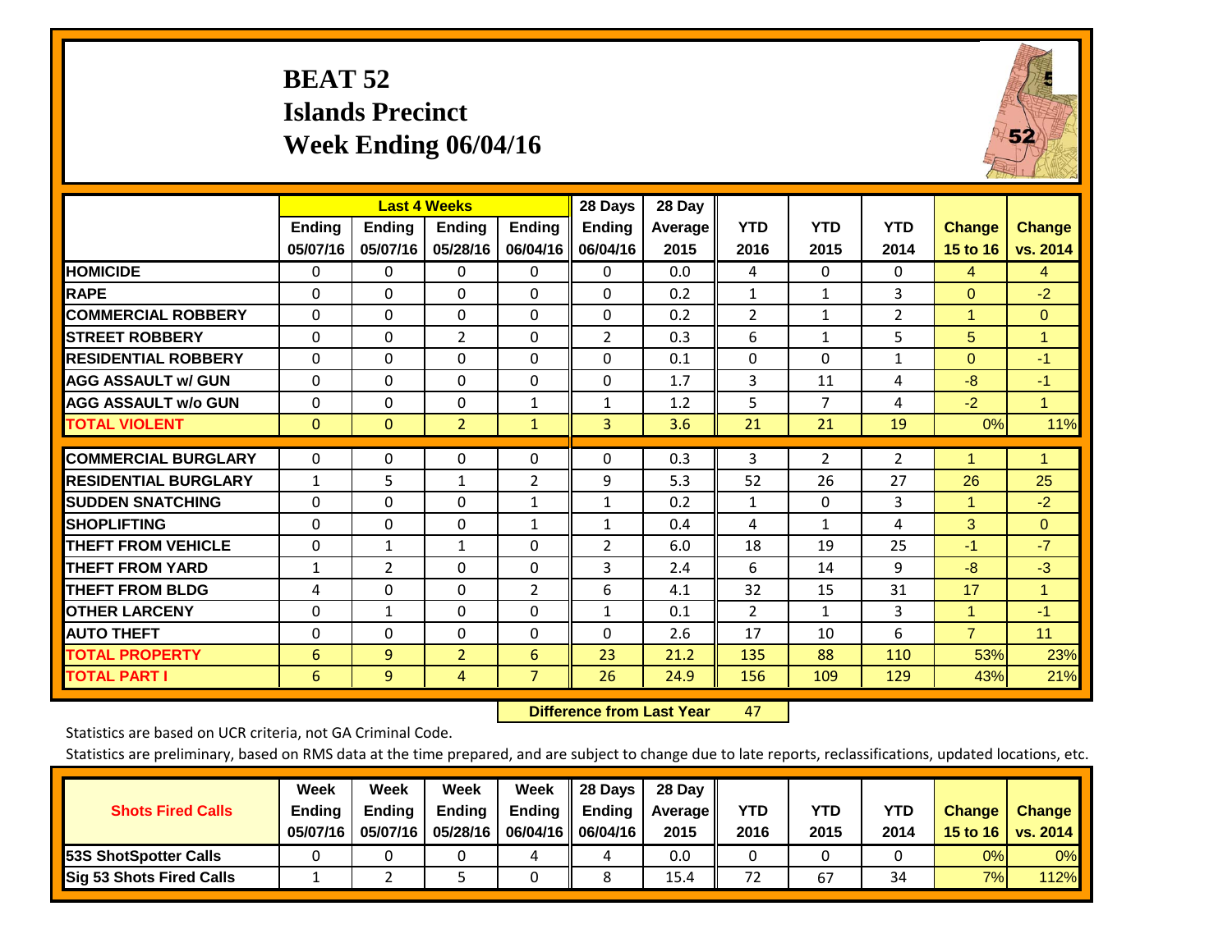# BEAT 52
## Islands Precinct
## Week Ending 06/04/16

| | Last 4 Weeks | | | | 28 Days | 28 Day | | | | | |
|---|---|---|---|---|---|---|---|---|---|---|---|
| | Ending 05/07/16 | Ending 05/07/16 | Ending 05/28/16 | Ending 06/04/16 | Ending 06/04/16 | Average 2015 | YTD 2016 | YTD 2015 | YTD 2014 | Change 15 to 16 | Change vs. 2014 |
| HOMICIDE | 0 | 0 | 0 | 0 | 0 | 0.0 | 4 | 0 | 0 | 4 | 4 |
| RAPE | 0 | 0 | 0 | 0 | 0 | 0.2 | 1 | 1 | 3 | 0 | -2 |
| COMMERCIAL ROBBERY | 0 | 0 | 0 | 0 | 0 | 0.2 | 2 | 1 | 2 | 1 | 0 |
| STREET ROBBERY | 0 | 0 | 2 | 0 | 2 | 0.3 | 6 | 1 | 5 | 5 | 1 |
| RESIDENTIAL ROBBERY | 0 | 0 | 0 | 0 | 0 | 0.1 | 0 | 0 | 1 | 0 | -1 |
| AGG ASSAULT w/ GUN | 0 | 0 | 0 | 0 | 0 | 1.7 | 3 | 11 | 4 | -8 | -1 |
| AGG ASSAULT w/o GUN | 0 | 0 | 0 | 1 | 1 | 1.2 | 5 | 7 | 4 | -2 | 1 |
| TOTAL VIOLENT | 0 | 0 | 2 | 1 | 3 | 3.6 | 21 | 21 | 19 | 0% | 11% |
| COMMERCIAL BURGLARY | 0 | 0 | 0 | 0 | 0 | 0.3 | 3 | 2 | 2 | 1 | 1 |
| RESIDENTIAL BURGLARY | 1 | 5 | 1 | 2 | 9 | 5.3 | 52 | 26 | 27 | 26 | 25 |
| SUDDEN SNATCHING | 0 | 0 | 0 | 1 | 1 | 0.2 | 1 | 0 | 3 | 1 | -2 |
| SHOPLIFTING | 0 | 0 | 0 | 1 | 1 | 0.4 | 4 | 1 | 4 | 3 | 0 |
| THEFT FROM VEHICLE | 0 | 1 | 1 | 0 | 2 | 6.0 | 18 | 19 | 25 | -1 | -7 |
| THEFT FROM YARD | 1 | 2 | 0 | 0 | 3 | 2.4 | 6 | 14 | 9 | -8 | -3 |
| THEFT FROM BLDG | 4 | 0 | 0 | 2 | 6 | 4.1 | 32 | 15 | 31 | 17 | 1 |
| OTHER LARCENY | 0 | 1 | 0 | 0 | 1 | 0.1 | 2 | 1 | 3 | 1 | -1 |
| AUTO THEFT | 0 | 0 | 0 | 0 | 0 | 2.6 | 17 | 10 | 6 | 7 | 11 |
| TOTAL PROPERTY | 6 | 9 | 2 | 6 | 23 | 21.2 | 135 | 88 | 110 | 53% | 23% |
| TOTAL PART I | 6 | 9 | 4 | 7 | 26 | 24.9 | 156 | 109 | 129 | 43% | 21% |

**Difference from Last Year** 47

Statistics are based on UCR criteria, not GA Criminal Code.

Statistics are preliminary, based on RMS data at the time prepared, and are subject to change due to late reports, reclassifications, updated locations, etc.

| Shots Fired Calls | Week Ending 05/07/16 | Week Ending 05/07/16 | Week Ending 05/28/16 | Week Ending 06/04/16 | 28 Days Ending 06/04/16 | 28 Day Average 2015 | YTD 2016 | YTD 2015 | YTD 2014 | Change 15 to 16 | Change vs. 2014 |
|---|---|---|---|---|---|---|---|---|---|---|---|
| 53S ShotSpotter Calls | 0 | 0 | 0 | 4 | 4 | 0.0 | 0 | 0 | 0 | 0% | 0% |
| Sig 53 Shots Fired Calls | 1 | 2 | 5 | 0 | 8 | 15.4 | 72 | 67 | 34 | 7% | 112% |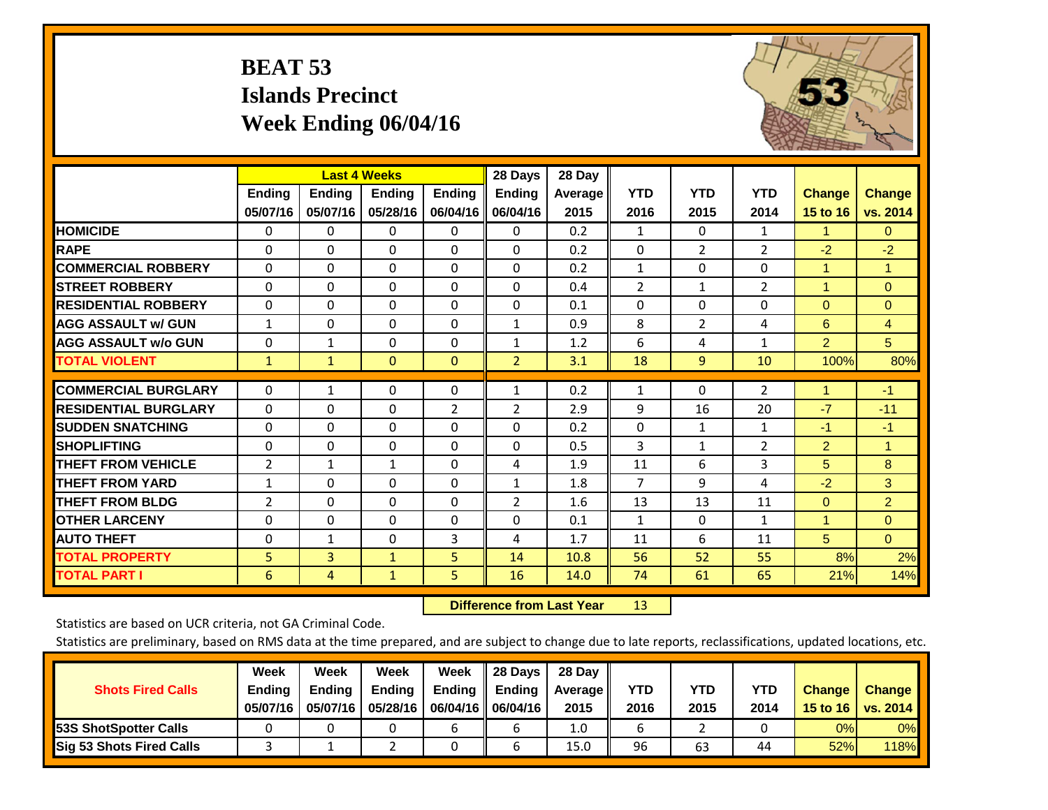# BEAT 53
## Islands Precinct
## Week Ending 06/04/16

| | Last 4 Weeks | | | | 28 Days | 28 Day | | | | | |
|---|---|---|---|---|---|---|---|---|---|---|---|
| | Ending 05/07/16 | Ending 05/07/16 | Ending 05/28/16 | Ending 06/04/16 | Ending 06/04/16 | Average 2015 | YTD 2016 | YTD 2015 | YTD 2014 | Change 15 to 16 | Change vs. 2014 |
| HOMICIDE | 0 | 0 | 0 | 0 | 0 | 0.2 | 1 | 0 | 1 | 1 | 0 |
| RAPE | 0 | 0 | 0 | 0 | 0 | 0.2 | 0 | 2 | 2 | -2 | -2 |
| COMMERCIAL ROBBERY | 0 | 0 | 0 | 0 | 0 | 0.2 | 1 | 0 | 0 | 1 | 1 |
| STREET ROBBERY | 0 | 0 | 0 | 0 | 0 | 0.4 | 2 | 1 | 2 | 1 | 0 |
| RESIDENTIAL ROBBERY | 0 | 0 | 0 | 0 | 0 | 0.1 | 0 | 0 | 0 | 0 | 0 |
| AGG ASSAULT w/ GUN | 1 | 0 | 0 | 0 | 1 | 0.9 | 8 | 2 | 4 | 6 | 4 |
| AGG ASSAULT w/o GUN | 0 | 1 | 0 | 0 | 1 | 1.2 | 6 | 4 | 1 | 2 | 5 |
| TOTAL VIOLENT | 1 | 1 | 0 | 0 | 2 | 3.1 | 18 | 9 | 10 | 100% | 80% |
| COMMERCIAL BURGLARY | 0 | 1 | 0 | 0 | 1 | 0.2 | 1 | 0 | 2 | 1 | -1 |
| RESIDENTIAL BURGLARY | 0 | 0 | 0 | 2 | 2 | 2.9 | 9 | 16 | 20 | -7 | -11 |
| SUDDEN SNATCHING | 0 | 0 | 0 | 0 | 0 | 0.2 | 0 | 1 | 1 | -1 | -1 |
| SHOPLIFTING | 0 | 0 | 0 | 0 | 0 | 0.5 | 3 | 1 | 2 | 2 | 1 |
| THEFT FROM VEHICLE | 2 | 1 | 1 | 0 | 4 | 1.9 | 11 | 6 | 3 | 5 | 8 |
| THEFT FROM YARD | 1 | 0 | 0 | 0 | 1 | 1.8 | 7 | 9 | 4 | -2 | 3 |
| THEFT FROM BLDG | 2 | 0 | 0 | 0 | 2 | 1.6 | 13 | 13 | 11 | 0 | 2 |
| OTHER LARCENY | 0 | 0 | 0 | 0 | 0 | 0.1 | 1 | 0 | 1 | 1 | 0 |
| AUTO THEFT | 0 | 1 | 0 | 3 | 4 | 1.7 | 11 | 6 | 11 | 5 | 0 |
| TOTAL PROPERTY | 5 | 3 | 1 | 5 | 14 | 10.8 | 56 | 52 | 55 | 8% | 2% |
| TOTAL PART I | 6 | 4 | 1 | 5 | 16 | 14.0 | 74 | 61 | 65 | 21% | 14% |

**Difference from Last Year** 13

Statistics are based on UCR criteria, not GA Criminal Code.

Statistics are preliminary, based on RMS data at the time prepared, and are subject to change due to late reports, reclassifications, updated locations, etc.

| Shots Fired Calls | Week Ending 05/07/16 | Week Ending 05/07/16 | Week Ending 05/28/16 | Week Ending 06/04/16 | 28 Days Ending 06/04/16 | 28 Day Average 2015 | YTD 2016 | YTD 2015 | YTD 2014 | Change 15 to 16 | Change vs. 2014 |
|---|---|---|---|---|---|---|---|---|---|---|---|
| 53S ShotSpotter Calls | 0 | 0 | 0 | 6 | 6 | 1.0 | 6 | 2 | 0 | 0% | 0% |
| Sig 53 Shots Fired Calls | 3 | 1 | 2 | 0 | 6 | 15.0 | 96 | 63 | 44 | 52% | 118% |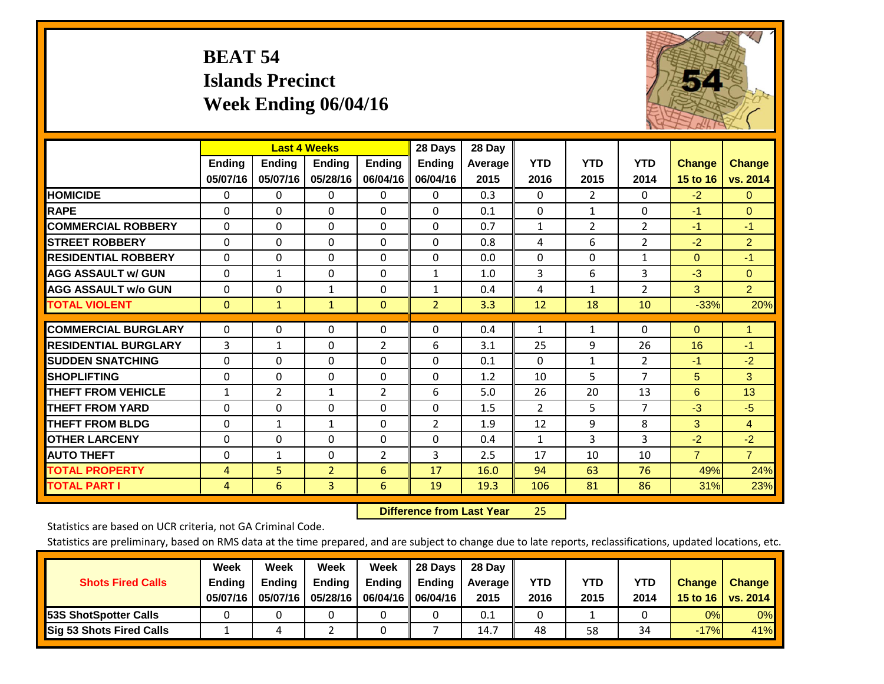# BEAT 54
## Islands Precinct
## Week Ending 06/04/16

| | Last 4 Weeks | | | | 28 Days | 28 Day | YTD | YTD | YTD | Change | Change |
|---|---|---|---|---|---|---|---|---|---|---|---|
| | Ending 05/07/16 | Ending 05/07/16 | Ending 05/28/16 | Ending 06/04/16 | Ending 06/04/16 | Average 2015 | YTD 2016 | YTD 2015 | YTD 2014 | Change 15 to 16 | Change vs. 2014 |
| HOMICIDE | 0 | 0 | 0 | 0 | 0 | 0.3 | 0 | 2 | 0 | -2 | 0 |
| RAPE | 0 | 0 | 0 | 0 | 0 | 0.1 | 0 | 1 | 0 | -1 | 0 |
| COMMERCIAL ROBBERY | 0 | 0 | 0 | 0 | 0 | 0.7 | 1 | 2 | 2 | -1 | -1 |
| STREET ROBBERY | 0 | 0 | 0 | 0 | 0 | 0.8 | 4 | 6 | 2 | -2 | 2 |
| RESIDENTIAL ROBBERY | 0 | 0 | 0 | 0 | 0 | 0.0 | 0 | 0 | 1 | 0 | -1 |
| AGG ASSAULT w/ GUN | 0 | 1 | 0 | 0 | 1 | 1.0 | 3 | 6 | 3 | -3 | 0 |
| AGG ASSAULT w/o GUN | 0 | 0 | 1 | 0 | 1 | 0.4 | 4 | 1 | 2 | 3 | 2 |
| TOTAL VIOLENT | 0 | 1 | 1 | 0 | 2 | 3.3 | 12 | 18 | 10 | -33% | 20% |
| COMMERCIAL BURGLARY | 0 | 0 | 0 | 0 | 0 | 0.4 | 1 | 1 | 0 | 0 | 1 |
| RESIDENTIAL BURGLARY | 3 | 1 | 0 | 2 | 6 | 3.1 | 25 | 9 | 26 | 16 | -1 |
| SUDDEN SNATCHING | 0 | 0 | 0 | 0 | 0 | 0.1 | 0 | 1 | 2 | -1 | -2 |
| SHOPLIFTING | 0 | 0 | 0 | 0 | 0 | 1.2 | 10 | 5 | 7 | 5 | 3 |
| THEFT FROM VEHICLE | 1 | 2 | 1 | 2 | 6 | 5.0 | 26 | 20 | 13 | 6 | 13 |
| THEFT FROM YARD | 0 | 0 | 0 | 0 | 0 | 1.5 | 2 | 5 | 7 | -3 | -5 |
| THEFT FROM BLDG | 0 | 1 | 1 | 0 | 2 | 1.9 | 12 | 9 | 8 | 3 | 4 |
| OTHER LARCENY | 0 | 0 | 0 | 0 | 0 | 0.4 | 1 | 3 | 3 | -2 | -2 |
| AUTO THEFT | 0 | 1 | 0 | 2 | 3 | 2.5 | 17 | 10 | 10 | 7 | 7 |
| TOTAL PROPERTY | 4 | 5 | 2 | 6 | 17 | 16.0 | 94 | 63 | 76 | 49% | 24% |
| TOTAL PART I | 4 | 6 | 3 | 6 | 19 | 19.3 | 106 | 81 | 86 | 31% | 23% |

**Difference from Last Year** 25

Statistics are based on UCR criteria, not GA Criminal Code.

Statistics are preliminary, based on RMS data at the time prepared, and are subject to change due to late reports, reclassifications, updated locations, etc.

| Shots Fired Calls | Week Ending 05/07/16 | Week Ending 05/07/16 | Week Ending 05/28/16 | Week Ending 06/04/16 | 28 Days Ending 06/04/16 | 28 Day Average 2015 | YTD 2016 | YTD 2015 | YTD 2014 | Change 15 to 16 | Change vs. 2014 |
|---|---|---|---|---|---|---|---|---|---|---|---|
| 53S ShotSpotter Calls | 0 | 0 | 0 | 0 | 0 | 0.1 | 0 | 1 | 0 | 0% | 0% |
| Sig 53 Shots Fired Calls | 1 | 4 | 2 | 0 | 7 | 14.7 | 48 | 58 | 34 | -17% | 41% |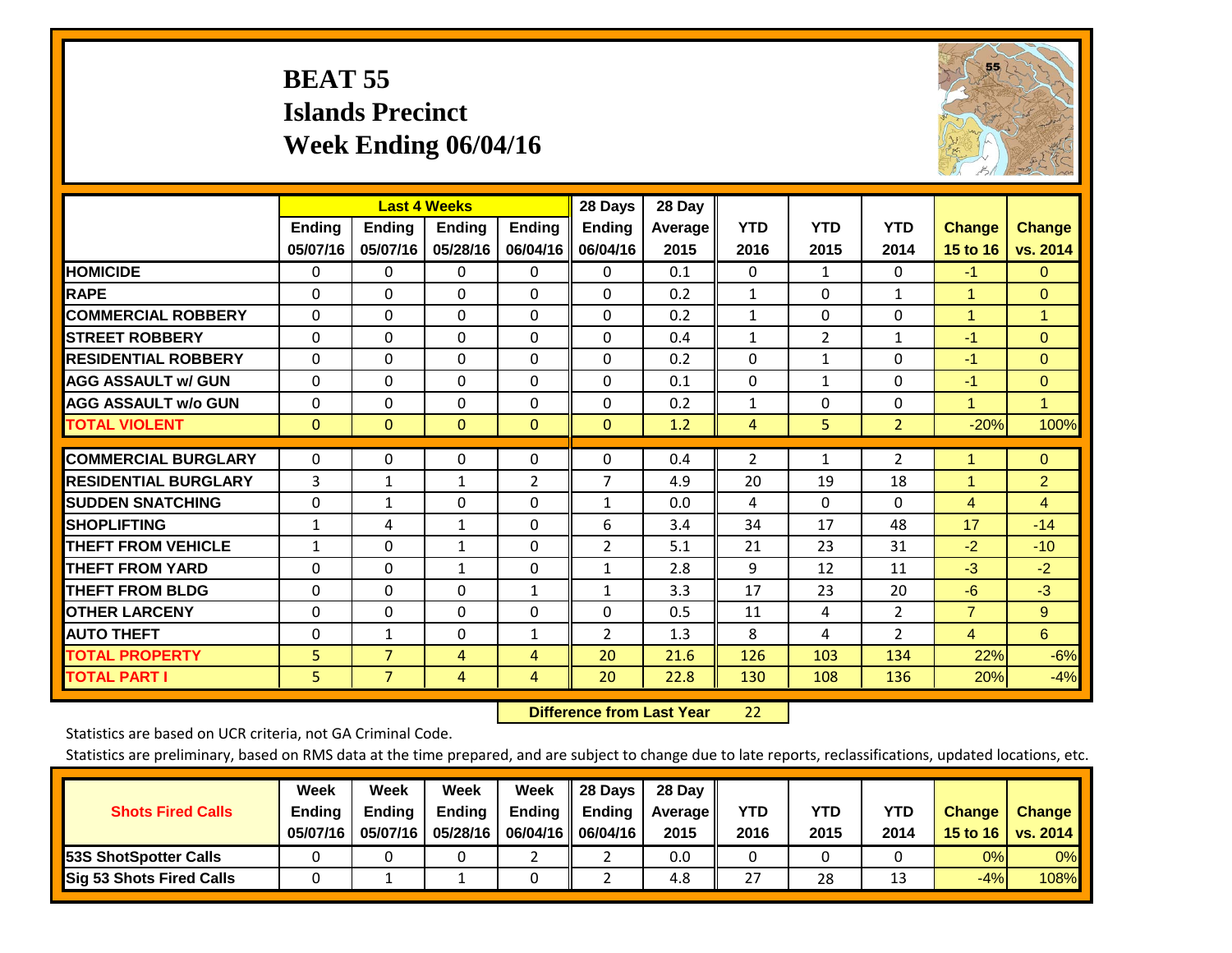# BEAT 55
## Islands Precinct
## Week Ending 06/04/16

| | Last 4 Weeks | | | | 28 Days | 28 Day | YTD | YTD | YTD | Change | Change |
|---|---|---|---|---|---|---|---|---|---|---|---|
| | Ending 05/07/16 | Ending 05/07/16 | Ending 05/28/16 | Ending 06/04/16 | Ending 06/04/16 | Average 2015 | 2016 | 2015 | 2014 | 15 to 16 | vs. 2014 |
| **HOMICIDE** | 0 | 0 | 0 | 0 | 0 | 0.1 | 0 | 1 | 0 | -1 | 0 |
| **RAPE** | 0 | 0 | 0 | 0 | 0 | 0.2 | 1 | 0 | 1 | 1 | 0 |
| **COMMERCIAL ROBBERY** | 0 | 0 | 0 | 0 | 0 | 0.2 | 1 | 0 | 0 | 1 | 1 |
| **STREET ROBBERY** | 0 | 0 | 0 | 0 | 0 | 0.4 | 1 | 2 | 1 | -1 | 0 |
| **RESIDENTIAL ROBBERY** | 0 | 0 | 0 | 0 | 0 | 0.2 | 0 | 1 | 0 | -1 | 0 |
| **AGG ASSAULT w/ GUN** | 0 | 0 | 0 | 0 | 0 | 0.1 | 0 | 1 | 0 | -1 | 0 |
| **AGG ASSAULT w/o GUN** | 0 | 0 | 0 | 0 | 0 | 0.2 | 1 | 0 | 0 | 1 | 1 |
| **TOTAL VIOLENT** | 0 | 0 | 0 | 0 | 0 | 1.2 | 4 | 5 | 2 | -20% | 100% |
| **COMMERCIAL BURGLARY** | 0 | 0 | 0 | 0 | 0 | 0.4 | 2 | 1 | 2 | 1 | 0 |
| **RESIDENTIAL BURGLARY** | 3 | 1 | 1 | 2 | 7 | 4.9 | 20 | 19 | 18 | 1 | 2 |
| **SUDDEN SNATCHING** | 0 | 1 | 0 | 0 | 1 | 0.0 | 4 | 0 | 0 | 4 | 4 |
| **SHOPLIFTING** | 1 | 4 | 1 | 0 | 6 | 3.4 | 34 | 17 | 48 | 17 | -14 |
| **THEFT FROM VEHICLE** | 1 | 0 | 1 | 0 | 2 | 5.1 | 21 | 23 | 31 | -2 | -10 |
| **THEFT FROM YARD** | 0 | 0 | 1 | 0 | 1 | 2.8 | 9 | 12 | 11 | -3 | -2 |
| **THEFT FROM BLDG** | 0 | 0 | 0 | 1 | 1 | 3.3 | 17 | 23 | 20 | -6 | -3 |
| **OTHER LARCENY** | 0 | 0 | 0 | 0 | 0 | 0.5 | 11 | 4 | 2 | 7 | 9 |
| **AUTO THEFT** | 0 | 1 | 0 | 1 | 2 | 1.3 | 8 | 4 | 2 | 4 | 6 |
| **TOTAL PROPERTY** | 5 | 7 | 4 | 4 | 20 | 21.6 | 126 | 103 | 134 | 22% | -6% |
| **TOTAL PART I** | 5 | 7 | 4 | 4 | 20 | 22.8 | 130 | 108 | 136 | 20% | -4% |

**Difference from Last Year** 22

Statistics are based on UCR criteria, not GA Criminal Code.

Statistics are preliminary, based on RMS data at the time prepared, and are subject to change due to late reports, reclassifications, updated locations, etc.

| Shots Fired Calls | Week Ending 05/07/16 | Week Ending 05/07/16 | Week Ending 05/28/16 | Week Ending 06/04/16 | 28 Days Ending 06/04/16 | 28 Day Average 2015 | YTD 2016 | YTD 2015 | YTD 2014 | Change 15 to 16 | Change vs. 2014 |
|---|---|---|---|---|---|---|---|---|---|---|---|
| **53S ShotSpotter Calls** | 0 | 0 | 0 | 2 | 2 | 0.0 | 0 | 0 | 0 | 0% | 0% |
| **Sig 53 Shots Fired Calls** | 0 | 1 | 1 | 0 | 2 | 4.8 | 27 | 28 | 13 | -4% | 108% |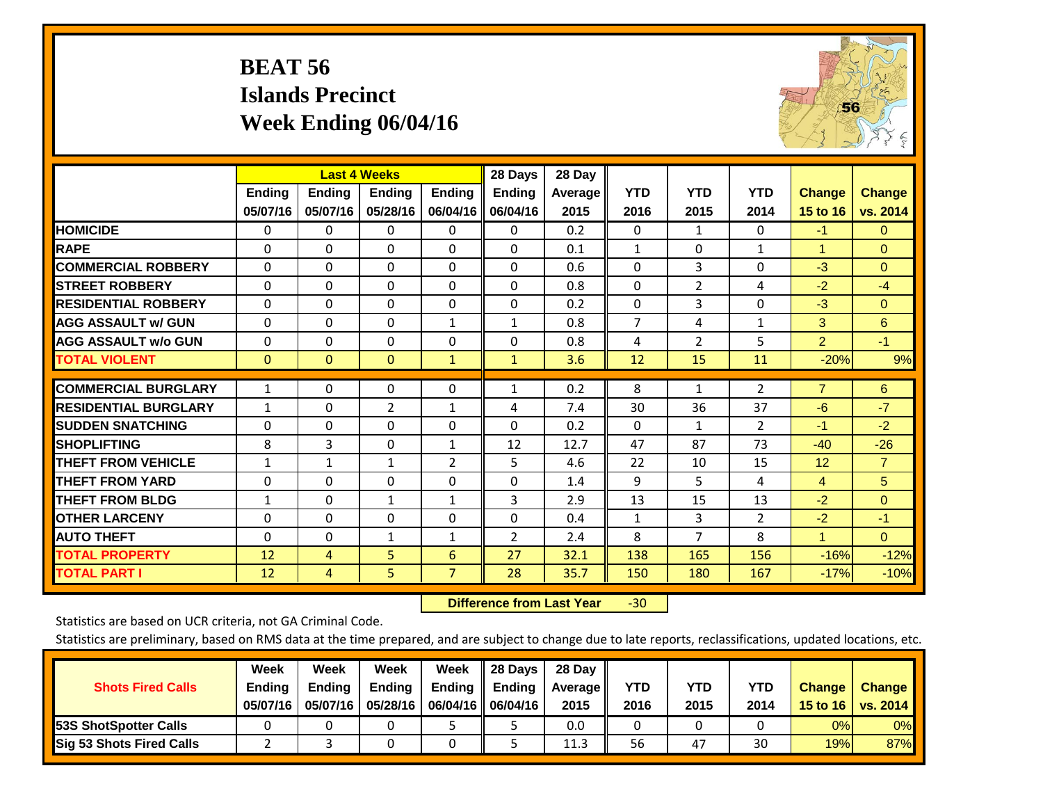# BEAT 56
## Islands Precinct
## Week Ending 06/04/16

| | Last 4 Weeks | | | | 28 Days | 28 Day | | | | | |
|---|---|---|---|---|---|---|---|---|---|---|---|
| | Ending 05/07/16 | Ending 05/07/16 | Ending 05/28/16 | Ending 06/04/16 | Ending 06/04/16 | Average 2015 | YTD 2016 | YTD 2015 | YTD 2014 | Change 15 to 16 | Change vs. 2014 |
| HOMICIDE | 0 | 0 | 0 | 0 | 0 | 0.2 | 0 | 1 | 0 | -1 | 0 |
| RAPE | 0 | 0 | 0 | 0 | 0 | 0.1 | 1 | 0 | 1 | 1 | 0 |
| COMMERCIAL ROBBERY | 0 | 0 | 0 | 0 | 0 | 0.6 | 0 | 3 | 0 | -3 | 0 |
| STREET ROBBERY | 0 | 0 | 0 | 0 | 0 | 0.8 | 0 | 2 | 4 | -2 | -4 |
| RESIDENTIAL ROBBERY | 0 | 0 | 0 | 0 | 0 | 0.2 | 0 | 3 | 0 | -3 | 0 |
| AGG ASSAULT w/ GUN | 0 | 0 | 0 | 1 | 1 | 0.8 | 7 | 4 | 1 | 3 | 6 |
| AGG ASSAULT w/o GUN | 0 | 0 | 0 | 0 | 0 | 0.8 | 4 | 2 | 5 | 2 | -1 |
| TOTAL VIOLENT | 0 | 0 | 0 | 1 | 1 | 3.6 | 12 | 15 | 11 | -20% | 9% |
| COMMERCIAL BURGLARY | 1 | 0 | 0 | 0 | 1 | 0.2 | 8 | 1 | 2 | 7 | 6 |
| RESIDENTIAL BURGLARY | 1 | 0 | 2 | 1 | 4 | 7.4 | 30 | 36 | 37 | -6 | -7 |
| SUDDEN SNATCHING | 0 | 0 | 0 | 0 | 0 | 0.2 | 0 | 1 | 2 | -1 | -2 |
| SHOPLIFTING | 8 | 3 | 0 | 1 | 12 | 12.7 | 47 | 87 | 73 | -40 | -26 |
| THEFT FROM VEHICLE | 1 | 1 | 1 | 2 | 5 | 4.6 | 22 | 10 | 15 | 12 | 7 |
| THEFT FROM YARD | 0 | 0 | 0 | 0 | 0 | 1.4 | 9 | 5 | 4 | 4 | 5 |
| THEFT FROM BLDG | 1 | 0 | 1 | 1 | 3 | 2.9 | 13 | 15 | 13 | -2 | 0 |
| OTHER LARCENY | 0 | 0 | 0 | 0 | 0 | 0.4 | 1 | 3 | 2 | -2 | -1 |
| AUTO THEFT | 0 | 0 | 1 | 1 | 2 | 2.4 | 8 | 7 | 8 | 1 | 0 |
| TOTAL PROPERTY | 12 | 4 | 5 | 6 | 27 | 32.1 | 138 | 165 | 156 | -16% | -12% |
| TOTAL PART I | 12 | 4 | 5 | 7 | 28 | 35.7 | 150 | 180 | 167 | -17% | -10% |

**Difference from Last Year** -30

Statistics are based on UCR criteria, not GA Criminal Code.

Statistics are preliminary, based on RMS data at the time prepared, and are subject to change due to late reports, reclassifications, updated locations, etc.

| Shots Fired Calls | Week Ending 05/07/16 | Week Ending 05/07/16 | Week Ending 05/28/16 | Week Ending 06/04/16 | 28 Days Ending 06/04/16 | 28 Day Average 2015 | YTD 2016 | YTD 2015 | YTD 2014 | Change 15 to 16 | Change vs. 2014 |
|---|---|---|---|---|---|---|---|---|---|---|---|
| 53S ShotSpotter Calls | 0 | 0 | 0 | 5 | 5 | 0.0 | 0 | 0 | 0 | 0% | 0% |
| Sig 53 Shots Fired Calls | 2 | 3 | 0 | 0 | 5 | 11.3 | 56 | 47 | 30 | 19% | 87% |